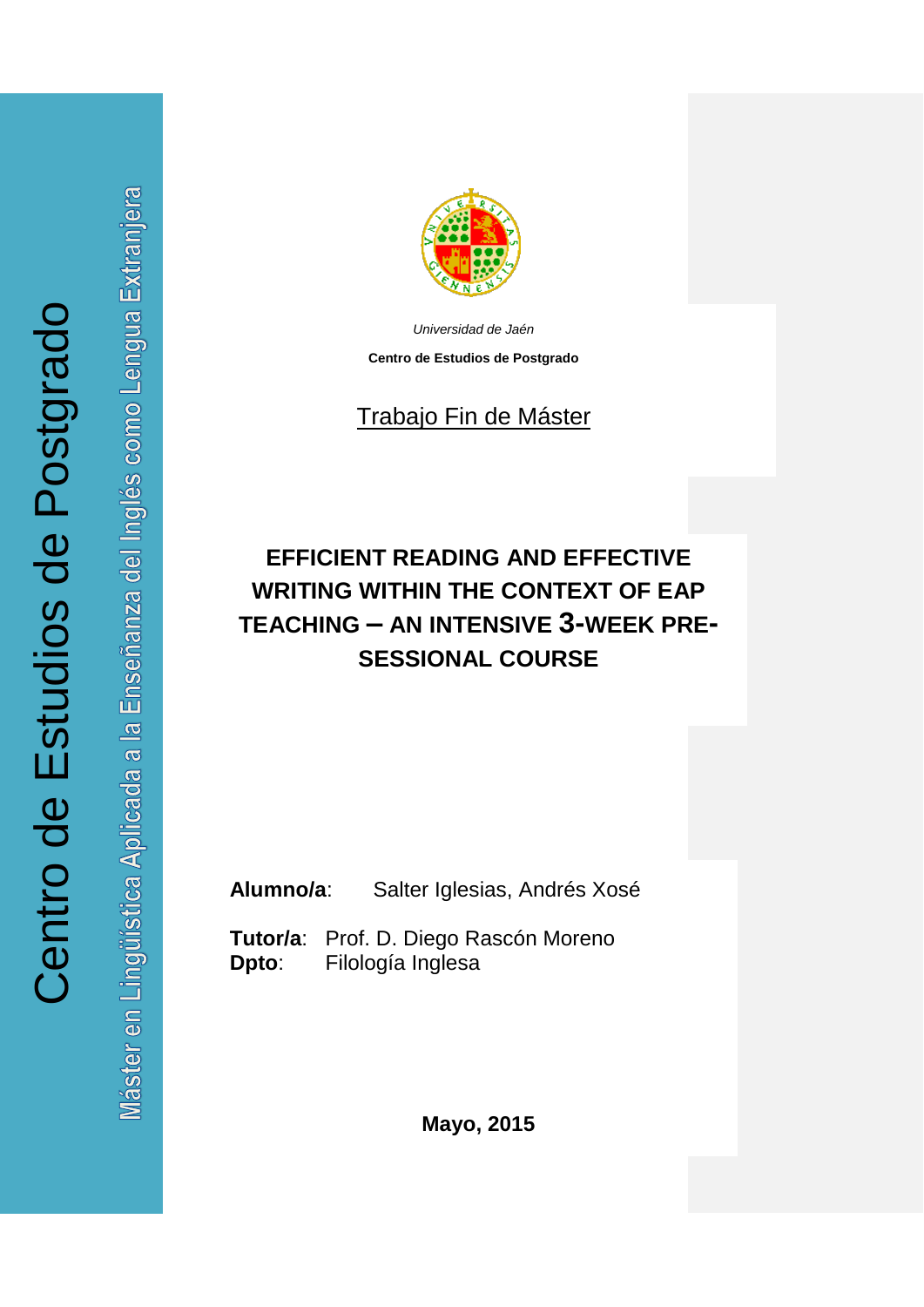Centro de Estudios de Postgrado

Máster en Lingüística Aplicada a la Enseñanza del Inglés como Lengua Extranjera

*Universidad de Jaén*

**Centro de Estudios de Postgrado**

Trabajo Fin de Máster

# EFFICIENT READING AND EFFECTIVE WRITING WITHIN THE CONTEXT OF EAP TEACHING – AN INTENSIVE 3-WEEK PRE-SESSIONAL COURSE

**Alumno/a**: Salter Iglesias, Andrés Xosé

**Tutor/a**: Prof. D. Diego Rascón Moreno
**Dpto**: Filología Inglesa

**Mayo, 2015**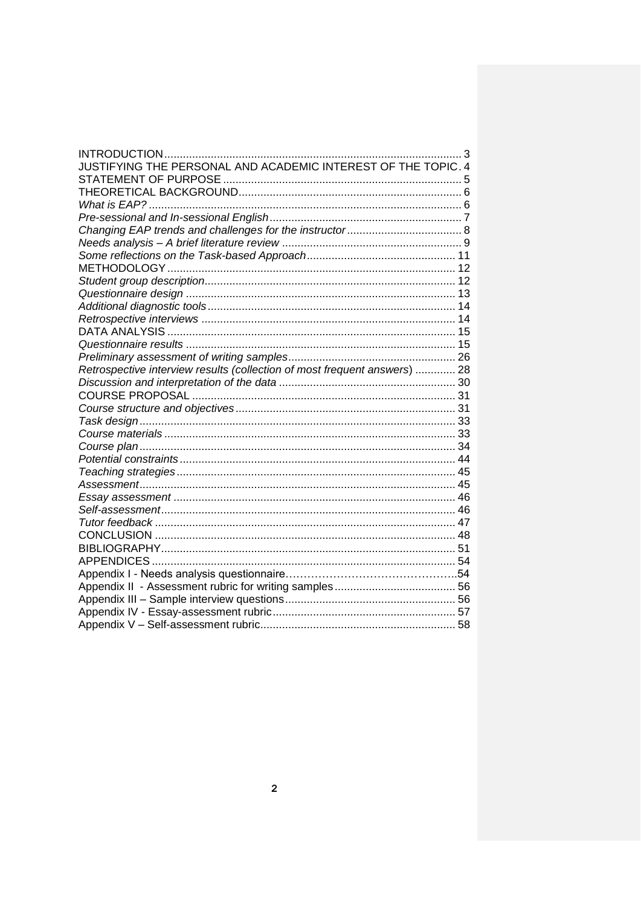INTRODUCTION ........................................................................................ 3
JUSTIFYING THE PERSONAL AND ACADEMIC INTEREST OF THE TOPIC . 4
STATEMENT OF PURPOSE ........................................................................ 5
THEORETICAL BACKGROUND ................................................................ 6
*What is EAP?* ........................................................................................ 6
*Pre-sessional and In-sessional English* .................................................. 7
*Changing EAP trends and challenges for the instructor* .......................... 8
*Needs analysis – A brief literature review* .............................................. 9
*Some reflections on the Task-based Approach* ....................................... 11
METHODOLOGY ...................................................................................... 12
*Student group description* ...................................................................... 12
*Questionnaire design* .............................................................................. 13
*Additional diagnostic tools* ..................................................................... 14
*Retrospective interviews* ........................................................................ 14
DATA ANALYSIS ..................................................................................... 15
*Questionnaire results* ............................................................................. 15
*Preliminary assessment of writing samples* .......................................... 26
*Retrospective interview results (collection of most frequent answers)* ... 28
*Discussion and interpretation of the data* .............................................. 30
COURSE PROPOSAL ............................................................................... 31
*Course structure and objectives* ............................................................ 31
*Task design* ............................................................................................ 33
*Course materials* .................................................................................... 33
*Course plan* ............................................................................................ 34
*Potential constraints* .............................................................................. 44
*Teaching strategies* ............................................................................... 45
*Assessment* ............................................................................................ 45
*Essay assessment* ................................................................................. 46
*Self-assessment* ..................................................................................... 46
*Tutor feedback* ....................................................................................... 47
CONCLUSION ......................................................................................... 48
BIBLIOGRAPHY ....................................................................................... 51
APPENDICES .......................................................................................... 54
Appendix I - Needs analysis questionnaire…………………………………………..54
Appendix II - Assessment rubric for writing samples ................................. 56
Appendix III – Sample interview questions ................................................ 56
Appendix IV - Essay-assessment rubric ..................................................... 57
Appendix V – Self-assessment rubric ........................................................ 58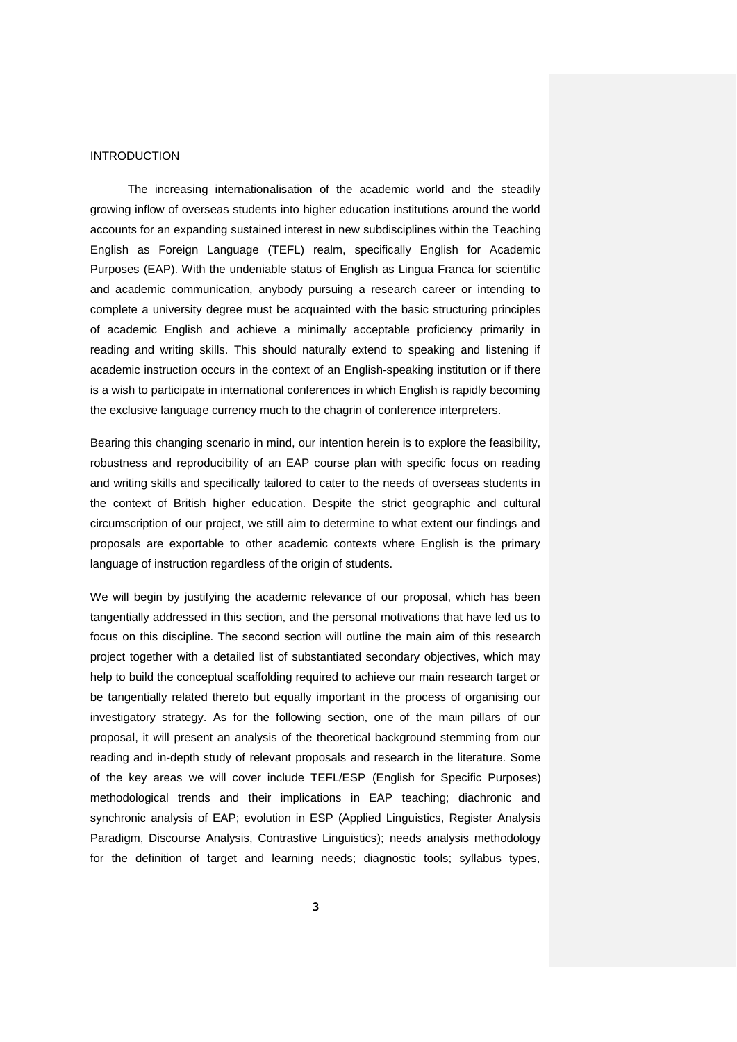# INTRODUCTION

The increasing internationalisation of the academic world and the steadily growing inflow of overseas students into higher education institutions around the world accounts for an expanding sustained interest in new subdisciplines within the Teaching English as Foreign Language (TEFL) realm, specifically English for Academic Purposes (EAP). With the undeniable status of English as Lingua Franca for scientific and academic communication, anybody pursuing a research career or intending to complete a university degree must be acquainted with the basic structuring principles of academic English and achieve a minimally acceptable proficiency primarily in reading and writing skills. This should naturally extend to speaking and listening if academic instruction occurs in the context of an English-speaking institution or if there is a wish to participate in international conferences in which English is rapidly becoming the exclusive language currency much to the chagrin of conference interpreters.

Bearing this changing scenario in mind, our intention herein is to explore the feasibility, robustness and reproducibility of an EAP course plan with specific focus on reading and writing skills and specifically tailored to cater to the needs of overseas students in the context of British higher education. Despite the strict geographic and cultural circumscription of our project, we still aim to determine to what extent our findings and proposals are exportable to other academic contexts where English is the primary language of instruction regardless of the origin of students.

We will begin by justifying the academic relevance of our proposal, which has been tangentially addressed in this section, and the personal motivations that have led us to focus on this discipline. The second section will outline the main aim of this research project together with a detailed list of substantiated secondary objectives, which may help to build the conceptual scaffolding required to achieve our main research target or be tangentially related thereto but equally important in the process of organising our investigatory strategy. As for the following section, one of the main pillars of our proposal, it will present an analysis of the theoretical background stemming from our reading and in-depth study of relevant proposals and research in the literature. Some of the key areas we will cover include TEFL/ESP (English for Specific Purposes) methodological trends and their implications in EAP teaching; diachronic and synchronic analysis of EAP; evolution in ESP (Applied Linguistics, Register Analysis Paradigm, Discourse Analysis, Contrastive Linguistics); needs analysis methodology for the definition of target and learning needs; diagnostic tools; syllabus types,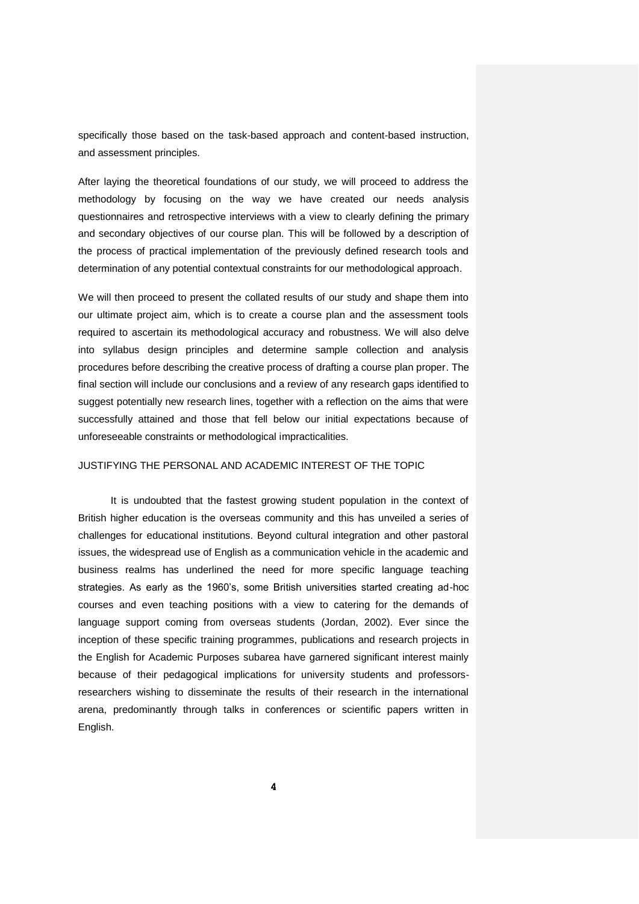specifically those based on the task-based approach and content-based instruction, and assessment principles.

After laying the theoretical foundations of our study, we will proceed to address the methodology by focusing on the way we have created our needs analysis questionnaires and retrospective interviews with a view to clearly defining the primary and secondary objectives of our course plan. This will be followed by a description of the process of practical implementation of the previously defined research tools and determination of any potential contextual constraints for our methodological approach.

We will then proceed to present the collated results of our study and shape them into our ultimate project aim, which is to create a course plan and the assessment tools required to ascertain its methodological accuracy and robustness. We will also delve into syllabus design principles and determine sample collection and analysis procedures before describing the creative process of drafting a course plan proper. The final section will include our conclusions and a review of any research gaps identified to suggest potentially new research lines, together with a reflection on the aims that were successfully attained and those that fell below our initial expectations because of unforeseeable constraints or methodological impracticalities.

## JUSTIFYING THE PERSONAL AND ACADEMIC INTEREST OF THE TOPIC

It is undoubted that the fastest growing student population in the context of British higher education is the overseas community and this has unveiled a series of challenges for educational institutions. Beyond cultural integration and other pastoral issues, the widespread use of English as a communication vehicle in the academic and business realms has underlined the need for more specific language teaching strategies. As early as the 1960's, some British universities started creating ad-hoc courses and even teaching positions with a view to catering for the demands of language support coming from overseas students (Jordan, 2002). Ever since the inception of these specific training programmes, publications and research projects in the English for Academic Purposes subarea have garnered significant interest mainly because of their pedagogical implications for university students and professors-researchers wishing to disseminate the results of their research in the international arena, predominantly through talks in conferences or scientific papers written in English.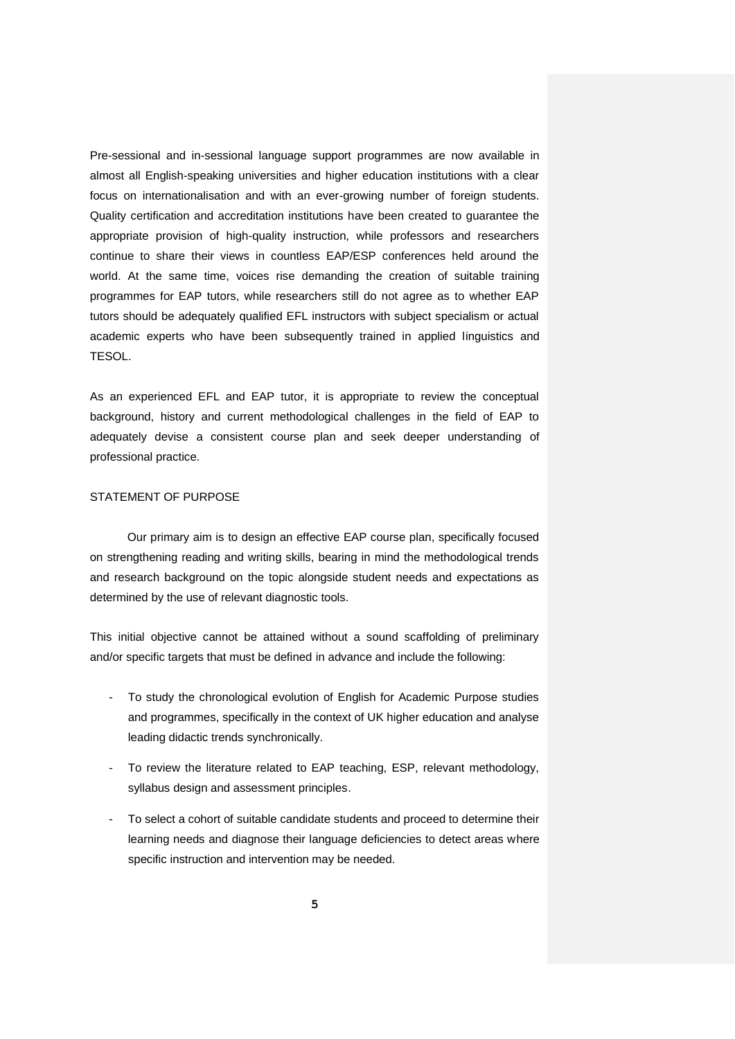Pre-sessional and in-sessional language support programmes are now available in almost all English-speaking universities and higher education institutions with a clear focus on internationalisation and with an ever-growing number of foreign students. Quality certification and accreditation institutions have been created to guarantee the appropriate provision of high-quality instruction, while professors and researchers continue to share their views in countless EAP/ESP conferences held around the world. At the same time, voices rise demanding the creation of suitable training programmes for EAP tutors, while researchers still do not agree as to whether EAP tutors should be adequately qualified EFL instructors with subject specialism or actual academic experts who have been subsequently trained in applied linguistics and TESOL.

As an experienced EFL and EAP tutor, it is appropriate to review the conceptual background, history and current methodological challenges in the field of EAP to adequately devise a consistent course plan and seek deeper understanding of professional practice.

## STATEMENT OF PURPOSE

Our primary aim is to design an effective EAP course plan, specifically focused on strengthening reading and writing skills, bearing in mind the methodological trends and research background on the topic alongside student needs and expectations as determined by the use of relevant diagnostic tools.

This initial objective cannot be attained without a sound scaffolding of preliminary and/or specific targets that must be defined in advance and include the following:

- To study the chronological evolution of English for Academic Purpose studies and programmes, specifically in the context of UK higher education and analyse leading didactic trends synchronically.
- To review the literature related to EAP teaching, ESP, relevant methodology, syllabus design and assessment principles.
- To select a cohort of suitable candidate students and proceed to determine their learning needs and diagnose their language deficiencies to detect areas where specific instruction and intervention may be needed.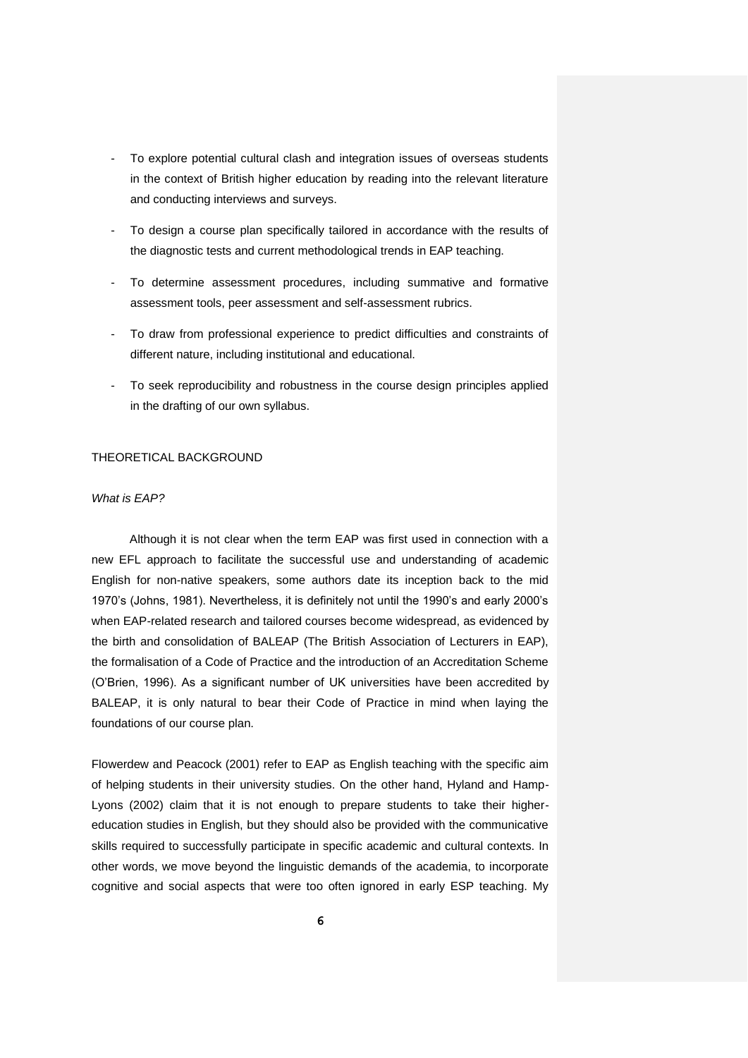- To explore potential cultural clash and integration issues of overseas students in the context of British higher education by reading into the relevant literature and conducting interviews and surveys.
- To design a course plan specifically tailored in accordance with the results of the diagnostic tests and current methodological trends in EAP teaching.
- To determine assessment procedures, including summative and formative assessment tools, peer assessment and self-assessment rubrics.
- To draw from professional experience to predict difficulties and constraints of different nature, including institutional and educational.
- To seek reproducibility and robustness in the course design principles applied in the drafting of our own syllabus.

## THEORETICAL BACKGROUND

### *What is EAP?*

Although it is not clear when the term EAP was first used in connection with a new EFL approach to facilitate the successful use and understanding of academic English for non-native speakers, some authors date its inception back to the mid 1970's (Johns, 1981). Nevertheless, it is definitely not until the 1990's and early 2000's when EAP-related research and tailored courses become widespread, as evidenced by the birth and consolidation of BALEAP (The British Association of Lecturers in EAP), the formalisation of a Code of Practice and the introduction of an Accreditation Scheme (O'Brien, 1996). As a significant number of UK universities have been accredited by BALEAP, it is only natural to bear their Code of Practice in mind when laying the foundations of our course plan.

Flowerdew and Peacock (2001) refer to EAP as English teaching with the specific aim of helping students in their university studies. On the other hand, Hyland and Hamp-Lyons (2002) claim that it is not enough to prepare students to take their higher-education studies in English, but they should also be provided with the communicative skills required to successfully participate in specific academic and cultural contexts. In other words, we move beyond the linguistic demands of the academia, to incorporate cognitive and social aspects that were too often ignored in early ESP teaching. My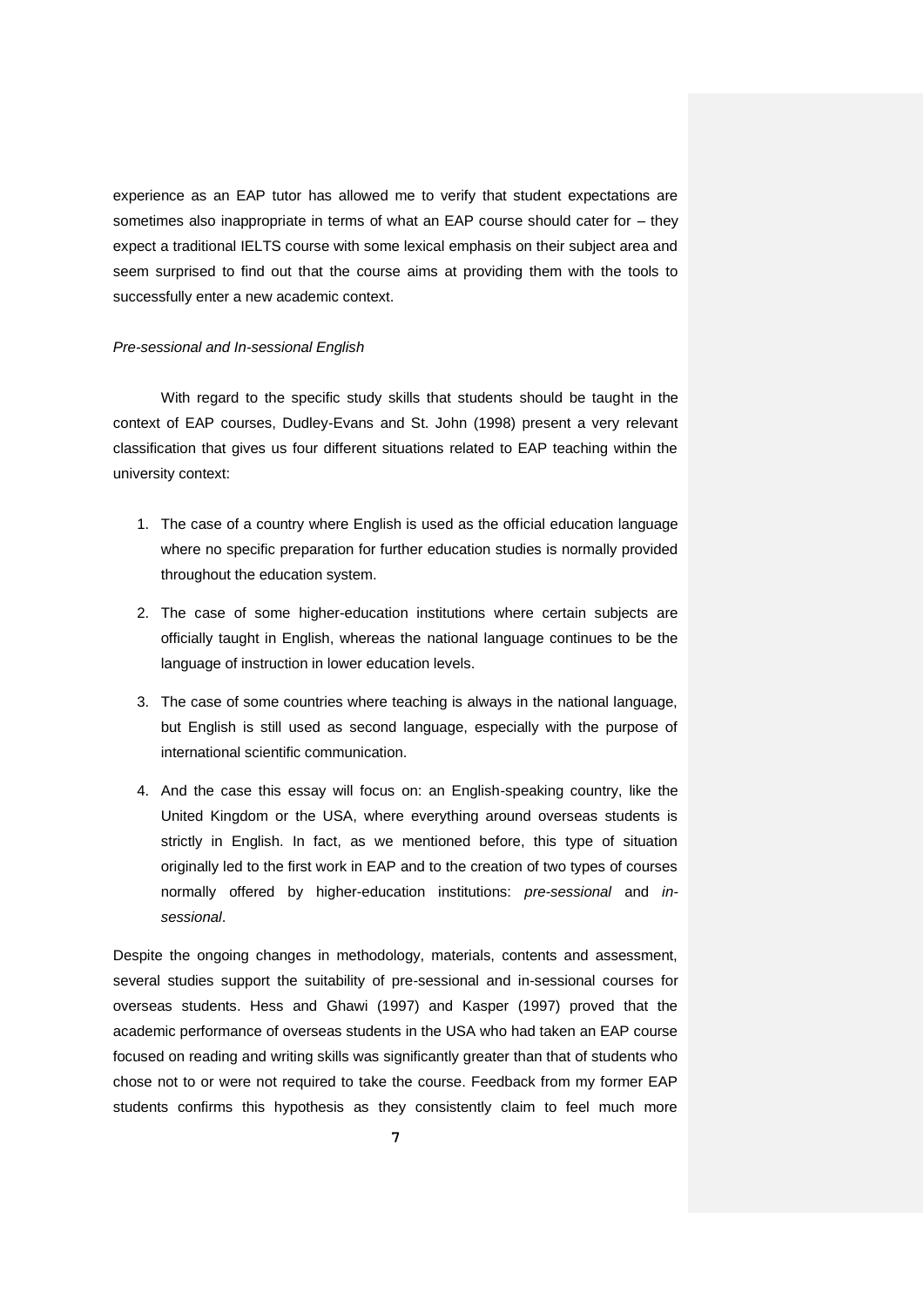experience as an EAP tutor has allowed me to verify that student expectations are sometimes also inappropriate in terms of what an EAP course should cater for – they expect a traditional IELTS course with some lexical emphasis on their subject area and seem surprised to find out that the course aims at providing them with the tools to successfully enter a new academic context.

*Pre-sessional and In-sessional English*

With regard to the specific study skills that students should be taught in the context of EAP courses, Dudley-Evans and St. John (1998) present a very relevant classification that gives us four different situations related to EAP teaching within the university context:

1. The case of a country where English is used as the official education language where no specific preparation for further education studies is normally provided throughout the education system.
2. The case of some higher-education institutions where certain subjects are officially taught in English, whereas the national language continues to be the language of instruction in lower education levels.
3. The case of some countries where teaching is always in the national language, but English is still used as second language, especially with the purpose of international scientific communication.
4. And the case this essay will focus on: an English-speaking country, like the United Kingdom or the USA, where everything around overseas students is strictly in English. In fact, as we mentioned before, this type of situation originally led to the first work in EAP and to the creation of two types of courses normally offered by higher-education institutions: *pre-sessional* and *in-sessional*.

Despite the ongoing changes in methodology, materials, contents and assessment, several studies support the suitability of pre-sessional and in-sessional courses for overseas students. Hess and Ghawi (1997) and Kasper (1997) proved that the academic performance of overseas students in the USA who had taken an EAP course focused on reading and writing skills was significantly greater than that of students who chose not to or were not required to take the course. Feedback from my former EAP students confirms this hypothesis as they consistently claim to feel much more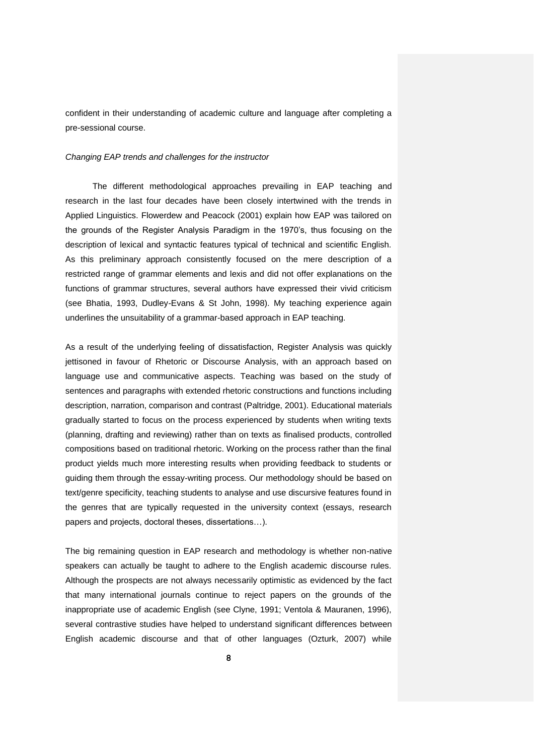confident in their understanding of academic culture and language after completing a pre-sessional course.

*Changing EAP trends and challenges for the instructor*

The different methodological approaches prevailing in EAP teaching and research in the last four decades have been closely intertwined with the trends in Applied Linguistics. Flowerdew and Peacock (2001) explain how EAP was tailored on the grounds of the Register Analysis Paradigm in the 1970's, thus focusing on the description of lexical and syntactic features typical of technical and scientific English. As this preliminary approach consistently focused on the mere description of a restricted range of grammar elements and lexis and did not offer explanations on the functions of grammar structures, several authors have expressed their vivid criticism (see Bhatia, 1993, Dudley-Evans & St John, 1998). My teaching experience again underlines the unsuitability of a grammar-based approach in EAP teaching.

As a result of the underlying feeling of dissatisfaction, Register Analysis was quickly jettisoned in favour of Rhetoric or Discourse Analysis, with an approach based on language use and communicative aspects. Teaching was based on the study of sentences and paragraphs with extended rhetoric constructions and functions including description, narration, comparison and contrast (Paltridge, 2001). Educational materials gradually started to focus on the process experienced by students when writing texts (planning, drafting and reviewing) rather than on texts as finalised products, controlled compositions based on traditional rhetoric. Working on the process rather than the final product yields much more interesting results when providing feedback to students or guiding them through the essay-writing process. Our methodology should be based on text/genre specificity, teaching students to analyse and use discursive features found in the genres that are typically requested in the university context (essays, research papers and projects, doctoral theses, dissertations…).

The big remaining question in EAP research and methodology is whether non-native speakers can actually be taught to adhere to the English academic discourse rules. Although the prospects are not always necessarily optimistic as evidenced by the fact that many international journals continue to reject papers on the grounds of the inappropriate use of academic English (see Clyne, 1991; Ventola & Mauranen, 1996), several contrastive studies have helped to understand significant differences between English academic discourse and that of other languages (Ozturk, 2007) while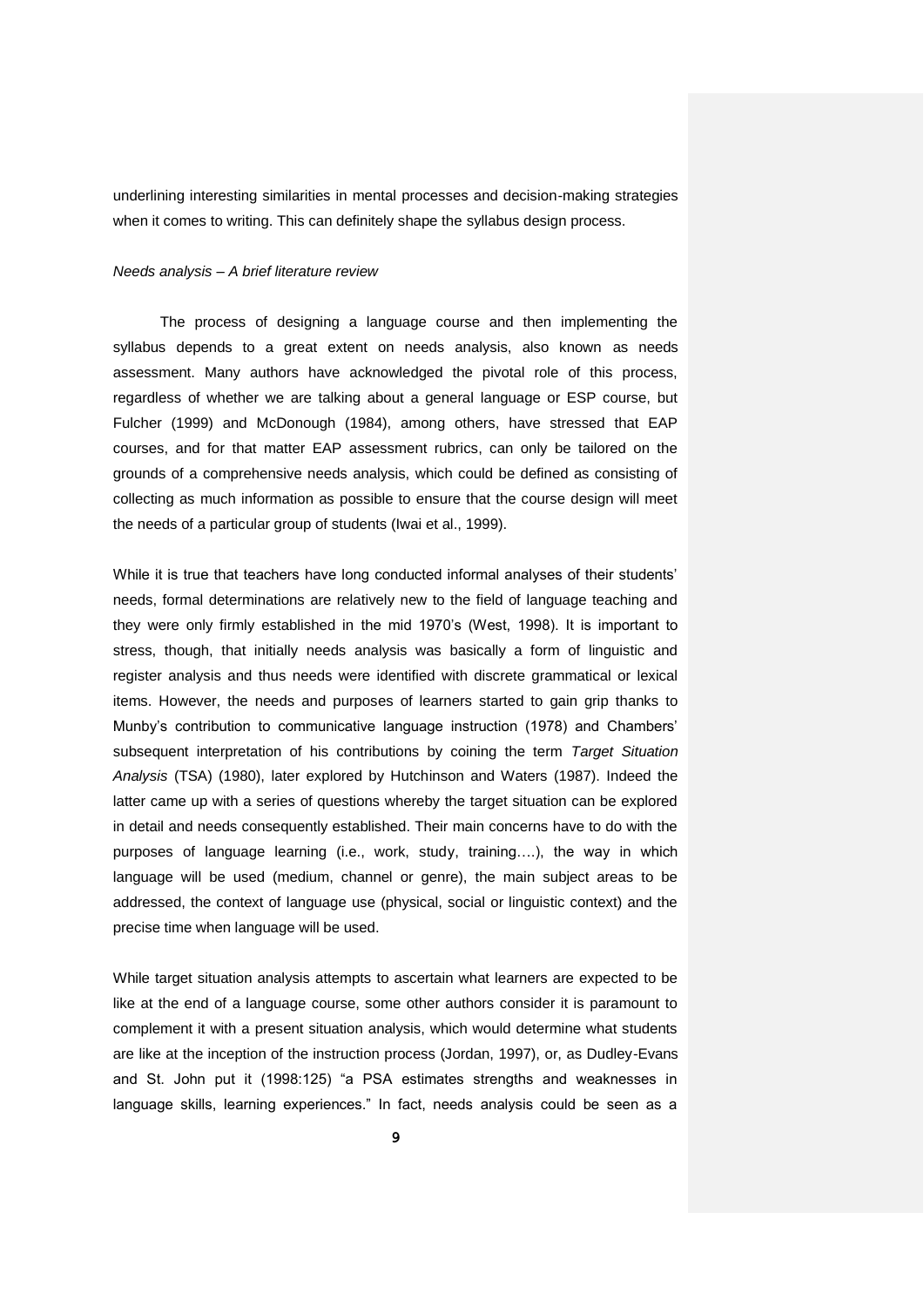underlining interesting similarities in mental processes and decision-making strategies when it comes to writing. This can definitely shape the syllabus design process.

*Needs analysis – A brief literature review*

The process of designing a language course and then implementing the syllabus depends to a great extent on needs analysis, also known as needs assessment. Many authors have acknowledged the pivotal role of this process, regardless of whether we are talking about a general language or ESP course, but Fulcher (1999) and McDonough (1984), among others, have stressed that EAP courses, and for that matter EAP assessment rubrics, can only be tailored on the grounds of a comprehensive needs analysis, which could be defined as consisting of collecting as much information as possible to ensure that the course design will meet the needs of a particular group of students (Iwai et al., 1999).

While it is true that teachers have long conducted informal analyses of their students' needs, formal determinations are relatively new to the field of language teaching and they were only firmly established in the mid 1970's (West, 1998). It is important to stress, though, that initially needs analysis was basically a form of linguistic and register analysis and thus needs were identified with discrete grammatical or lexical items. However, the needs and purposes of learners started to gain grip thanks to Munby's contribution to communicative language instruction (1978) and Chambers' subsequent interpretation of his contributions by coining the term *Target Situation Analysis* (TSA) (1980), later explored by Hutchinson and Waters (1987). Indeed the latter came up with a series of questions whereby the target situation can be explored in detail and needs consequently established. Their main concerns have to do with the purposes of language learning (i.e., work, study, training….), the way in which language will be used (medium, channel or genre), the main subject areas to be addressed, the context of language use (physical, social or linguistic context) and the precise time when language will be used.

While target situation analysis attempts to ascertain what learners are expected to be like at the end of a language course, some other authors consider it is paramount to complement it with a present situation analysis, which would determine what students are like at the inception of the instruction process (Jordan, 1997), or, as Dudley-Evans and St. John put it (1998:125) "a PSA estimates strengths and weaknesses in language skills, learning experiences." In fact, needs analysis could be seen as a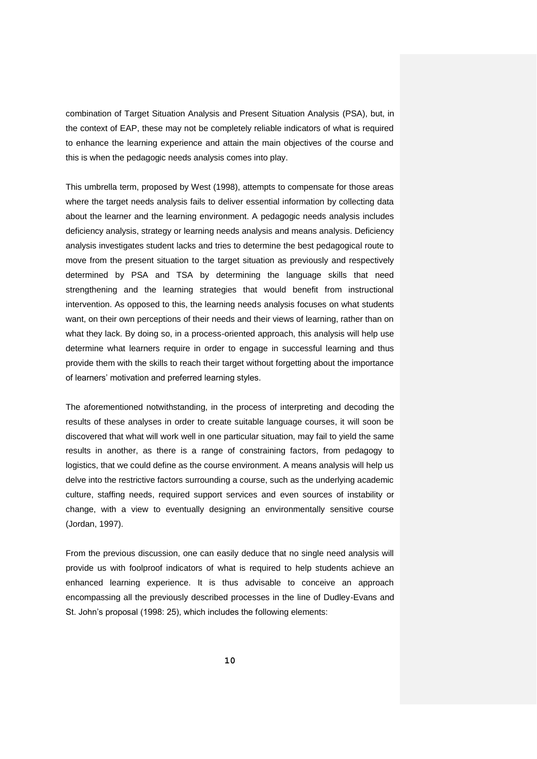combination of Target Situation Analysis and Present Situation Analysis (PSA), but, in the context of EAP, these may not be completely reliable indicators of what is required to enhance the learning experience and attain the main objectives of the course and this is when the pedagogic needs analysis comes into play.

This umbrella term, proposed by West (1998), attempts to compensate for those areas where the target needs analysis fails to deliver essential information by collecting data about the learner and the learning environment. A pedagogic needs analysis includes deficiency analysis, strategy or learning needs analysis and means analysis. Deficiency analysis investigates student lacks and tries to determine the best pedagogical route to move from the present situation to the target situation as previously and respectively determined by PSA and TSA by determining the language skills that need strengthening and the learning strategies that would benefit from instructional intervention. As opposed to this, the learning needs analysis focuses on what students want, on their own perceptions of their needs and their views of learning, rather than on what they lack. By doing so, in a process-oriented approach, this analysis will help use determine what learners require in order to engage in successful learning and thus provide them with the skills to reach their target without forgetting about the importance of learners' motivation and preferred learning styles.

The aforementioned notwithstanding, in the process of interpreting and decoding the results of these analyses in order to create suitable language courses, it will soon be discovered that what will work well in one particular situation, may fail to yield the same results in another, as there is a range of constraining factors, from pedagogy to logistics, that we could define as the course environment. A means analysis will help us delve into the restrictive factors surrounding a course, such as the underlying academic culture, staffing needs, required support services and even sources of instability or change, with a view to eventually designing an environmentally sensitive course (Jordan, 1997).

From the previous discussion, one can easily deduce that no single need analysis will provide us with foolproof indicators of what is required to help students achieve an enhanced learning experience. It is thus advisable to conceive an approach encompassing all the previously described processes in the line of Dudley-Evans and St. John's proposal (1998: 25), which includes the following elements: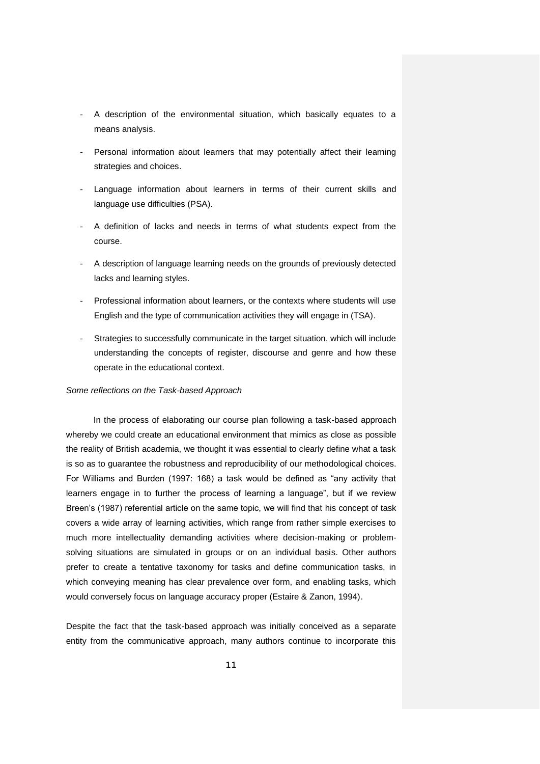- A description of the environmental situation, which basically equates to a means analysis.
- Personal information about learners that may potentially affect their learning strategies and choices.
- Language information about learners in terms of their current skills and language use difficulties (PSA).
- A definition of lacks and needs in terms of what students expect from the course.
- A description of language learning needs on the grounds of previously detected lacks and learning styles.
- Professional information about learners, or the contexts where students will use English and the type of communication activities they will engage in (TSA).
- Strategies to successfully communicate in the target situation, which will include understanding the concepts of register, discourse and genre and how these operate in the educational context.

*Some reflections on the Task-based Approach*

In the process of elaborating our course plan following a task-based approach whereby we could create an educational environment that mimics as close as possible the reality of British academia, we thought it was essential to clearly define what a task is so as to guarantee the robustness and reproducibility of our methodological choices. For Williams and Burden (1997: 168) a task would be defined as "any activity that learners engage in to further the process of learning a language", but if we review Breen's (1987) referential article on the same topic, we will find that his concept of task covers a wide array of learning activities, which range from rather simple exercises to much more intellectuality demanding activities where decision-making or problem-solving situations are simulated in groups or on an individual basis. Other authors prefer to create a tentative taxonomy for tasks and define communication tasks, in which conveying meaning has clear prevalence over form, and enabling tasks, which would conversely focus on language accuracy proper (Estaire & Zanon, 1994).

Despite the fact that the task-based approach was initially conceived as a separate entity from the communicative approach, many authors continue to incorporate this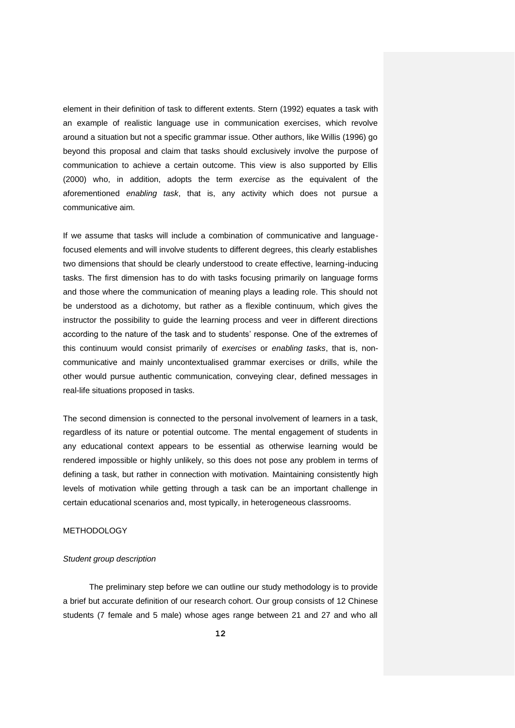element in their definition of task to different extents. Stern (1992) equates a task with an example of realistic language use in communication exercises, which revolve around a situation but not a specific grammar issue. Other authors, like Willis (1996) go beyond this proposal and claim that tasks should exclusively involve the purpose of communication to achieve a certain outcome. This view is also supported by Ellis (2000) who, in addition, adopts the term *exercise* as the equivalent of the aforementioned *enabling task*, that is, any activity which does not pursue a communicative aim.

If we assume that tasks will include a combination of communicative and language-focused elements and will involve students to different degrees, this clearly establishes two dimensions that should be clearly understood to create effective, learning-inducing tasks. The first dimension has to do with tasks focusing primarily on language forms and those where the communication of meaning plays a leading role. This should not be understood as a dichotomy, but rather as a flexible continuum, which gives the instructor the possibility to guide the learning process and veer in different directions according to the nature of the task and to students' response. One of the extremes of this continuum would consist primarily of *exercises* or *enabling tasks*, that is, non-communicative and mainly uncontextualised grammar exercises or drills, while the other would pursue authentic communication, conveying clear, defined messages in real-life situations proposed in tasks.

The second dimension is connected to the personal involvement of learners in a task, regardless of its nature or potential outcome. The mental engagement of students in any educational context appears to be essential as otherwise learning would be rendered impossible or highly unlikely, so this does not pose any problem in terms of defining a task, but rather in connection with motivation. Maintaining consistently high levels of motivation while getting through a task can be an important challenge in certain educational scenarios and, most typically, in heterogeneous classrooms.

## METHODOLOGY

### *Student group description*

The preliminary step before we can outline our study methodology is to provide a brief but accurate definition of our research cohort. Our group consists of 12 Chinese students (7 female and 5 male) whose ages range between 21 and 27 and who all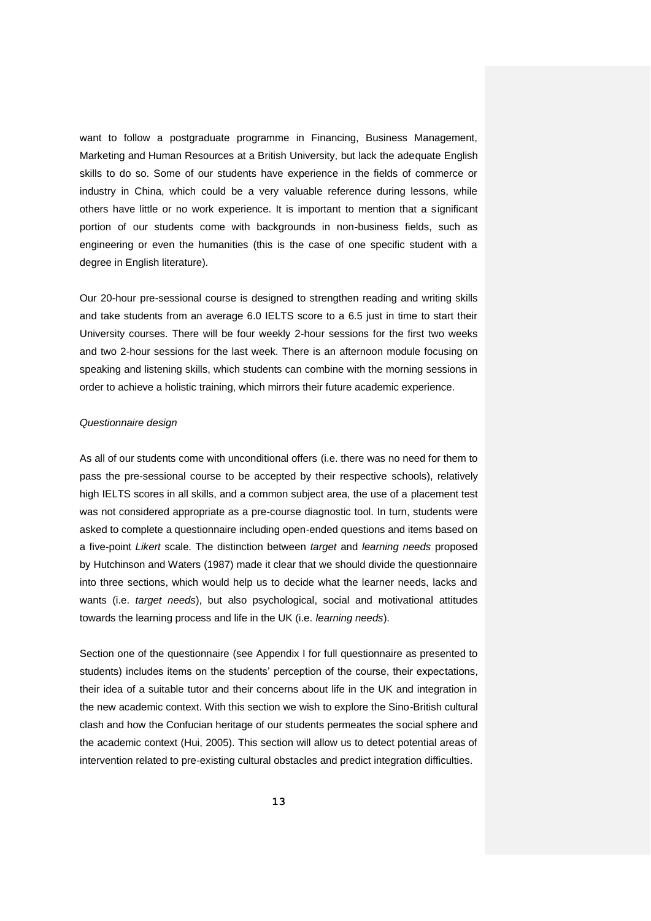want to follow a postgraduate programme in Financing, Business Management, Marketing and Human Resources at a British University, but lack the adequate English skills to do so. Some of our students have experience in the fields of commerce or industry in China, which could be a very valuable reference during lessons, while others have little or no work experience. It is important to mention that a significant portion of our students come with backgrounds in non-business fields, such as engineering or even the humanities (this is the case of one specific student with a degree in English literature).

Our 20-hour pre-sessional course is designed to strengthen reading and writing skills and take students from an average 6.0 IELTS score to a 6.5 just in time to start their University courses. There will be four weekly 2-hour sessions for the first two weeks and two 2-hour sessions for the last week. There is an afternoon module focusing on speaking and listening skills, which students can combine with the morning sessions in order to achieve a holistic training, which mirrors their future academic experience.

*Questionnaire design*

As all of our students come with unconditional offers (i.e. there was no need for them to pass the pre-sessional course to be accepted by their respective schools), relatively high IELTS scores in all skills, and a common subject area, the use of a placement test was not considered appropriate as a pre-course diagnostic tool. In turn, students were asked to complete a questionnaire including open-ended questions and items based on a five-point *Likert* scale. The distinction between *target* and *learning needs* proposed by Hutchinson and Waters (1987) made it clear that we should divide the questionnaire into three sections, which would help us to decide what the learner needs, lacks and wants (i.e. *target needs*), but also psychological, social and motivational attitudes towards the learning process and life in the UK (i.e. *learning needs*).

Section one of the questionnaire (see Appendix I for full questionnaire as presented to students) includes items on the students' perception of the course, their expectations, their idea of a suitable tutor and their concerns about life in the UK and integration in the new academic context. With this section we wish to explore the Sino-British cultural clash and how the Confucian heritage of our students permeates the social sphere and the academic context (Hui, 2005). This section will allow us to detect potential areas of intervention related to pre-existing cultural obstacles and predict integration difficulties.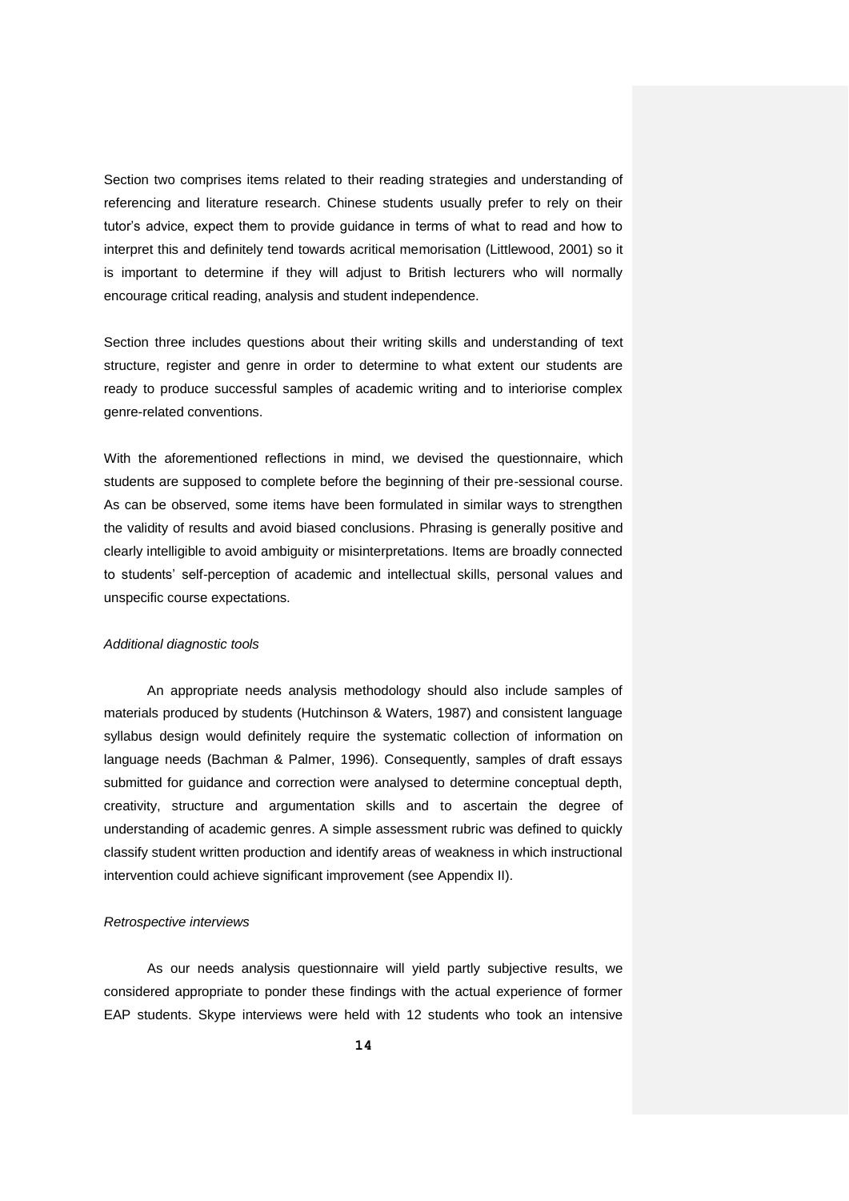Section two comprises items related to their reading strategies and understanding of referencing and literature research. Chinese students usually prefer to rely on their tutor's advice, expect them to provide guidance in terms of what to read and how to interpret this and definitely tend towards acritical memorisation (Littlewood, 2001) so it is important to determine if they will adjust to British lecturers who will normally encourage critical reading, analysis and student independence.

Section three includes questions about their writing skills and understanding of text structure, register and genre in order to determine to what extent our students are ready to produce successful samples of academic writing and to interiorise complex genre-related conventions.

With the aforementioned reflections in mind, we devised the questionnaire, which students are supposed to complete before the beginning of their pre-sessional course. As can be observed, some items have been formulated in similar ways to strengthen the validity of results and avoid biased conclusions. Phrasing is generally positive and clearly intelligible to avoid ambiguity or misinterpretations. Items are broadly connected to students' self-perception of academic and intellectual skills, personal values and unspecific course expectations.

*Additional diagnostic tools*

An appropriate needs analysis methodology should also include samples of materials produced by students (Hutchinson & Waters, 1987) and consistent language syllabus design would definitely require the systematic collection of information on language needs (Bachman & Palmer, 1996). Consequently, samples of draft essays submitted for guidance and correction were analysed to determine conceptual depth, creativity, structure and argumentation skills and to ascertain the degree of understanding of academic genres. A simple assessment rubric was defined to quickly classify student written production and identify areas of weakness in which instructional intervention could achieve significant improvement (see Appendix II).

*Retrospective interviews*

As our needs analysis questionnaire will yield partly subjective results, we considered appropriate to ponder these findings with the actual experience of former EAP students. Skype interviews were held with 12 students who took an intensive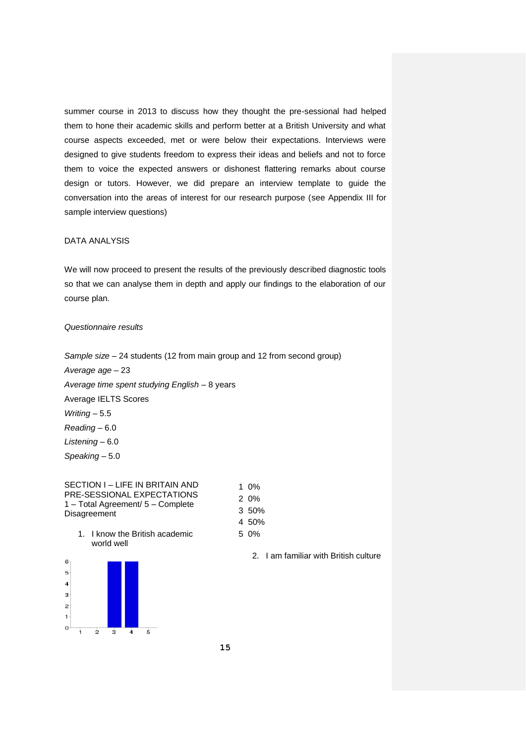summer course in 2013 to discuss how they thought the pre-sessional had helped them to hone their academic skills and perform better at a British University and what course aspects exceeded, met or were below their expectations. Interviews were designed to give students freedom to express their ideas and beliefs and not to force them to voice the expected answers or dishonest flattering remarks about course design or tutors. However, we did prepare an interview template to guide the conversation into the areas of interest for our research purpose (see Appendix III for sample interview questions)

## DATA ANALYSIS

We will now proceed to present the results of the previously described diagnostic tools so that we can analyse them in depth and apply our findings to the elaboration of our course plan.

### *Questionnaire results*

*Sample size* – 24 students (12 from main group and 12 from second group)
*Average age* – 23
*Average time spent studying English* – 8 years
Average IELTS Scores
*Writing* – 5.5
*Reading* – 6.0
*Listening* – 6.0
*Speaking* – 5.0

SECTION I – LIFE IN BRITAIN AND PRE-SESSIONAL EXPECTATIONS
1 – Total Agreement/ 5 – Complete Disagreement

1. I know the British academic world well

| | |
|---|---|
| 1 | 0% |
| 2 | 0% |
| 3 | 50% |
| 4 | 50% |
| 5 | 0% |

2. I am familiar with British culture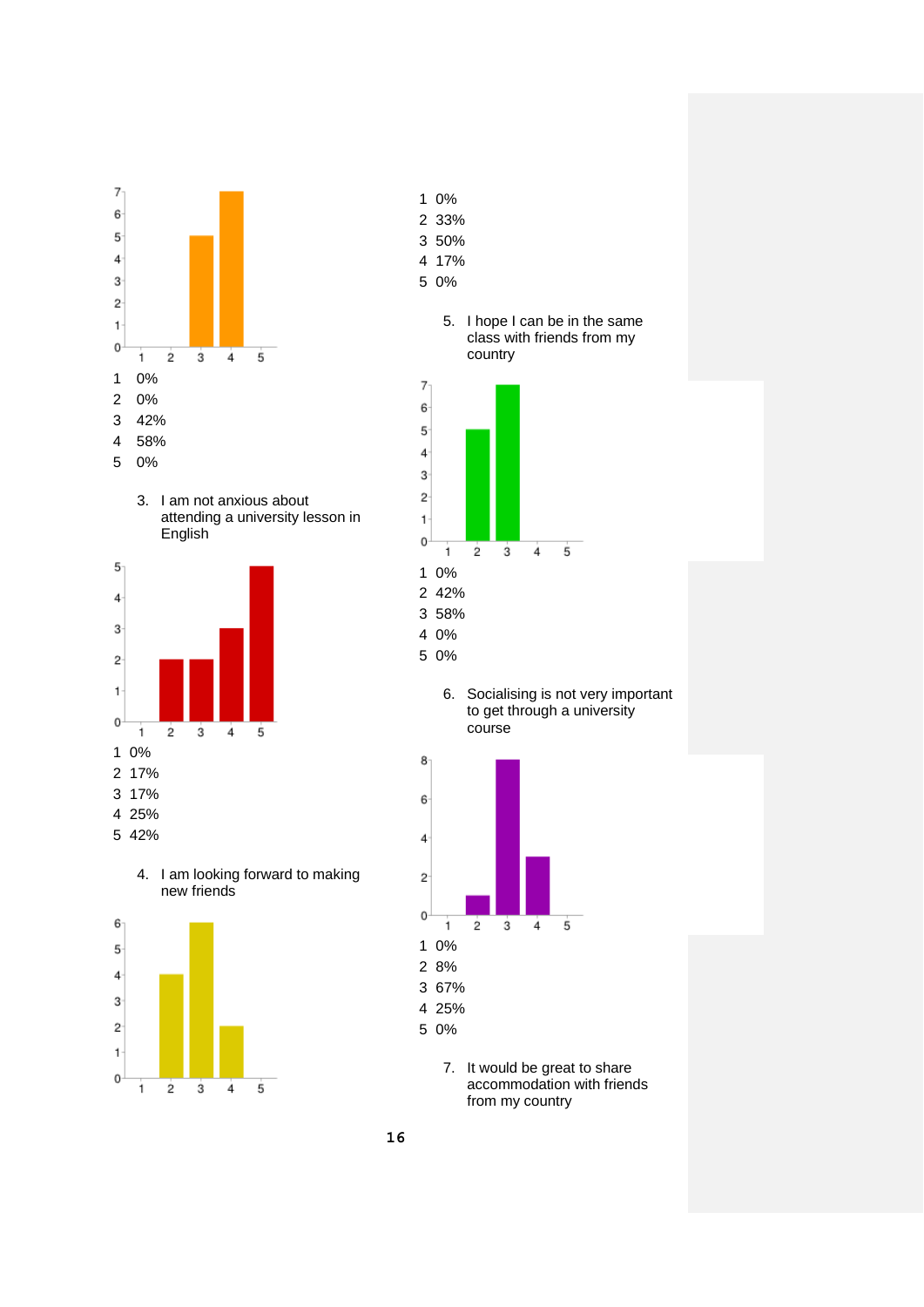1 0%
2 0%
3 42%
4 58%
5 0%

3. I am not anxious about attending a university lesson in English

1 0%
2 17%
3 17%
4 25%
5 42%

4. I am looking forward to making new friends

1 0%
2 33%
3 50%
4 17%
5 0%

5. I hope I can be in the same class with friends from my country

1 0%
2 42%
3 58%
4 0%
5 0%

6. Socialising is not very important to get through a university course

1 0%
2 8%
3 67%
4 25%
5 0%

7. It would be great to share accommodation with friends from my country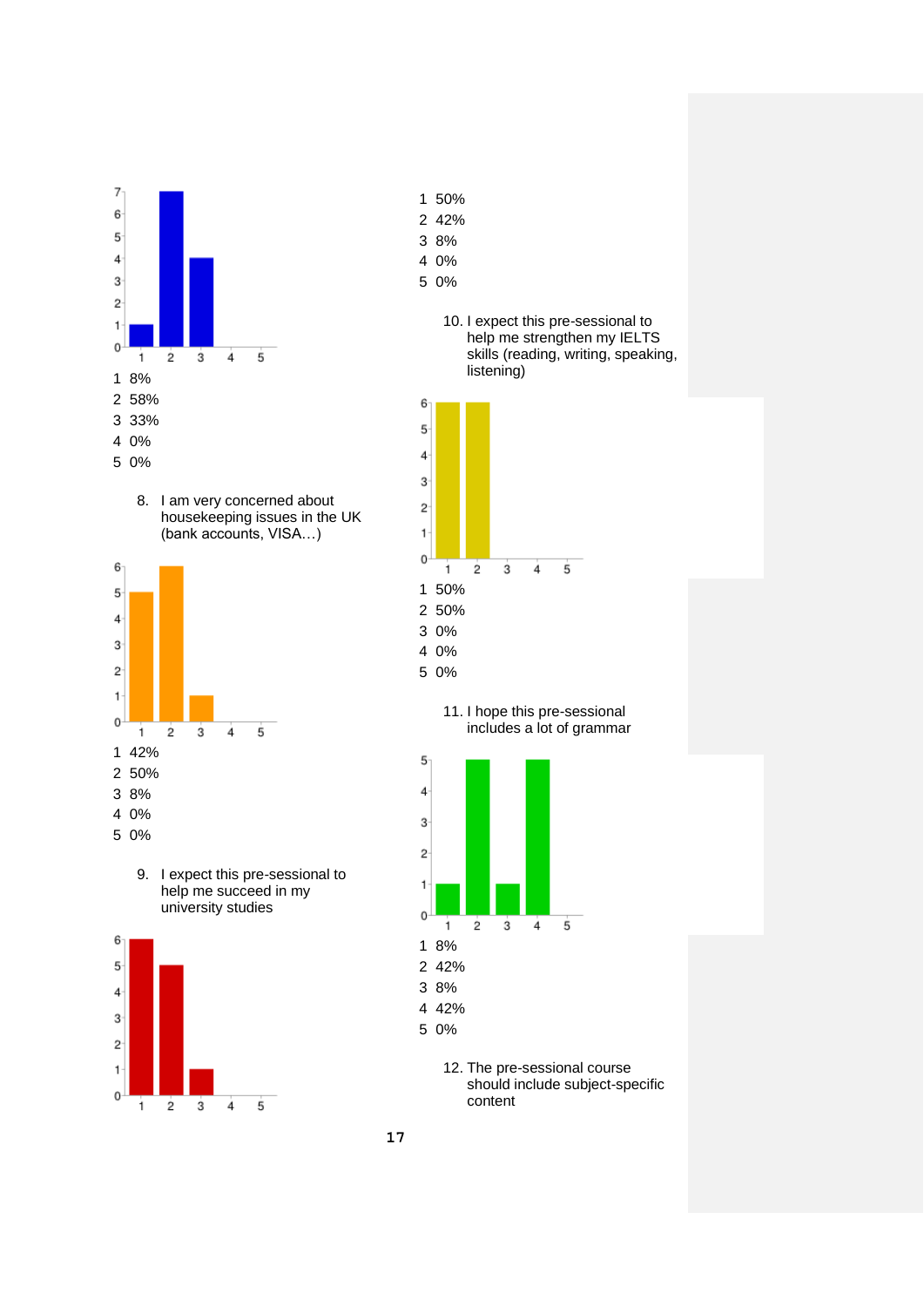1 8%
2 58%
3 33%
4 0%
5 0%

8. I am very concerned about housekeeping issues in the UK (bank accounts, VISA…)

1 42%
2 50%
3 8%
4 0%
5 0%

9. I expect this pre-sessional to help me succeed in my university studies

1 50%
2 42%
3 8%
4 0%
5 0%

10. I expect this pre-sessional to help me strengthen my IELTS skills (reading, writing, speaking, listening)

1 50%
2 50%
3 0%
4 0%
5 0%

11. I hope this pre-sessional includes a lot of grammar

1 8%
2 42%
3 8%
4 42%
5 0%

12. The pre-sessional course should include subject-specific content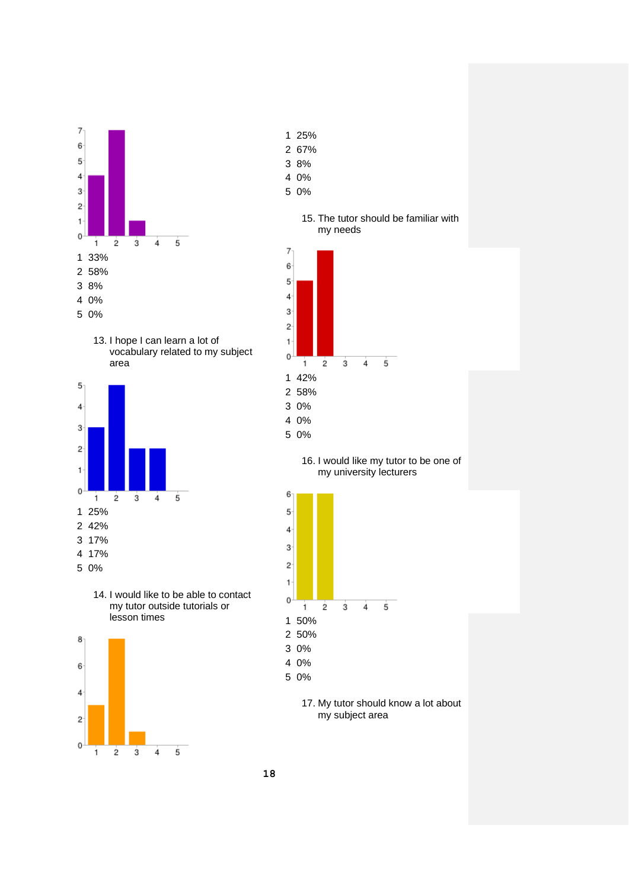1 33%
2 58%
3 8%
4 0%
5 0%

13. I hope I can learn a lot of vocabulary related to my subject area

1 25%
2 42%
3 17%
4 17%
5 0%

14. I would like to be able to contact my tutor outside tutorials or lesson times

1 25%
2 67%
3 8%
4 0%
5 0%

15. The tutor should be familiar with my needs

1 42%
2 58%
3 0%
4 0%
5 0%

16. I would like my tutor to be one of my university lecturers

1 50%
2 50%
3 0%
4 0%
5 0%

17. My tutor should know a lot about my subject area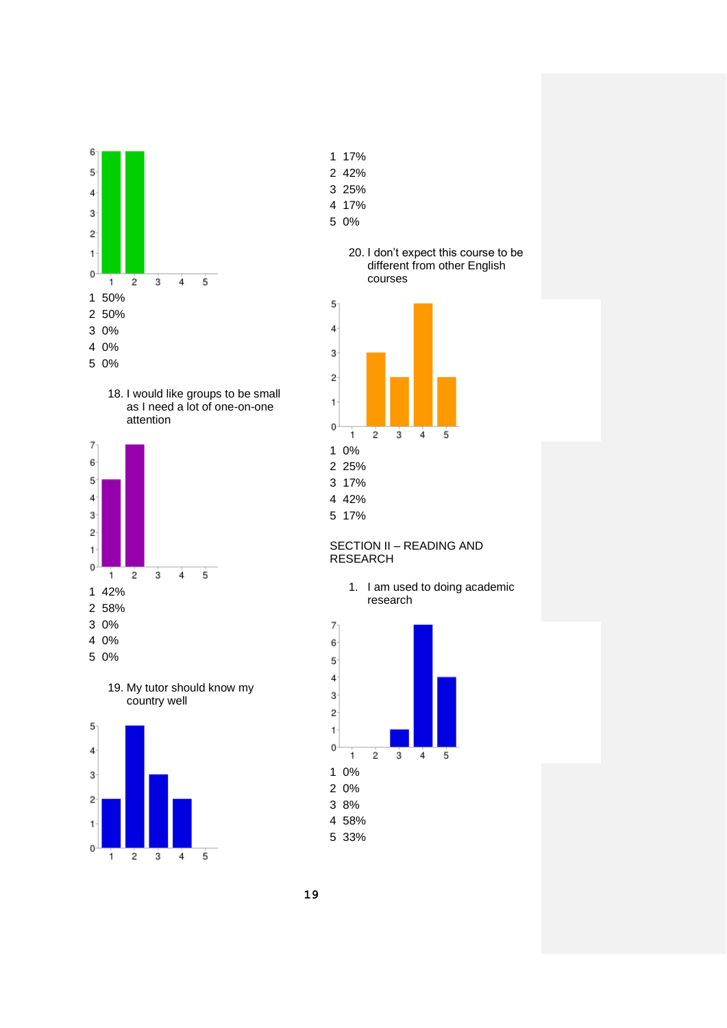1 50%
2 50%
3 0%
4 0%
5 0%

18. I would like groups to be small as I need a lot of one-on-one attention

1 42%
2 58%
3 0%
4 0%
5 0%

19. My tutor should know my country well

1 17%
2 42%
3 25%
4 17%
5 0%

20. I don't expect this course to be different from other English courses

1 0%
2 25%
3 17%
4 42%
5 17%

## SECTION II – READING AND RESEARCH

1. I am used to doing academic research

1 0%
2 0%
3 8%
4 58%
5 33%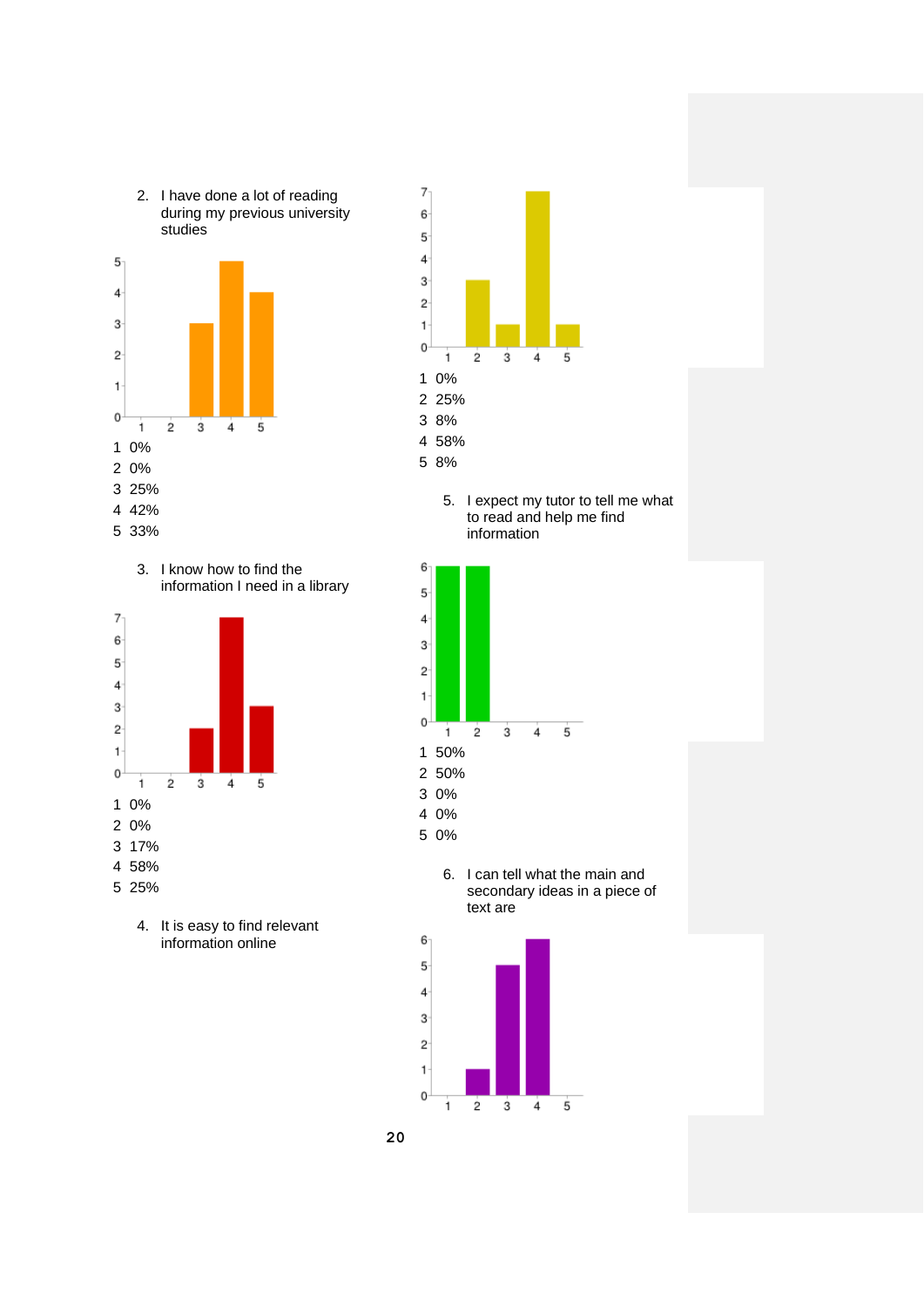2. I have done a lot of reading during my previous university studies

1 0%
2 0%
3 25%
4 42%
5 33%

3. I know how to find the information I need in a library

1 0%
2 0%
3 17%
4 58%
5 25%

4. It is easy to find relevant information online

1 0%
2 25%
3 8%
4 58%
5 8%

5. I expect my tutor to tell me what to read and help me find information

1 50%
2 50%
3 0%
4 0%
5 0%

6. I can tell what the main and secondary ideas in a piece of text are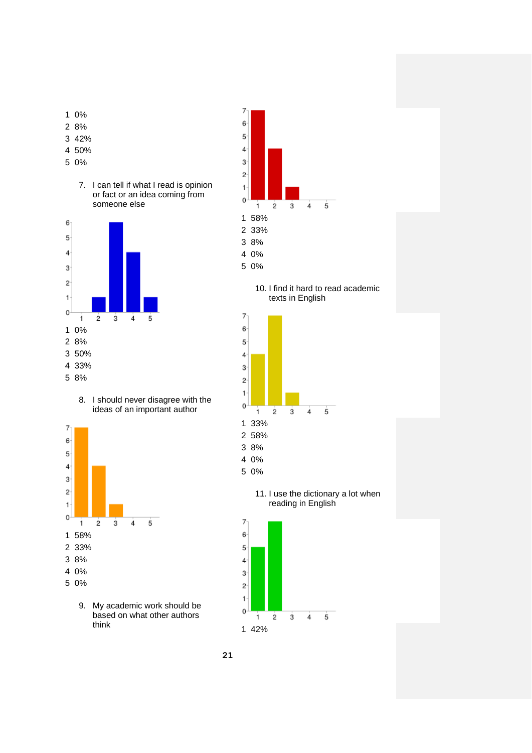1 0%
2 8%
3 42%
4 50%
5 0%

7. I can tell if what I read is opinion or fact or an idea coming from someone else

1 0%
2 8%
3 50%
4 33%
5 8%

8. I should never disagree with the ideas of an important author

1 58%
2 33%
3 8%
4 0%
5 0%

9. My academic work should be based on what other authors think

1 58%
2 33%
3 8%
4 0%
5 0%

10. I find it hard to read academic texts in English

1 33%
2 58%
3 8%
4 0%
5 0%

11. I use the dictionary a lot when reading in English

1 42%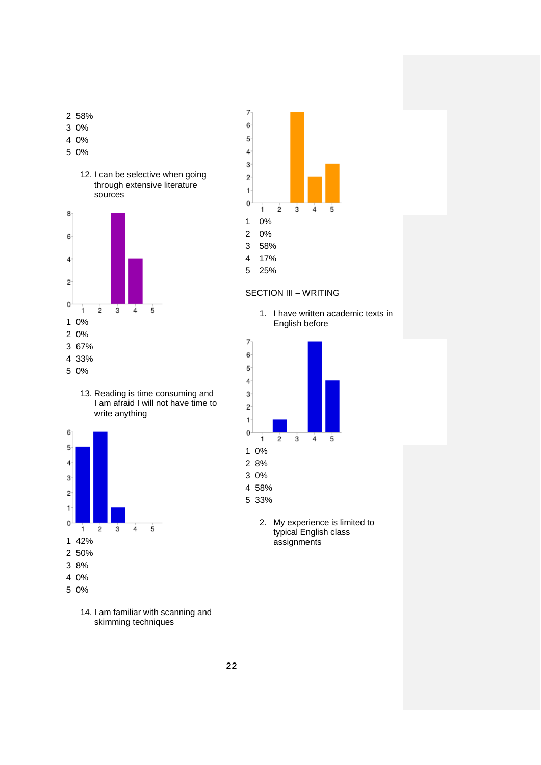2 58%
3 0%
4 0%
5 0%

12. I can be selective when going through extensive literature sources

1 0%
2 0%
3 67%
4 33%
5 0%

13. Reading is time consuming and I am afraid I will not have time to write anything

1 42%
2 50%
3 8%
4 0%
5 0%

14. I am familiar with scanning and skimming techniques

1 0%
2 0%
3 58%
4 17%
5 25%

SECTION III – WRITING

1. I have written academic texts in English before

1 0%
2 8%
3 0%
4 58%
5 33%

2. My experience is limited to typical English class assignments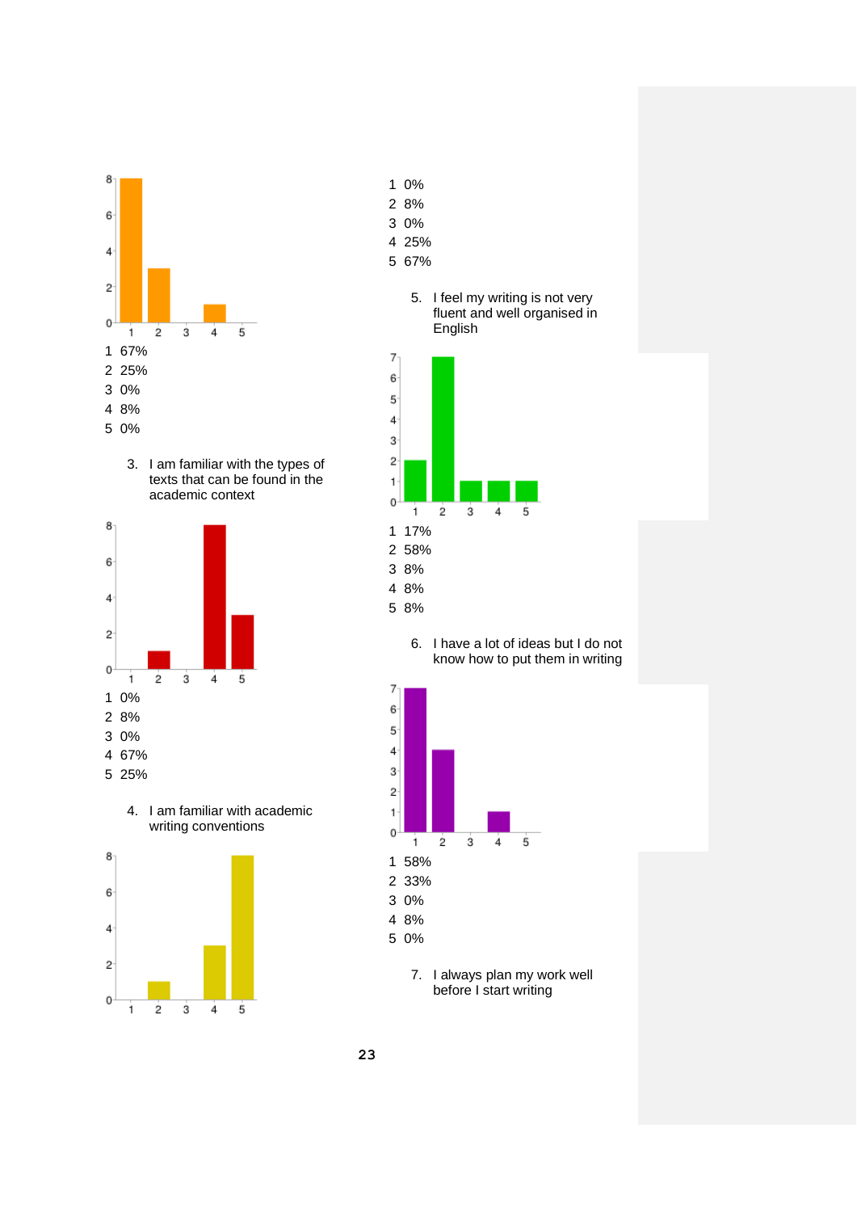1 67%
2 25%
3 0%
4 8%
5 0%

3. I am familiar with the types of texts that can be found in the academic context

1 0%
2 8%
3 0%
4 67%
5 25%

4. I am familiar with academic writing conventions

1 0%
2 8%
3 0%
4 25%
5 67%

5. I feel my writing is not very fluent and well organised in English

1 17%
2 58%
3 8%
4 8%
5 8%

6. I have a lot of ideas but I do not know how to put them in writing

1 58%
2 33%
3 0%
4 8%
5 0%

7. I always plan my work well before I start writing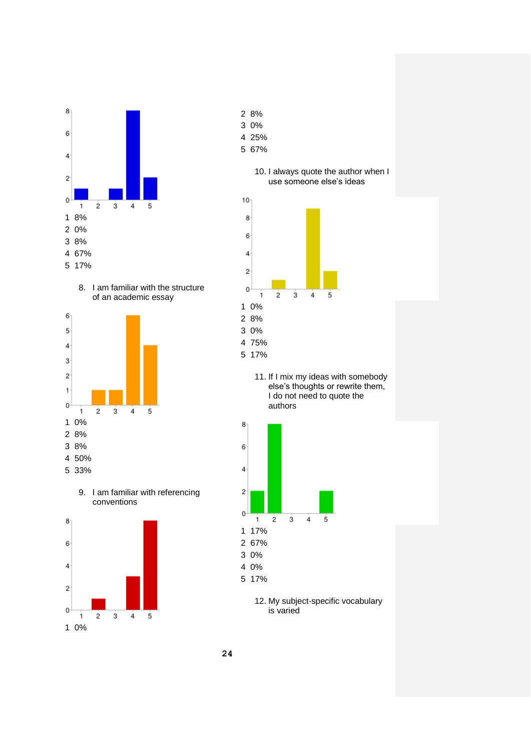1 8%
2 0%
3 8%
4 67%
5 17%

8. I am familiar with the structure of an academic essay

1 0%
2 8%
3 8%
4 50%
5 33%

9. I am familiar with referencing conventions

1 0%
2 8%
3 0%
4 25%
5 67%

10. I always quote the author when I use someone else's ideas

1 0%
2 8%
3 0%
4 75%
5 17%

11. If I mix my ideas with somebody else's thoughts or rewrite them, I do not need to quote the authors

1 17%
2 67%
3 0%
4 0%
5 17%

12. My subject-specific vocabulary is varied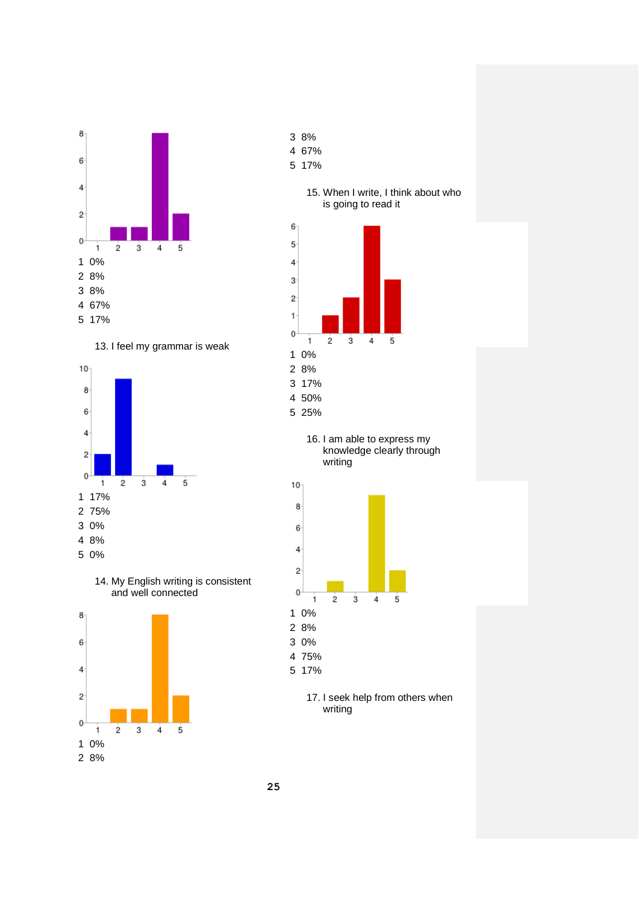1 0%
2 8%
3 8%
4 67%
5 17%

13. I feel my grammar is weak

1 17%
2 75%
3 0%
4 8%
5 0%

14. My English writing is consistent and well connected

1 0%
2 8%
3 8%
4 67%
5 17%

15. When I write, I think about who is going to read it

1 0%
2 8%
3 17%
4 50%
5 25%

16. I am able to express my knowledge clearly through writing

1 0%
2 8%
3 0%
4 75%
5 17%

17. I seek help from others when writing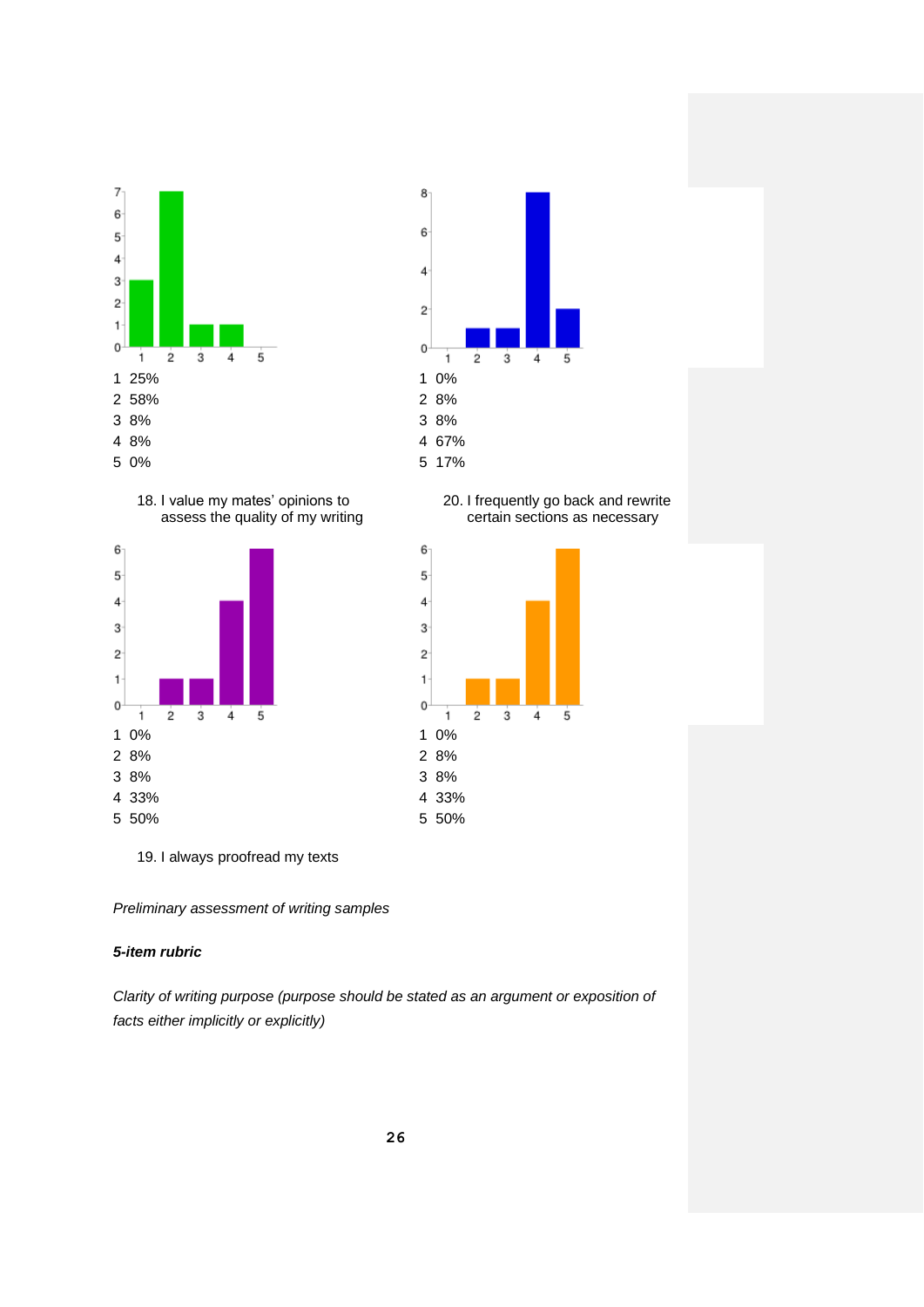| | |
|---|---|
| 1 | 25% |
| 2 | 58% |
| 3 | 8% |
| 4 | 8% |
| 5 | 0% |

| | |
|---|---|
| 1 | 0% |
| 2 | 8% |
| 3 | 8% |
| 4 | 67% |
| 5 | 17% |

18. I value my mates' opinions to assess the quality of my writing

20. I frequently go back and rewrite certain sections as necessary

| | |
|---|---|
| 1 | 0% |
| 2 | 8% |
| 3 | 8% |
| 4 | 33% |
| 5 | 50% |

| | |
|---|---|
| 1 | 0% |
| 2 | 8% |
| 3 | 8% |
| 4 | 33% |
| 5 | 50% |

19. I always proofread my texts

*Preliminary assessment of writing samples*

***5-item rubric***

*Clarity of writing purpose (purpose should be stated as an argument or exposition of facts either implicitly or explicitly)*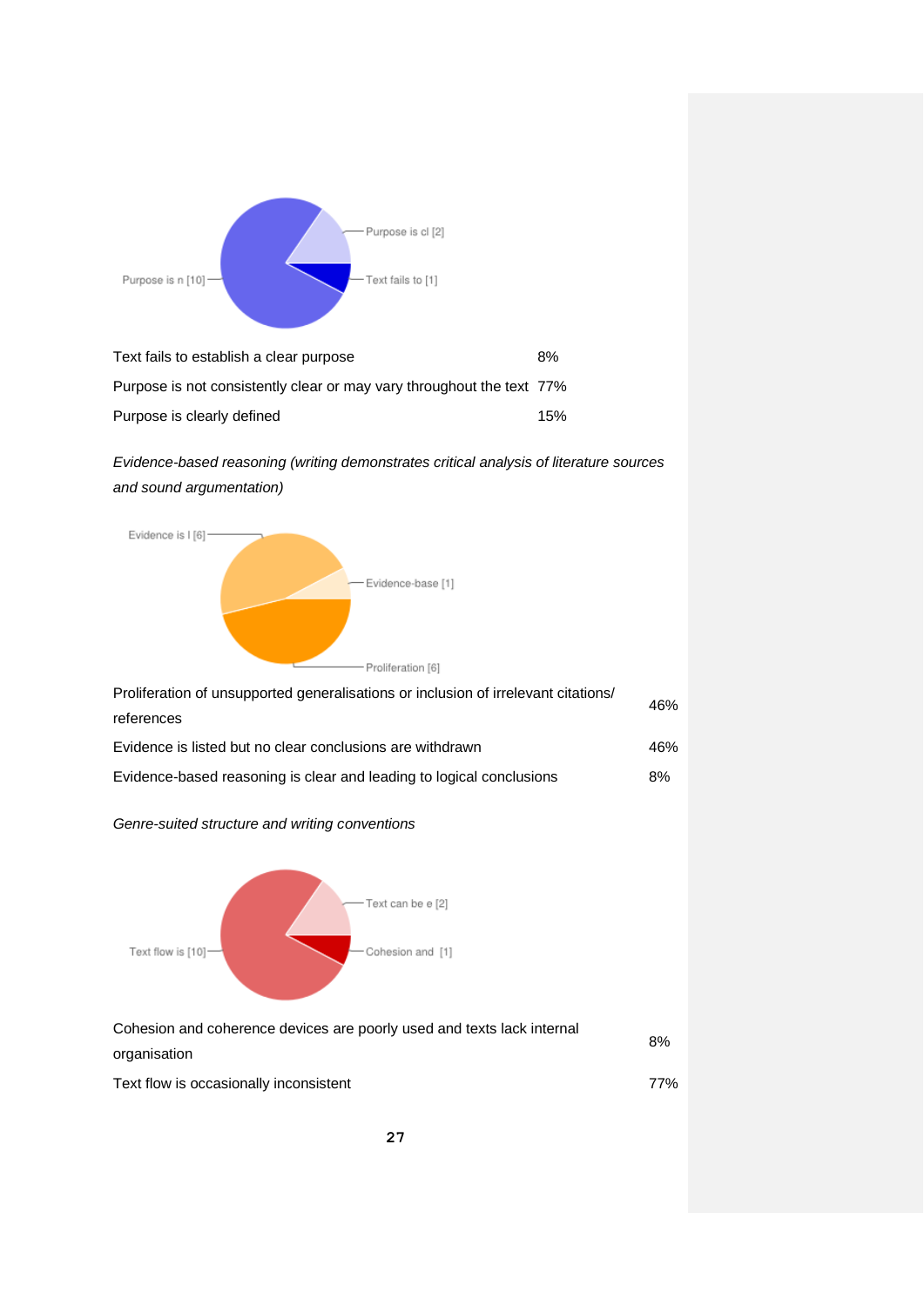| | |
|---|---|
| Text fails to establish a clear purpose | 8% |
| Purpose is not consistently clear or may vary throughout the text | 77% |
| Purpose is clearly defined | 15% |

*Evidence-based reasoning (writing demonstrates critical analysis of literature sources and sound argumentation)*

| | |
|---|---|
| Proliferation of unsupported generalisations or inclusion of irrelevant citations/ references | 46% |
| Evidence is listed but no clear conclusions are withdrawn | 46% |
| Evidence-based reasoning is clear and leading to logical conclusions | 8% |

*Genre-suited structure and writing conventions*

| | |
|---|---|
| Cohesion and coherence devices are poorly used and texts lack internal organisation | 8% |
| Text flow is occasionally inconsistent | 77% |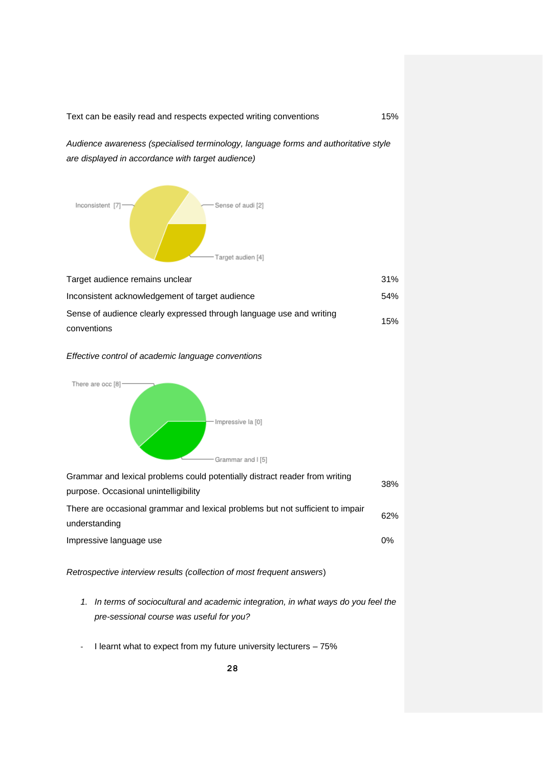| | |
|---|---|
| Text can be easily read and respects expected writing conventions | 15% |

*Audience awareness (specialised terminology, language forms and authoritative style are displayed in accordance with target audience)*

| | |
|---|---|
| Target audience remains unclear | 31% |
| Inconsistent acknowledgement of target audience | 54% |
| Sense of audience clearly expressed through language use and writing conventions | 15% |

*Effective control of academic language conventions*

| | |
|---|---|
| Grammar and lexical problems could potentially distract reader from writing purpose. Occasional unintelligibility | 38% |
| There are occasional grammar and lexical problems but not sufficient to impair understanding | 62% |
| Impressive language use | 0% |

*Retrospective interview results (collection of most frequent answers)*

1. *In terms of sociocultural and academic integration, in what ways do you feel the pre-sessional course was useful for you?*

- I learnt what to expect from my future university lecturers – 75%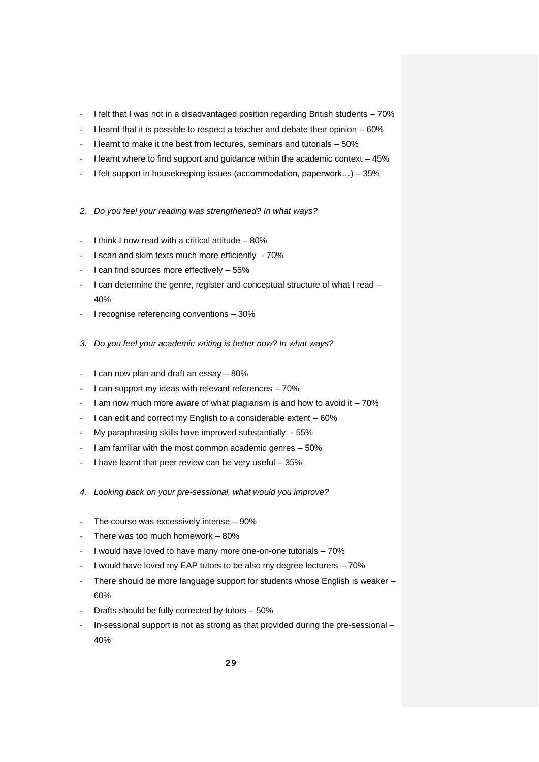- I felt that I was not in a disadvantaged position regarding British students – 70%
- I learnt that it is possible to respect a teacher and debate their opinion – 60%
- I learnt to make it the best from lectures, seminars and tutorials – 50%
- I learnt where to find support and guidance within the academic context – 45%
- I felt support in housekeeping issues (accommodation, paperwork…) – 35%

2. *Do you feel your reading was strengthened? In what ways?*

- I think I now read with a critical attitude – 80%
- I scan and skim texts much more efficiently - 70%
- I can find sources more effectively – 55%
- I can determine the genre, register and conceptual structure of what I read – 40%
- I recognise referencing conventions – 30%

3. *Do you feel your academic writing is better now? In what ways?*

- I can now plan and draft an essay – 80%
- I can support my ideas with relevant references – 70%
- I am now much more aware of what plagiarism is and how to avoid it – 70%
- I can edit and correct my English to a considerable extent – 60%
- My paraphrasing skills have improved substantially - 55%
- I am familiar with the most common academic genres – 50%
- I have learnt that peer review can be very useful – 35%

4. *Looking back on your pre-sessional, what would you improve?*

- The course was excessively intense – 90%
- There was too much homework – 80%
- I would have loved to have many more one-on-one tutorials – 70%
- I would have loved my EAP tutors to be also my degree lecturers – 70%
- There should be more language support for students whose English is weaker – 60%
- Drafts should be fully corrected by tutors – 50%
- In-sessional support is not as strong as that provided during the pre-sessional – 40%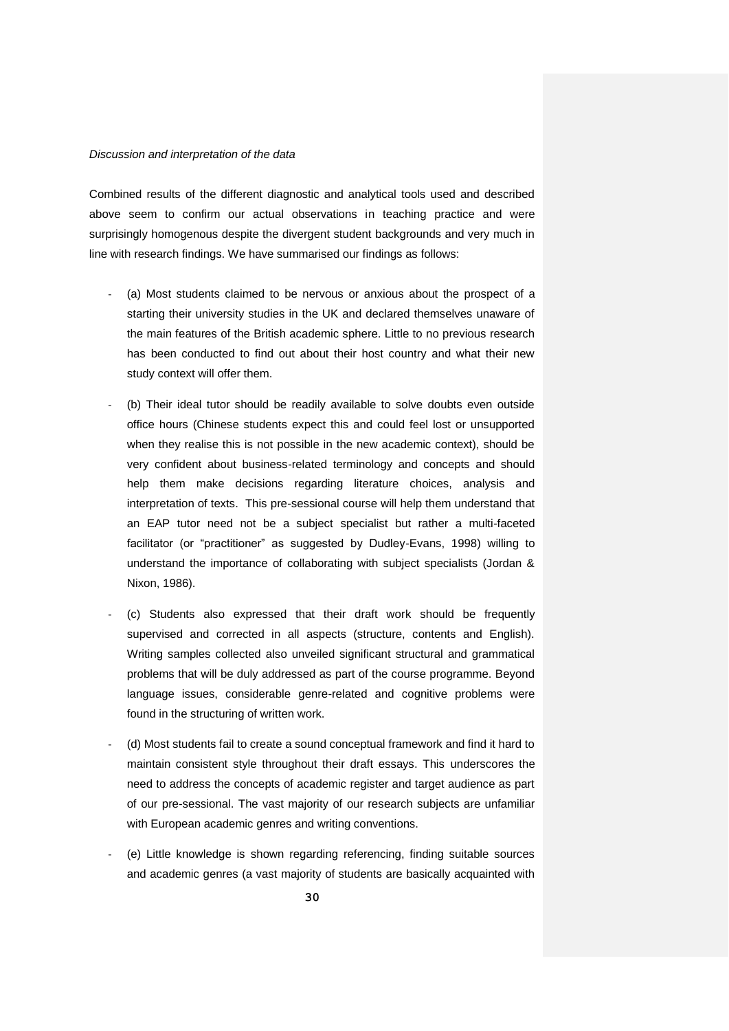*Discussion and interpretation of the data*

Combined results of the different diagnostic and analytical tools used and described above seem to confirm our actual observations in teaching practice and were surprisingly homogenous despite the divergent student backgrounds and very much in line with research findings. We have summarised our findings as follows:

- (a) Most students claimed to be nervous or anxious about the prospect of a starting their university studies in the UK and declared themselves unaware of the main features of the British academic sphere. Little to no previous research has been conducted to find out about their host country and what their new study context will offer them.
- (b) Their ideal tutor should be readily available to solve doubts even outside office hours (Chinese students expect this and could feel lost or unsupported when they realise this is not possible in the new academic context), should be very confident about business-related terminology and concepts and should help them make decisions regarding literature choices, analysis and interpretation of texts. This pre-sessional course will help them understand that an EAP tutor need not be a subject specialist but rather a multi-faceted facilitator (or "practitioner" as suggested by Dudley-Evans, 1998) willing to understand the importance of collaborating with subject specialists (Jordan & Nixon, 1986).
- (c) Students also expressed that their draft work should be frequently supervised and corrected in all aspects (structure, contents and English). Writing samples collected also unveiled significant structural and grammatical problems that will be duly addressed as part of the course programme. Beyond language issues, considerable genre-related and cognitive problems were found in the structuring of written work.
- (d) Most students fail to create a sound conceptual framework and find it hard to maintain consistent style throughout their draft essays. This underscores the need to address the concepts of academic register and target audience as part of our pre-sessional. The vast majority of our research subjects are unfamiliar with European academic genres and writing conventions.
- (e) Little knowledge is shown regarding referencing, finding suitable sources and academic genres (a vast majority of students are basically acquainted with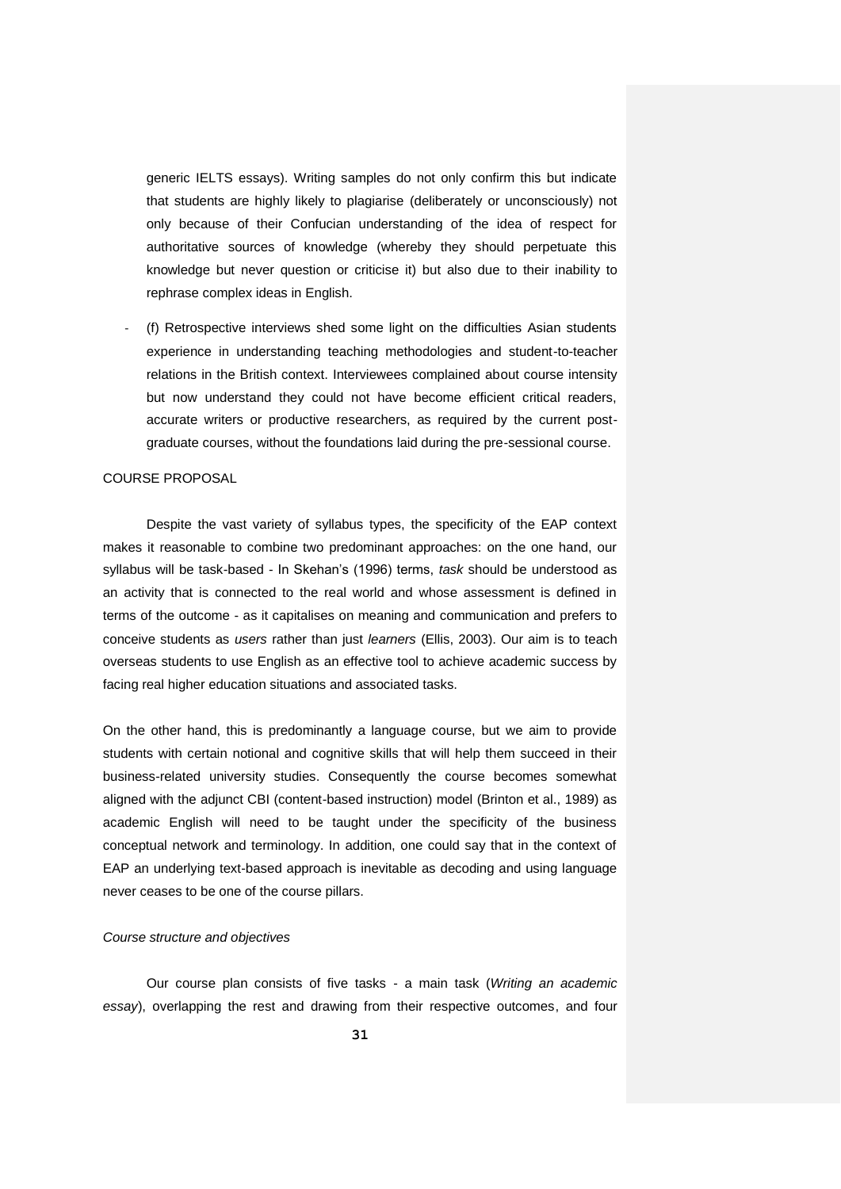generic IELTS essays). Writing samples do not only confirm this but indicate that students are highly likely to plagiarise (deliberately or unconsciously) not only because of their Confucian understanding of the idea of respect for authoritative sources of knowledge (whereby they should perpetuate this knowledge but never question or criticise it) but also due to their inability to rephrase complex ideas in English.

- (f) Retrospective interviews shed some light on the difficulties Asian students experience in understanding teaching methodologies and student-to-teacher relations in the British context. Interviewees complained about course intensity but now understand they could not have become efficient critical readers, accurate writers or productive researchers, as required by the current post-graduate courses, without the foundations laid during the pre-sessional course.

## COURSE PROPOSAL

Despite the vast variety of syllabus types, the specificity of the EAP context makes it reasonable to combine two predominant approaches: on the one hand, our syllabus will be task-based - In Skehan's (1996) terms, *task* should be understood as an activity that is connected to the real world and whose assessment is defined in terms of the outcome - as it capitalises on meaning and communication and prefers to conceive students as *users* rather than just *learners* (Ellis, 2003). Our aim is to teach overseas students to use English as an effective tool to achieve academic success by facing real higher education situations and associated tasks.

On the other hand, this is predominantly a language course, but we aim to provide students with certain notional and cognitive skills that will help them succeed in their business-related university studies. Consequently the course becomes somewhat aligned with the adjunct CBI (content-based instruction) model (Brinton et al., 1989) as academic English will need to be taught under the specificity of the business conceptual network and terminology. In addition, one could say that in the context of EAP an underlying text-based approach is inevitable as decoding and using language never ceases to be one of the course pillars.

### *Course structure and objectives*

Our course plan consists of five tasks - a main task (*Writing an academic essay*), overlapping the rest and drawing from their respective outcomes, and four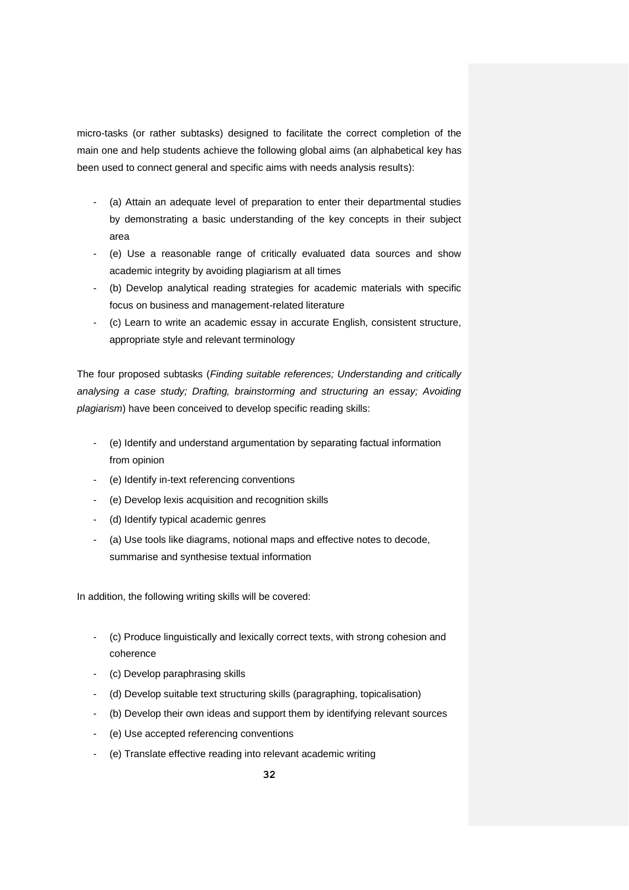micro-tasks (or rather subtasks) designed to facilitate the correct completion of the main one and help students achieve the following global aims (an alphabetical key has been used to connect general and specific aims with needs analysis results):

- (a) Attain an adequate level of preparation to enter their departmental studies by demonstrating a basic understanding of the key concepts in their subject area
- (e) Use a reasonable range of critically evaluated data sources and show academic integrity by avoiding plagiarism at all times
- (b) Develop analytical reading strategies for academic materials with specific focus on business and management-related literature
- (c) Learn to write an academic essay in accurate English, consistent structure, appropriate style and relevant terminology

The four proposed subtasks (*Finding suitable references; Understanding and critically analysing a case study; Drafting, brainstorming and structuring an essay; Avoiding plagiarism*) have been conceived to develop specific reading skills:

- (e) Identify and understand argumentation by separating factual information from opinion
- (e) Identify in-text referencing conventions
- (e) Develop lexis acquisition and recognition skills
- (d) Identify typical academic genres
- (a) Use tools like diagrams, notional maps and effective notes to decode, summarise and synthesise textual information

In addition, the following writing skills will be covered:

- (c) Produce linguistically and lexically correct texts, with strong cohesion and coherence
- (c) Develop paraphrasing skills
- (d) Develop suitable text structuring skills (paragraphing, topicalisation)
- (b) Develop their own ideas and support them by identifying relevant sources
- (e) Use accepted referencing conventions
- (e) Translate effective reading into relevant academic writing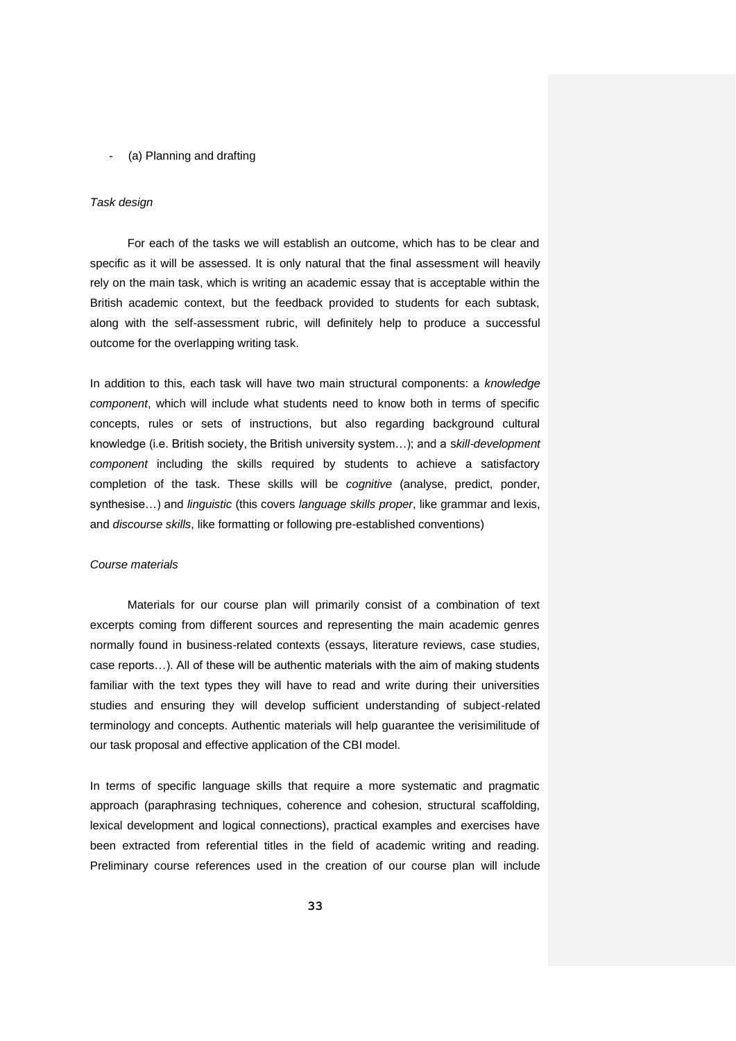- (a) Planning and drafting

*Task design*

For each of the tasks we will establish an outcome, which has to be clear and specific as it will be assessed. It is only natural that the final assessment will heavily rely on the main task, which is writing an academic essay that is acceptable within the British academic context, but the feedback provided to students for each subtask, along with the self-assessment rubric, will definitely help to produce a successful outcome for the overlapping writing task.

In addition to this, each task will have two main structural components: a *knowledge component*, which will include what students need to know both in terms of specific concepts, rules or sets of instructions, but also regarding background cultural knowledge (i.e. British society, the British university system…); and a *skill-development component* including the skills required by students to achieve a satisfactory completion of the task. These skills will be *cognitive* (analyse, predict, ponder, synthesise…) and *linguistic* (this covers *language skills proper*, like grammar and lexis, and *discourse skills*, like formatting or following pre-established conventions)

*Course materials*

Materials for our course plan will primarily consist of a combination of text excerpts coming from different sources and representing the main academic genres normally found in business-related contexts (essays, literature reviews, case studies, case reports…). All of these will be authentic materials with the aim of making students familiar with the text types they will have to read and write during their universities studies and ensuring they will develop sufficient understanding of subject-related terminology and concepts. Authentic materials will help guarantee the verisimilitude of our task proposal and effective application of the CBI model.

In terms of specific language skills that require a more systematic and pragmatic approach (paraphrasing techniques, coherence and cohesion, structural scaffolding, lexical development and logical connections), practical examples and exercises have been extracted from referential titles in the field of academic writing and reading. Preliminary course references used in the creation of our course plan will include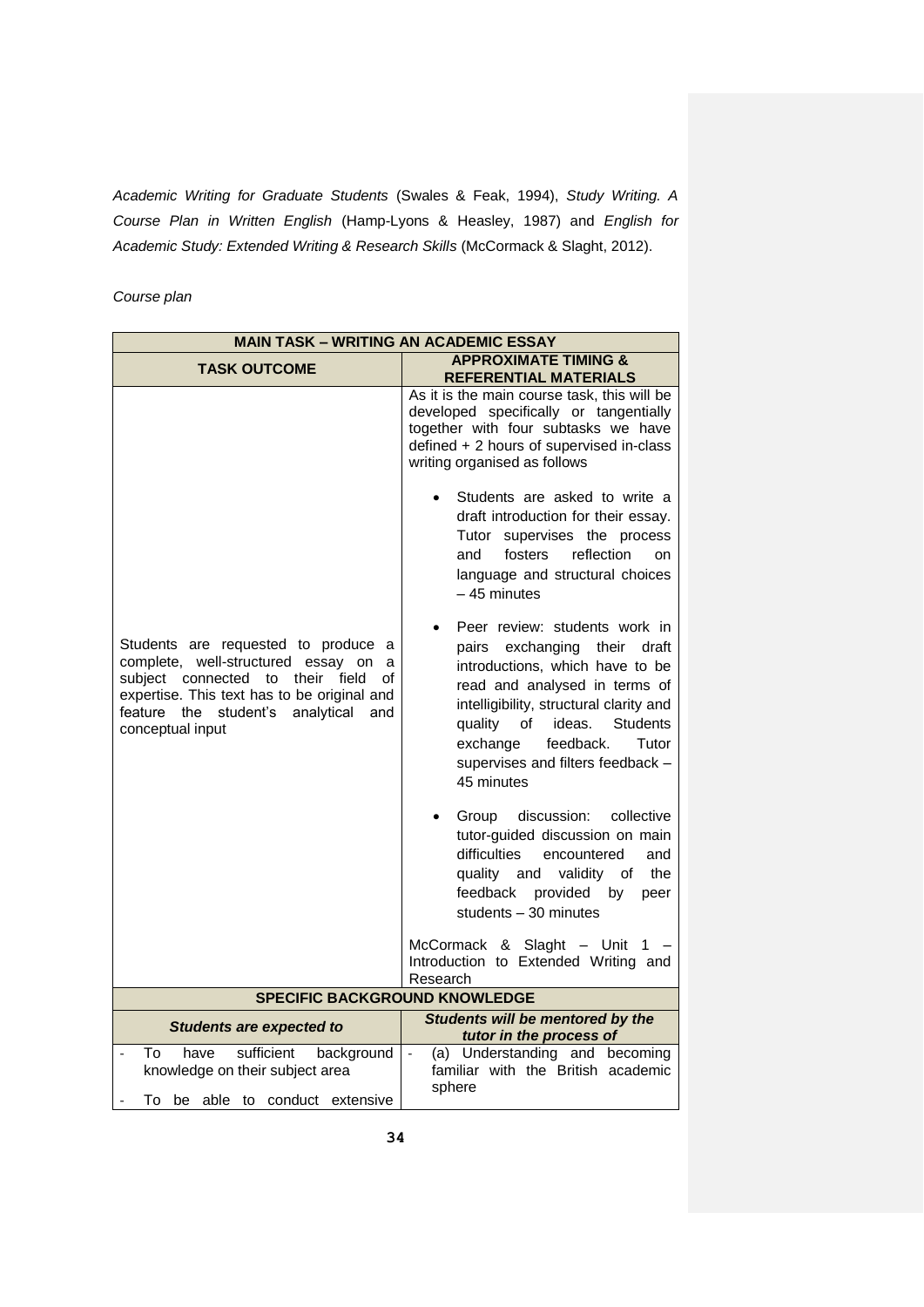*Academic Writing for Graduate Students* (Swales & Feak, 1994), *Study Writing. A Course Plan in Written English* (Hamp-Lyons & Heasley, 1987) and *English for Academic Study: Extended Writing & Research Skills* (McCormack & Slaght, 2012).

*Course plan*

| **MAIN TASK – WRITING AN ACADEMIC ESSAY** | |
|---|---|
| **TASK OUTCOME** | **APPROXIMATE TIMING & REFERENTIAL MATERIALS** |
| Students are requested to produce a complete, well-structured essay on a subject connected to their field of expertise. This text has to be original and feature the student's analytical and conceptual input | As it is the main course task, this will be developed specifically or tangentially together with four subtasks we have defined + 2 hours of supervised in-class writing organised as follows<br><br>• Students are asked to write a draft introduction for their essay. Tutor supervises the process and fosters reflection on language and structural choices – 45 minutes<br><br>• Peer review: students work in pairs exchanging their draft introductions, which have to be read and analysed in terms of intelligibility, structural clarity and quality of ideas. Students exchange feedback. Tutor supervises and filters feedback – 45 minutes<br><br>• Group discussion: collective tutor-guided discussion on main difficulties encountered and quality and validity of the feedback provided by peer students – 30 minutes<br><br>McCormack & Slaght – Unit 1 – Introduction to Extended Writing and Research |
| **SPECIFIC BACKGROUND KNOWLEDGE** | |
| ***Students are expected to*** | ***Students will be mentored by the tutor in the process of*** |
| - To have sufficient background knowledge on their subject area<br><br>- To be able to conduct extensive | - (a) Understanding and becoming familiar with the British academic sphere |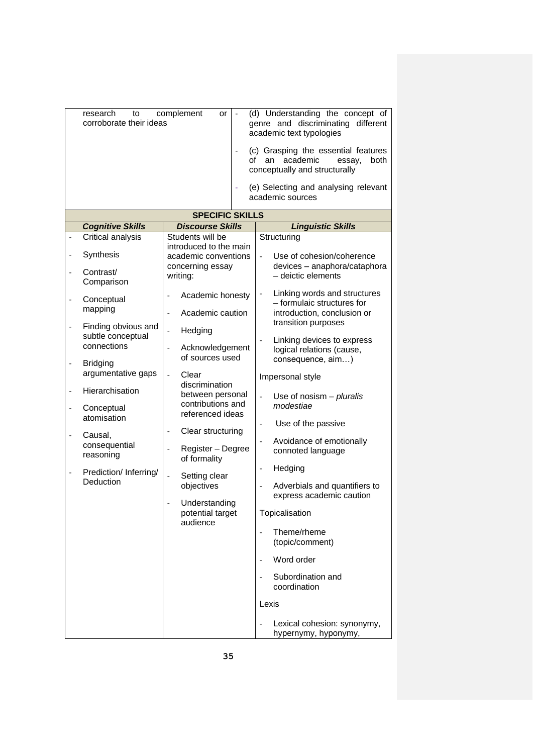| research to complement or corroborate their ideas | - (d) Understanding the concept of genre and discriminating different academic text typologies<br>- (c) Grasping the essential features of an academic essay, both conceptually and structurally<br>- (e) Selecting and analysing relevant academic sources |
|---|---|

| **SPECIFIC SKILLS** | | |
|---|---|---|
| ***Cognitive Skills*** | ***Discourse Skills*** | ***Linguistic Skills*** |
| - Critical analysis<br>- Synthesis<br>- Contrast/ Comparison<br>- Conceptual mapping<br>- Finding obvious and subtle conceptual connections<br>- Bridging argumentative gaps<br>- Hierarchisation<br>- Conceptual atomisation<br>- Causal, consequential reasoning<br>- Prediction/ Inferring/ Deduction | Students will be introduced to the main academic conventions concerning essay writing:<br>- Academic honesty<br>- Academic caution<br>- Hedging<br>- Acknowledgement of sources used<br>- Clear discrimination between personal contributions and referenced ideas<br>- Clear structuring<br>- Register – Degree of formality<br>- Setting clear objectives<br>- Understanding potential target audience | Structuring<br>- Use of cohesion/coherence devices – anaphora/cataphora – deictic elements<br>- Linking words and structures – formulaic structures for introduction, conclusion or transition purposes<br>- Linking devices to express logical relations (cause, consequence, aim…)<br>Impersonal style<br>- Use of nosism – *pluralis modestiae*<br>- Use of the passive<br>- Avoidance of emotionally connoted language<br>- Hedging<br>- Adverbials and quantifiers to express academic caution<br>Topicalisation<br>- Theme/rheme (topic/comment)<br>- Word order<br>- Subordination and coordination<br>Lexis<br>- Lexical cohesion: synonymy, hypernymy, hyponymy, |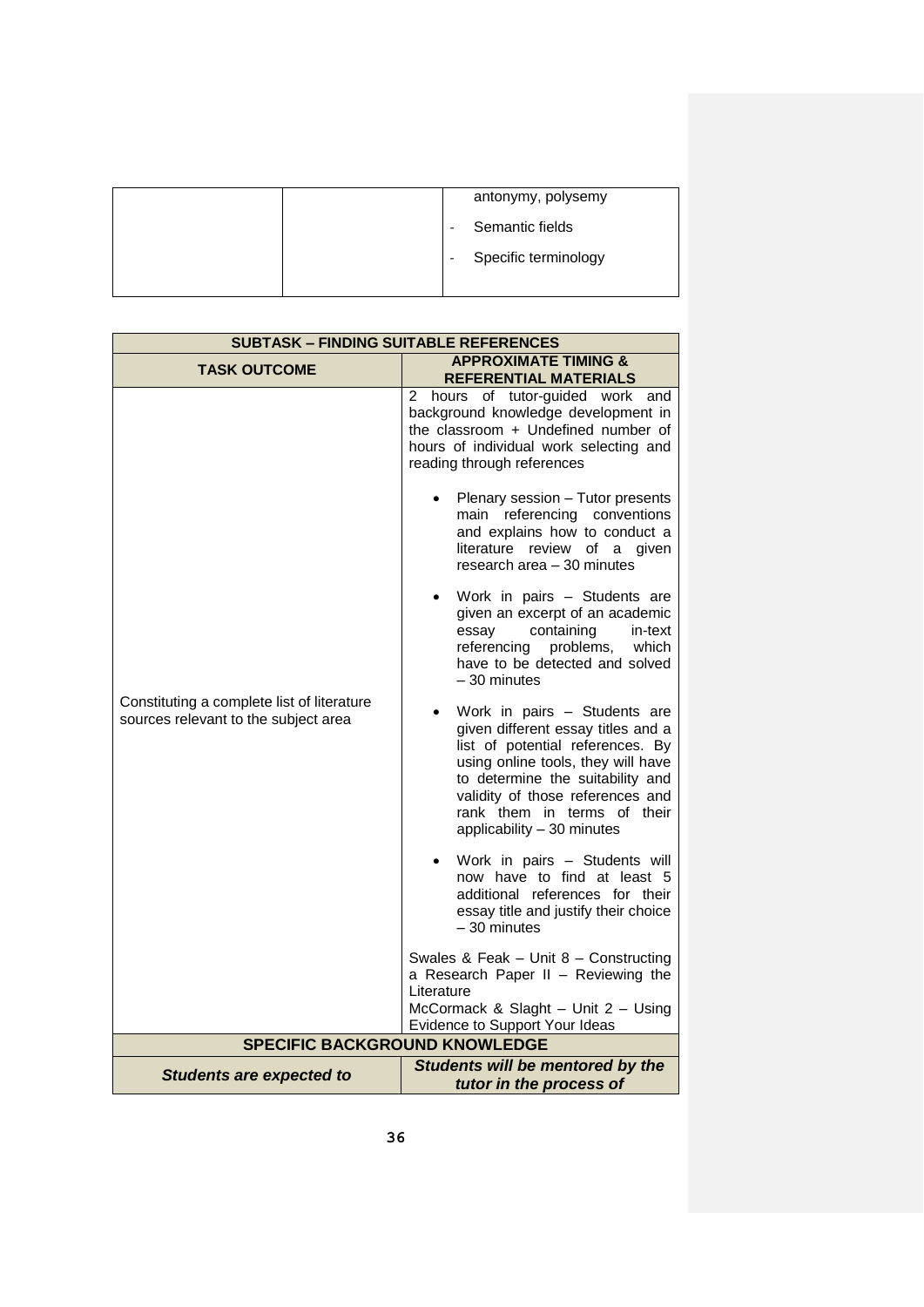| | | antonymy, polysemy<br>- Semantic fields<br>- Specific terminology |
|---|---|---|

| SUBTASK – FINDING SUITABLE REFERENCES | |
|---|---|
| **TASK OUTCOME** | **APPROXIMATE TIMING & REFERENTIAL MATERIALS** |
| Constituting a complete list of literature sources relevant to the subject area | 2 hours of tutor-guided work and background knowledge development in the classroom + Undefined number of hours of individual work selecting and reading through references<br><br>• Plenary session – Tutor presents main referencing conventions and explains how to conduct a literature review of a given research area – 30 minutes<br><br>• Work in pairs – Students are given an excerpt of an academic essay containing in-text referencing problems, which have to be detected and solved – 30 minutes<br><br>• Work in pairs – Students are given different essay titles and a list of potential references. By using online tools, they will have to determine the suitability and validity of those references and rank them in terms of their applicability – 30 minutes<br><br>• Work in pairs – Students will now have to find at least 5 additional references for their essay title and justify their choice – 30 minutes<br><br>Swales & Feak – Unit 8 – Constructing a Research Paper II – Reviewing the Literature<br>McCormack & Slaght – Unit 2 – Using Evidence to Support Your Ideas |
| **SPECIFIC BACKGROUND KNOWLEDGE** | |
| ***Students are expected to*** | ***Students will be mentored by the tutor in the process of*** |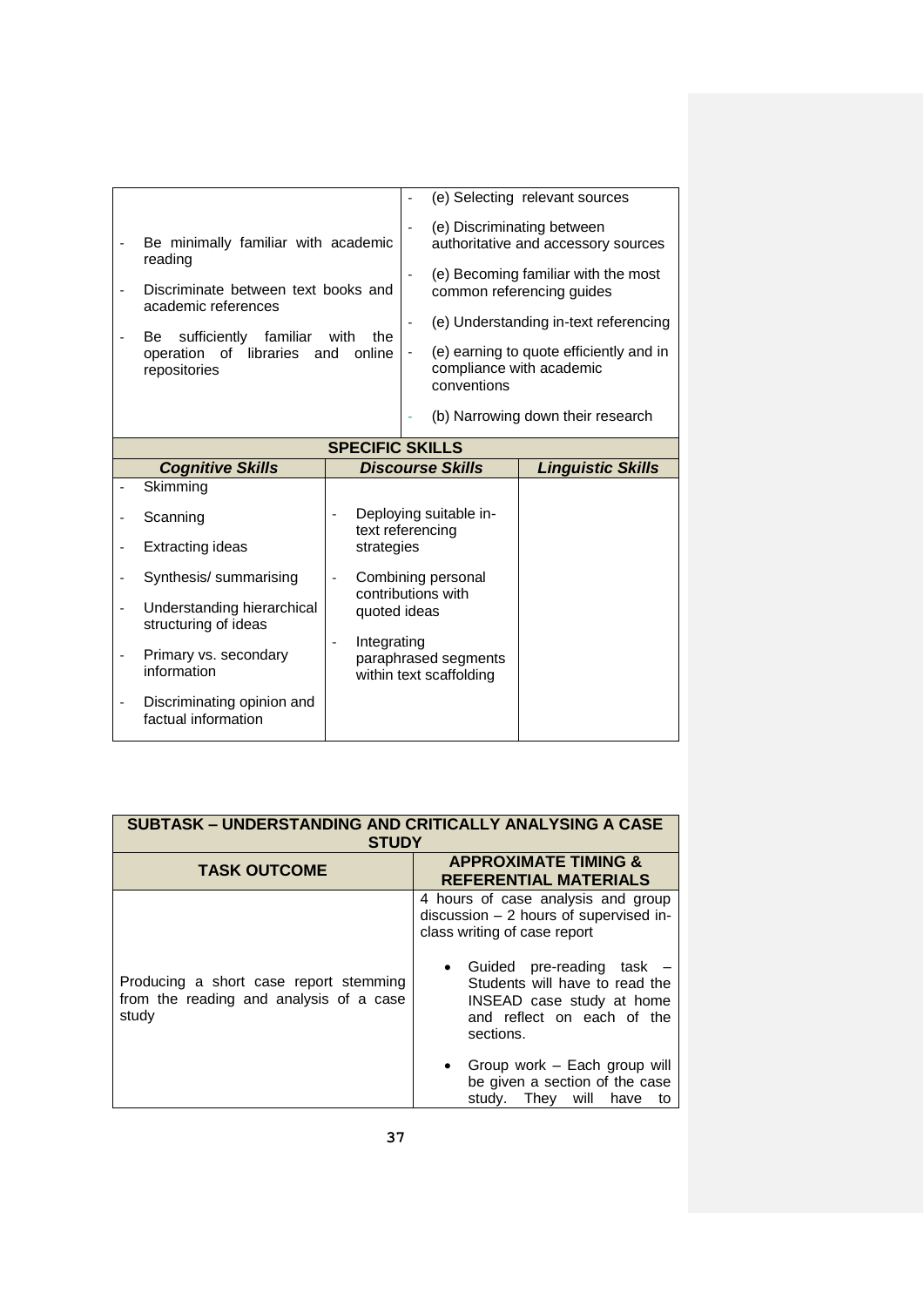| | |
|---|---|
| - Be minimally familiar with academic reading<br>- Discriminate between text books and academic references<br>- Be sufficiently familiar with the operation of libraries and online repositories | - (e) Selecting relevant sources<br>- (e) Discriminating between authoritative and accessory sources<br>- (e) Becoming familiar with the most common referencing guides<br>- (e) Understanding in-text referencing<br>- (e) earning to quote efficiently and in compliance with academic conventions<br>- (b) Narrowing down their research |

| SPECIFIC SKILLS | | |
|---|---|---|
| ***Cognitive Skills*** | ***Discourse Skills*** | ***Linguistic Skills*** |
| - Skimming<br>- Scanning<br>- Extracting ideas<br>- Synthesis/ summarising<br>- Understanding hierarchical structuring of ideas<br>- Primary vs. secondary information<br>- Discriminating opinion and factual information | - Deploying suitable in-text referencing strategies<br>- Combining personal contributions with quoted ideas<br>- Integrating paraphrased segments within text scaffolding | |

| SUBTASK – UNDERSTANDING AND CRITICALLY ANALYSING A CASE STUDY | |
|---|---|
| **TASK OUTCOME** | **APPROXIMATE TIMING & REFERENTIAL MATERIALS** |
| Producing a short case report stemming from the reading and analysis of a case study | 4 hours of case analysis and group discussion – 2 hours of supervised in-class writing of case report<br>• Guided pre-reading task – Students will have to read the INSEAD case study at home and reflect on each of the sections.<br>• Group work – Each group will be given a section of the case study. They will have to |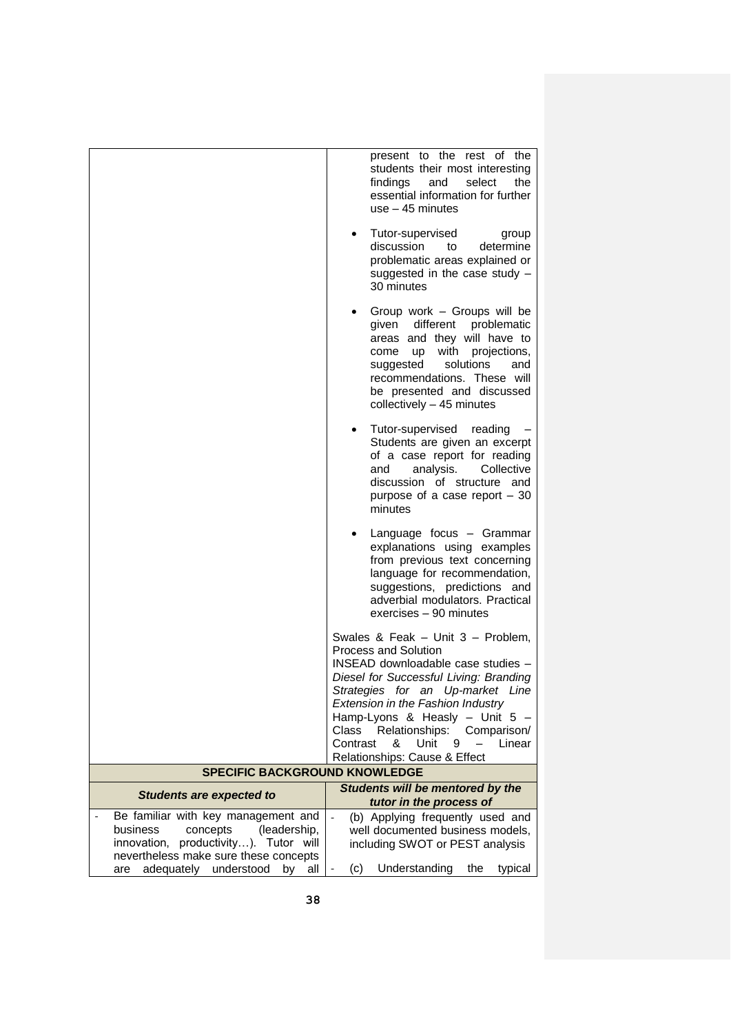| | |
|---|---|
| | present to the rest of the students their most interesting findings and select the essential information for further use – 45 minutes<br><br>• Tutor-supervised group discussion to determine problematic areas explained or suggested in the case study – 30 minutes<br><br>• Group work – Groups will be given different problematic areas and they will have to come up with projections, suggested solutions and recommendations. These will be presented and discussed collectively – 45 minutes<br><br>• Tutor-supervised reading – Students are given an excerpt of a case report for reading and analysis. Collective discussion of structure and purpose of a case report – 30 minutes<br><br>• Language focus – Grammar explanations using examples from previous text concerning language for recommendation, suggestions, predictions and adverbial modulators. Practical exercises – 90 minutes<br><br>Swales & Feak – Unit 3 – Problem, Process and Solution<br>INSEAD downloadable case studies – *Diesel for Successful Living: Branding Strategies for an Up-market Line Extension in the Fashion Industry*<br>Hamp-Lyons & Heasly – Unit 5 – Class Relationships: Comparison/ Contrast & Unit 9 – Linear Relationships: Cause & Effect |
| **SPECIFIC BACKGROUND KNOWLEDGE** | |
| ***Students are expected to*** | ***Students will be mentored by the tutor in the process of*** |
| - Be familiar with key management and business concepts (leadership, innovation, productivity…). Tutor will nevertheless make sure these concepts are adequately understood by all | - (b) Applying frequently used and well documented business models, including SWOT or PEST analysis<br><br>- (c) Understanding the typical |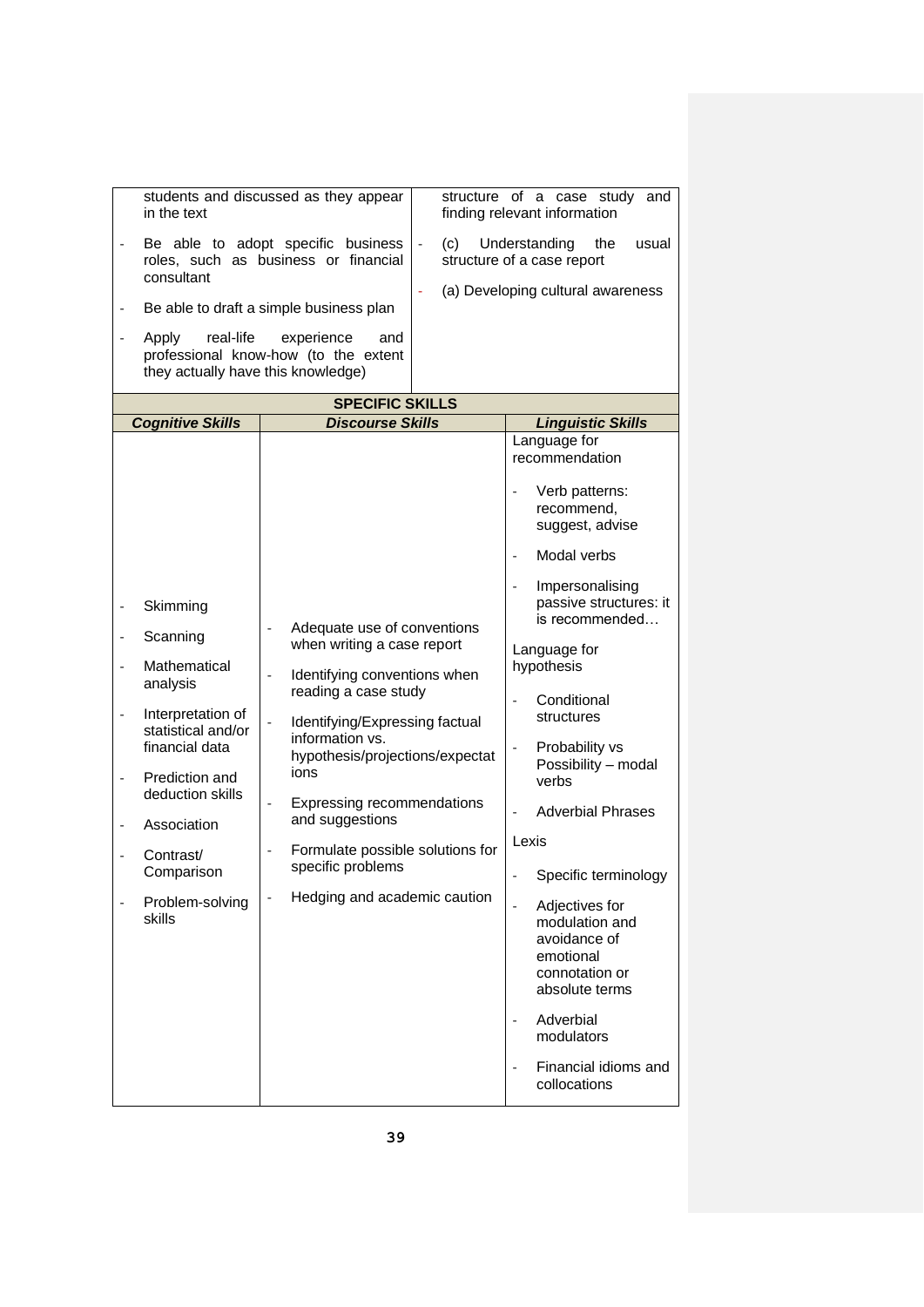| | |
|---|---|
| students and discussed as they appear in the text<br>- Be able to adopt specific business roles, such as business or financial consultant<br>- Be able to draft a simple business plan<br>- Apply real-life experience and professional know-how (to the extent they actually have this knowledge) | structure of a case study and finding relevant information<br>- (c) Understanding the usual structure of a case report<br>- (a) Developing cultural awareness |

| SPECIFIC SKILLS | | |
|---|---|---|
| ***Cognitive Skills*** | ***Discourse Skills*** | ***Linguistic Skills*** |
| - Skimming<br>- Scanning<br>- Mathematical analysis<br>- Interpretation of statistical and/or financial data<br>- Prediction and deduction skills<br>- Association<br>- Contrast/ Comparison<br>- Problem-solving skills | - Adequate use of conventions when writing a case report<br>- Identifying conventions when reading a case study<br>- Identifying/Expressing factual information vs. hypothesis/projections/expectations<br>- Expressing recommendations and suggestions<br>- Formulate possible solutions for specific problems<br>- Hedging and academic caution | Language for recommendation<br>- Verb patterns: recommend, suggest, advise<br>- Modal verbs<br>- Impersonalising passive structures: it is recommended…<br>Language for hypothesis<br>- Conditional structures<br>- Probability vs Possibility – modal verbs<br>- Adverbial Phrases<br>Lexis<br>- Specific terminology<br>- Adjectives for modulation and avoidance of emotional connotation or absolute terms<br>- Adverbial modulators<br>- Financial idioms and collocations |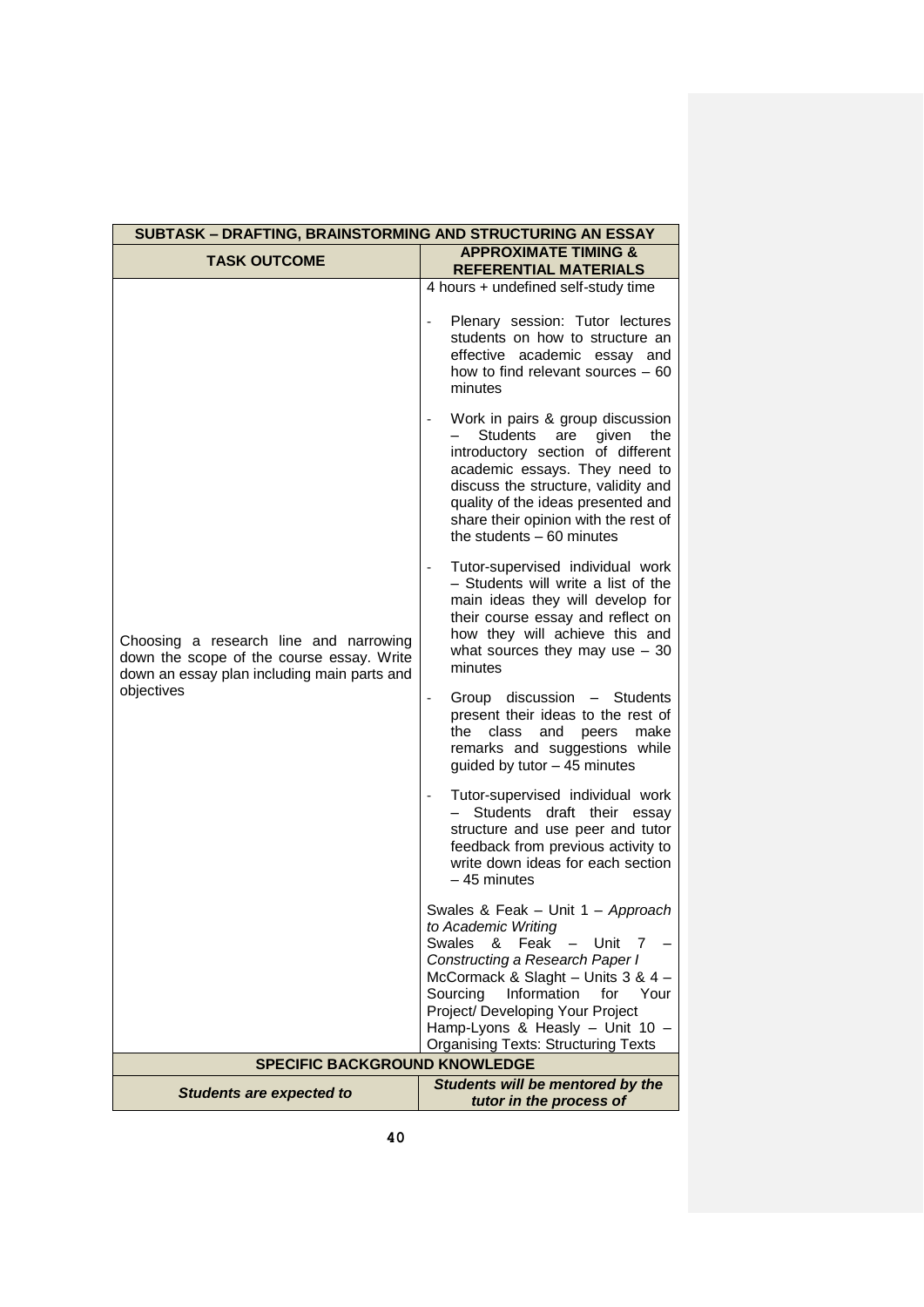| SUBTASK – DRAFTING, BRAINSTORMING AND STRUCTURING AN ESSAY | |
|---|---|
| **TASK OUTCOME** | **APPROXIMATE TIMING & REFERENTIAL MATERIALS** |
| Choosing a research line and narrowing down the scope of the course essay. Write down an essay plan including main parts and objectives | 4 hours + undefined self-study time<br><br>- Plenary session: Tutor lectures students on how to structure an effective academic essay and how to find relevant sources – 60 minutes<br><br>- Work in pairs & group discussion – Students are given the introductory section of different academic essays. They need to discuss the structure, validity and quality of the ideas presented and share their opinion with the rest of the students – 60 minutes<br><br>- Tutor-supervised individual work – Students will write a list of the main ideas they will develop for their course essay and reflect on how they will achieve this and what sources they may use – 30 minutes<br><br>- Group discussion – Students present their ideas to the rest of the class and peers make remarks and suggestions while guided by tutor – 45 minutes<br><br>- Tutor-supervised individual work – Students draft their essay structure and use peer and tutor feedback from previous activity to write down ideas for each section – 45 minutes<br><br>Swales & Feak – Unit 1 – *Approach to Academic Writing*<br>Swales & Feak – Unit 7 – *Constructing a Research Paper I*<br>McCormack & Slaght – Units 3 & 4 – Sourcing Information for Your Project/ Developing Your Project<br>Hamp-Lyons & Heasly – Unit 10 – Organising Texts: Structuring Texts |
| **SPECIFIC BACKGROUND KNOWLEDGE** | |
| ***Students are expected to*** | ***Students will be mentored by the tutor in the process of*** |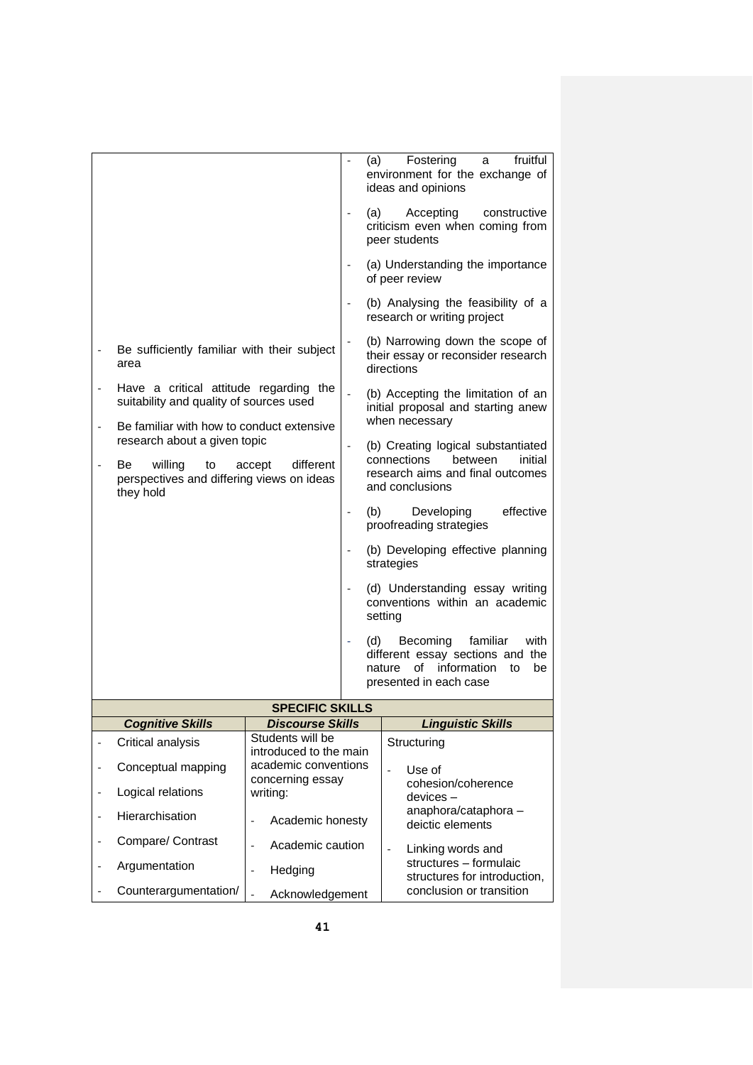| | |
|---|---|
| - Be sufficiently familiar with their subject area<br>- Have a critical attitude regarding the suitability and quality of sources used<br>- Be familiar with how to conduct extensive research about a given topic<br>- Be willing to accept different perspectives and differing views on ideas they hold | - (a) Fostering a fruitful environment for the exchange of ideas and opinions<br>- (a) Accepting constructive criticism even when coming from peer students<br>- (a) Understanding the importance of peer review<br>- (b) Analysing the feasibility of a research or writing project<br>- (b) Narrowing down the scope of their essay or reconsider research directions<br>- (b) Accepting the limitation of an initial proposal and starting anew when necessary<br>- (b) Creating logical substantiated connections between initial research aims and final outcomes and conclusions<br>- (b) Developing effective proofreading strategies<br>- (b) Developing effective planning strategies<br>- (d) Understanding essay writing conventions within an academic setting<br>- (d) Becoming familiar with different essay sections and the nature of information to be presented in each case |

| SPECIFIC SKILLS | | |
|---|---|---|
| ***Cognitive Skills*** | ***Discourse Skills*** | ***Linguistic Skills*** |
| - Critical analysis<br>- Conceptual mapping<br>- Logical relations<br>- Hierarchisation<br>- Compare/ Contrast<br>- Argumentation<br>- Counterargumentation/ | Students will be introduced to the main academic conventions concerning essay writing:<br>- Academic honesty<br>- Academic caution<br>- Hedging<br>- Acknowledgement | Structuring<br>- Use of cohesion/coherence devices – anaphora/cataphora – deictic elements<br>- Linking words and structures – formulaic structures for introduction, conclusion or transition |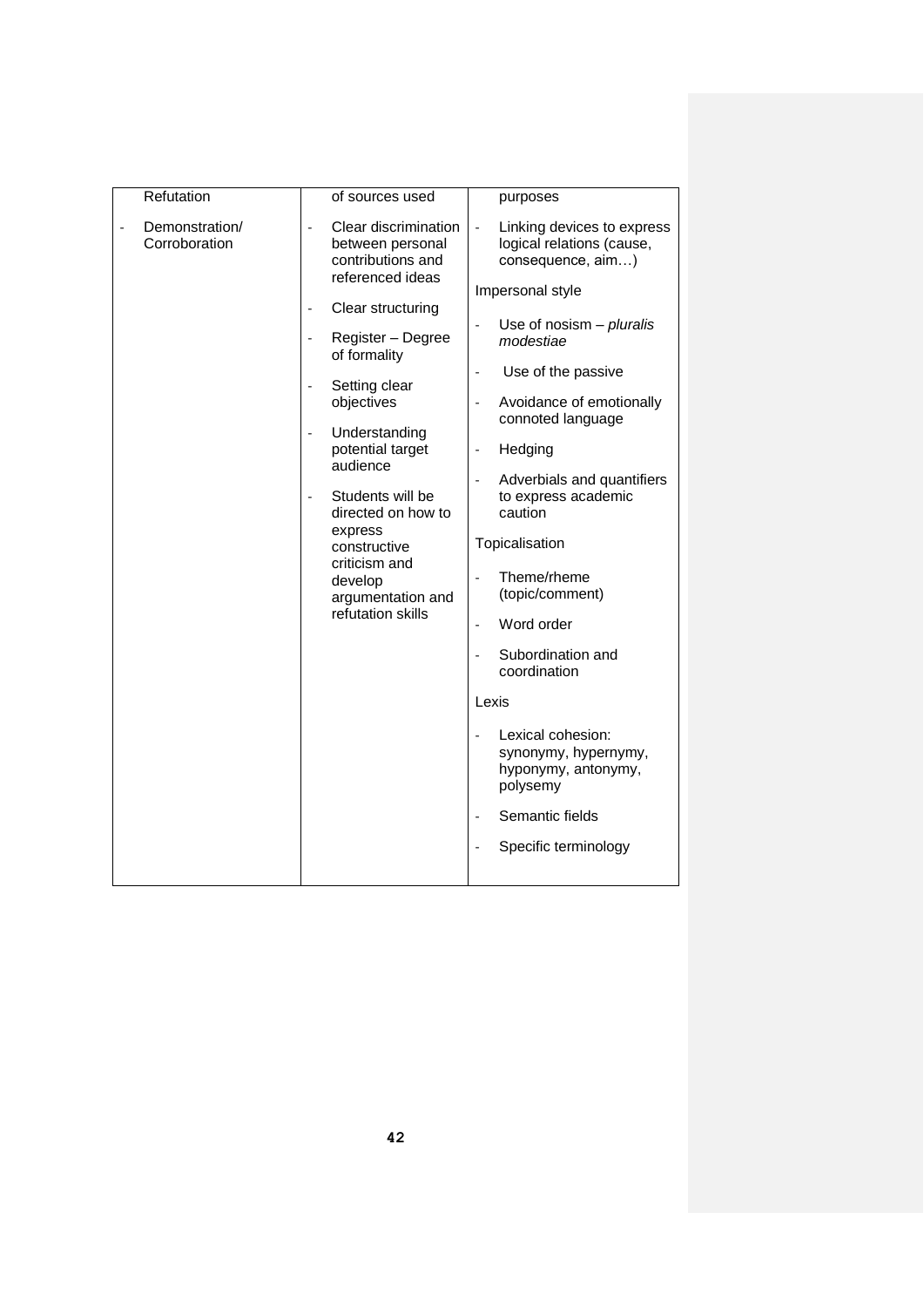| | | |
|---|---|---|
| Refutation | of sources used | purposes |
| - Demonstration/ Corroboration | - Clear discrimination between personal contributions and referenced ideas<br>- Clear structuring<br>- Register – Degree of formality<br>- Setting clear objectives<br>- Understanding potential target audience<br>- Students will be directed on how to express constructive criticism and develop argumentation and refutation skills | - Linking devices to express logical relations (cause, consequence, aim…)<br>Impersonal style<br>- Use of nosism – *pluralis modestiae*<br>- Use of the passive<br>- Avoidance of emotionally connoted language<br>- Hedging<br>- Adverbials and quantifiers to express academic caution<br>Topicalisation<br>- Theme/rheme (topic/comment)<br>- Word order<br>- Subordination and coordination<br>Lexis<br>- Lexical cohesion: synonymy, hypernymy, hyponymy, antonymy, polysemy<br>- Semantic fields<br>- Specific terminology |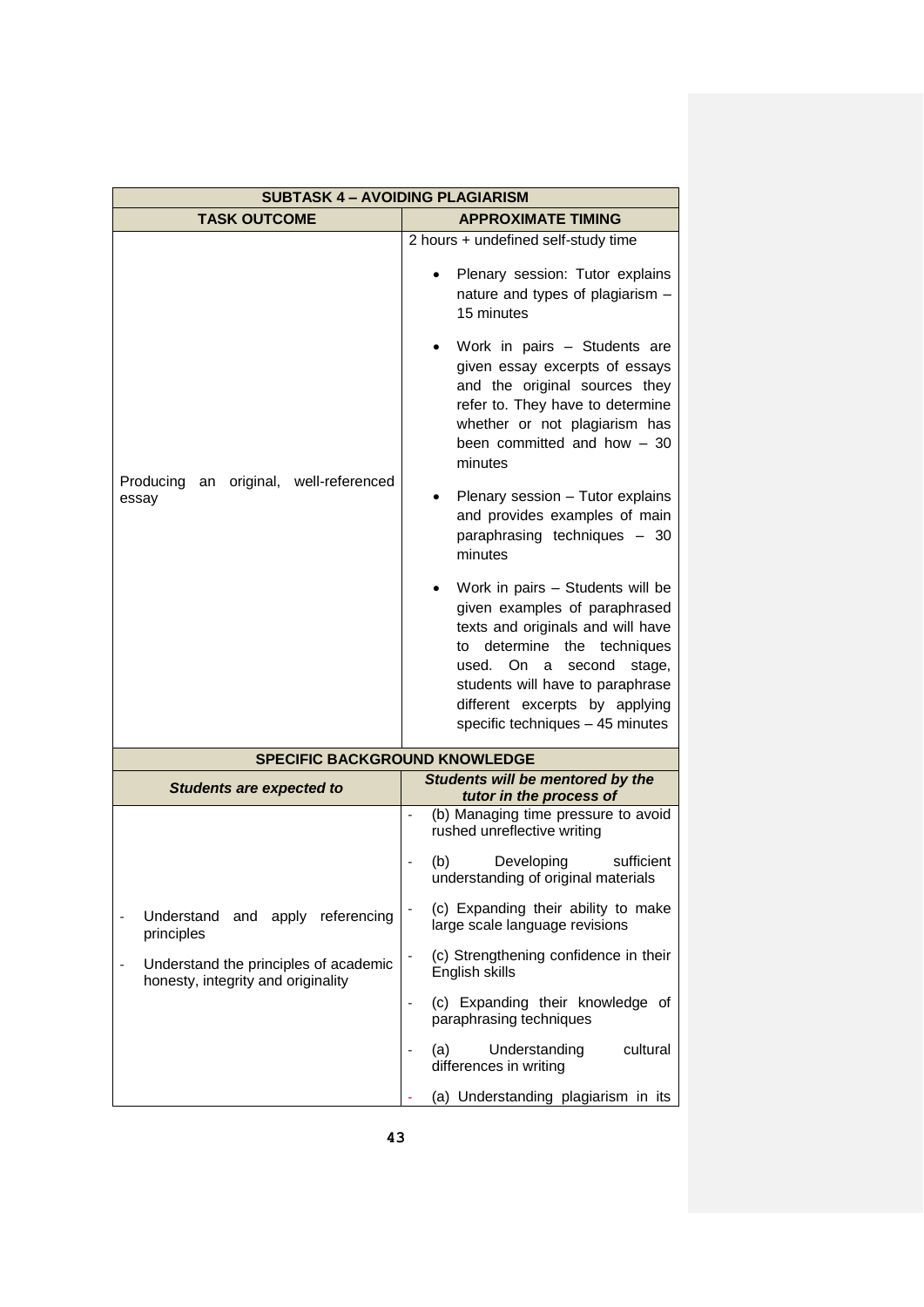| SUBTASK 4 – AVOIDING PLAGIARISM | |
|---|---|
| **TASK OUTCOME** | **APPROXIMATE TIMING** |
| Producing an original, well-referenced essay | 2 hours + undefined self-study time<br><br>• Plenary session: Tutor explains nature and types of plagiarism – 15 minutes<br><br>• Work in pairs – Students are given essay excerpts of essays and the original sources they refer to. They have to determine whether or not plagiarism has been committed and how – 30 minutes<br><br>• Plenary session – Tutor explains and provides examples of main paraphrasing techniques – 30 minutes<br><br>• Work in pairs – Students will be given examples of paraphrased texts and originals and will have to determine the techniques used. On a second stage, students will have to paraphrase different excerpts by applying specific techniques – 45 minutes |
| **SPECIFIC BACKGROUND KNOWLEDGE** | |
| ***Students are expected to*** | ***Students will be mentored by the tutor in the process of*** |
| - Understand and apply referencing principles<br><br>- Understand the principles of academic honesty, integrity and originality | - (b) Managing time pressure to avoid rushed unreflective writing<br><br>- (b) Developing sufficient understanding of original materials<br><br>- (c) Expanding their ability to make large scale language revisions<br><br>- (c) Strengthening confidence in their English skills<br><br>- (c) Expanding their knowledge of paraphrasing techniques<br><br>- (a) Understanding cultural differences in writing<br><br>- (a) Understanding plagiarism in its |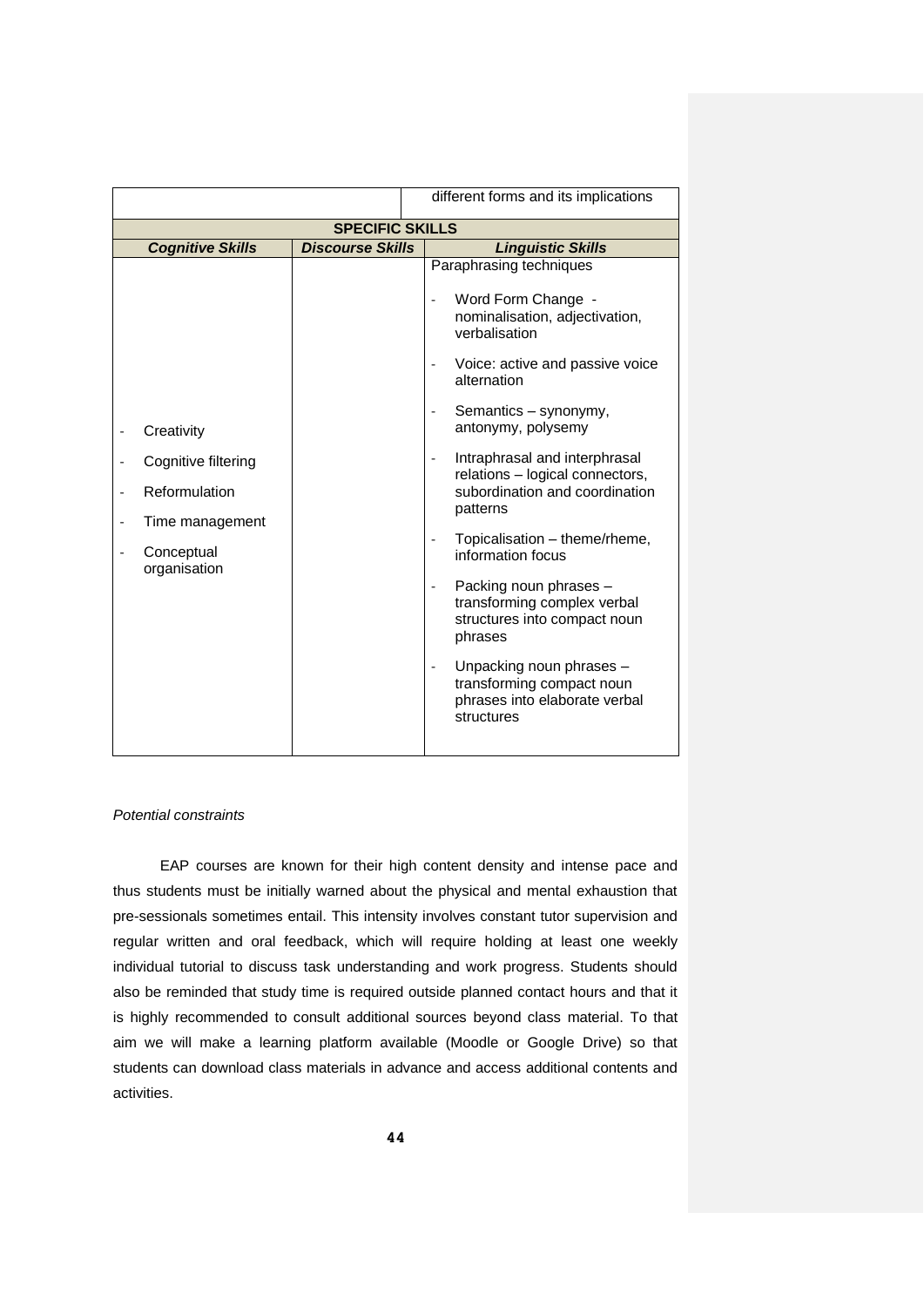| | | different forms and its implications |
|---|---|---|
| **SPECIFIC SKILLS** | | |
| ***Cognitive Skills*** | ***Discourse Skills*** | ***Linguistic Skills*** |
| - Creativity<br>- Cognitive filtering<br>- Reformulation<br>- Time management<br>- Conceptual organisation | | Paraphrasing techniques<br>- Word Form Change - nominalisation, adjectivation, verbalisation<br>- Voice: active and passive voice alternation<br>- Semantics – synonymy, antonymy, polysemy<br>- Intraphrasal and interphrasal relations – logical connectors, subordination and coordination patterns<br>- Topicalisation – theme/rheme, information focus<br>- Packing noun phrases – transforming complex verbal structures into compact noun phrases<br>- Unpacking noun phrases – transforming compact noun phrases into elaborate verbal structures |

*Potential constraints*

EAP courses are known for their high content density and intense pace and thus students must be initially warned about the physical and mental exhaustion that pre-sessionals sometimes entail. This intensity involves constant tutor supervision and regular written and oral feedback, which will require holding at least one weekly individual tutorial to discuss task understanding and work progress. Students should also be reminded that study time is required outside planned contact hours and that it is highly recommended to consult additional sources beyond class material. To that aim we will make a learning platform available (Moodle or Google Drive) so that students can download class materials in advance and access additional contents and activities.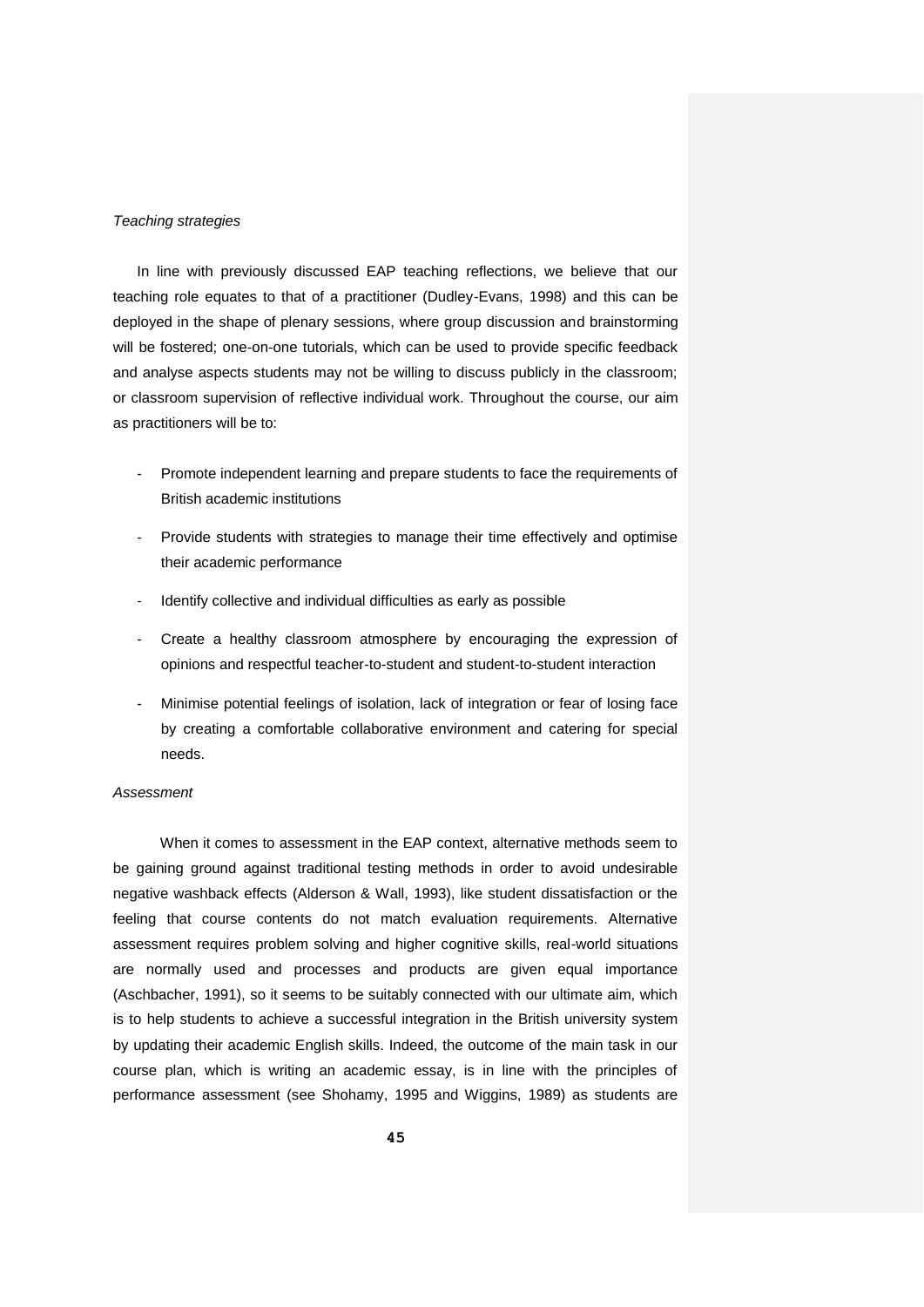*Teaching strategies*

In line with previously discussed EAP teaching reflections, we believe that our teaching role equates to that of a practitioner (Dudley-Evans, 1998) and this can be deployed in the shape of plenary sessions, where group discussion and brainstorming will be fostered; one-on-one tutorials, which can be used to provide specific feedback and analyse aspects students may not be willing to discuss publicly in the classroom; or classroom supervision of reflective individual work. Throughout the course, our aim as practitioners will be to:

- Promote independent learning and prepare students to face the requirements of British academic institutions
- Provide students with strategies to manage their time effectively and optimise their academic performance
- Identify collective and individual difficulties as early as possible
- Create a healthy classroom atmosphere by encouraging the expression of opinions and respectful teacher-to-student and student-to-student interaction
- Minimise potential feelings of isolation, lack of integration or fear of losing face by creating a comfortable collaborative environment and catering for special needs.

*Assessment*

When it comes to assessment in the EAP context, alternative methods seem to be gaining ground against traditional testing methods in order to avoid undesirable negative washback effects (Alderson & Wall, 1993), like student dissatisfaction or the feeling that course contents do not match evaluation requirements. Alternative assessment requires problem solving and higher cognitive skills, real-world situations are normally used and processes and products are given equal importance (Aschbacher, 1991), so it seems to be suitably connected with our ultimate aim, which is to help students to achieve a successful integration in the British university system by updating their academic English skills. Indeed, the outcome of the main task in our course plan, which is writing an academic essay, is in line with the principles of performance assessment (see Shohamy, 1995 and Wiggins, 1989) as students are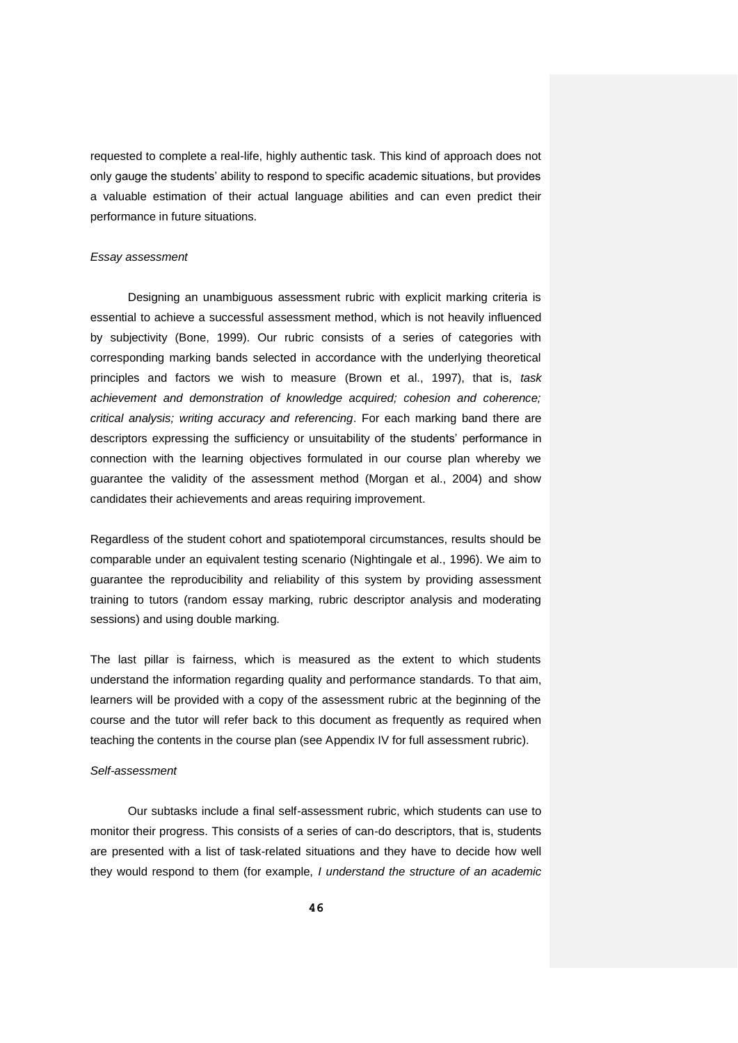requested to complete a real-life, highly authentic task. This kind of approach does not only gauge the students' ability to respond to specific academic situations, but provides a valuable estimation of their actual language abilities and can even predict their performance in future situations.

*Essay assessment*

Designing an unambiguous assessment rubric with explicit marking criteria is essential to achieve a successful assessment method, which is not heavily influenced by subjectivity (Bone, 1999). Our rubric consists of a series of categories with corresponding marking bands selected in accordance with the underlying theoretical principles and factors we wish to measure (Brown et al., 1997), that is, *task achievement and demonstration of knowledge acquired; cohesion and coherence; critical analysis; writing accuracy and referencing*. For each marking band there are descriptors expressing the sufficiency or unsuitability of the students' performance in connection with the learning objectives formulated in our course plan whereby we guarantee the validity of the assessment method (Morgan et al., 2004) and show candidates their achievements and areas requiring improvement.

Regardless of the student cohort and spatiotemporal circumstances, results should be comparable under an equivalent testing scenario (Nightingale et al., 1996). We aim to guarantee the reproducibility and reliability of this system by providing assessment training to tutors (random essay marking, rubric descriptor analysis and moderating sessions) and using double marking.

The last pillar is fairness, which is measured as the extent to which students understand the information regarding quality and performance standards. To that aim, learners will be provided with a copy of the assessment rubric at the beginning of the course and the tutor will refer back to this document as frequently as required when teaching the contents in the course plan (see Appendix IV for full assessment rubric).

*Self-assessment*

Our subtasks include a final self-assessment rubric, which students can use to monitor their progress. This consists of a series of can-do descriptors, that is, students are presented with a list of task-related situations and they have to decide how well they would respond to them (for example, *I understand the structure of an academic*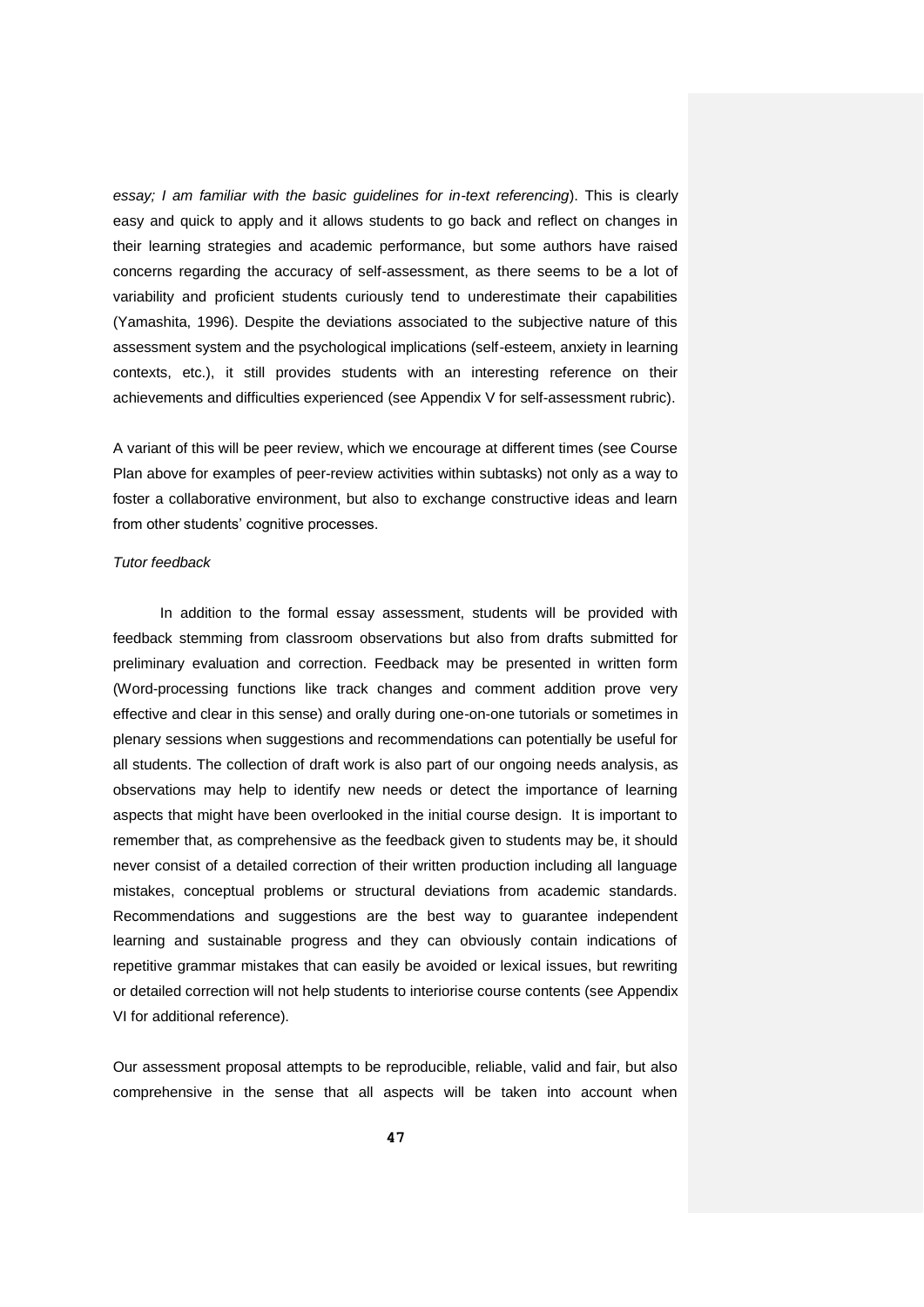*essay; I am familiar with the basic guidelines for in-text referencing*). This is clearly easy and quick to apply and it allows students to go back and reflect on changes in their learning strategies and academic performance, but some authors have raised concerns regarding the accuracy of self-assessment, as there seems to be a lot of variability and proficient students curiously tend to underestimate their capabilities (Yamashita, 1996). Despite the deviations associated to the subjective nature of this assessment system and the psychological implications (self-esteem, anxiety in learning contexts, etc.), it still provides students with an interesting reference on their achievements and difficulties experienced (see Appendix V for self-assessment rubric).

A variant of this will be peer review, which we encourage at different times (see Course Plan above for examples of peer-review activities within subtasks) not only as a way to foster a collaborative environment, but also to exchange constructive ideas and learn from other students' cognitive processes.

*Tutor feedback*

In addition to the formal essay assessment, students will be provided with feedback stemming from classroom observations but also from drafts submitted for preliminary evaluation and correction. Feedback may be presented in written form (Word-processing functions like track changes and comment addition prove very effective and clear in this sense) and orally during one-on-one tutorials or sometimes in plenary sessions when suggestions and recommendations can potentially be useful for all students. The collection of draft work is also part of our ongoing needs analysis, as observations may help to identify new needs or detect the importance of learning aspects that might have been overlooked in the initial course design. It is important to remember that, as comprehensive as the feedback given to students may be, it should never consist of a detailed correction of their written production including all language mistakes, conceptual problems or structural deviations from academic standards. Recommendations and suggestions are the best way to guarantee independent learning and sustainable progress and they can obviously contain indications of repetitive grammar mistakes that can easily be avoided or lexical issues, but rewriting or detailed correction will not help students to interiorise course contents (see Appendix VI for additional reference).

Our assessment proposal attempts to be reproducible, reliable, valid and fair, but also comprehensive in the sense that all aspects will be taken into account when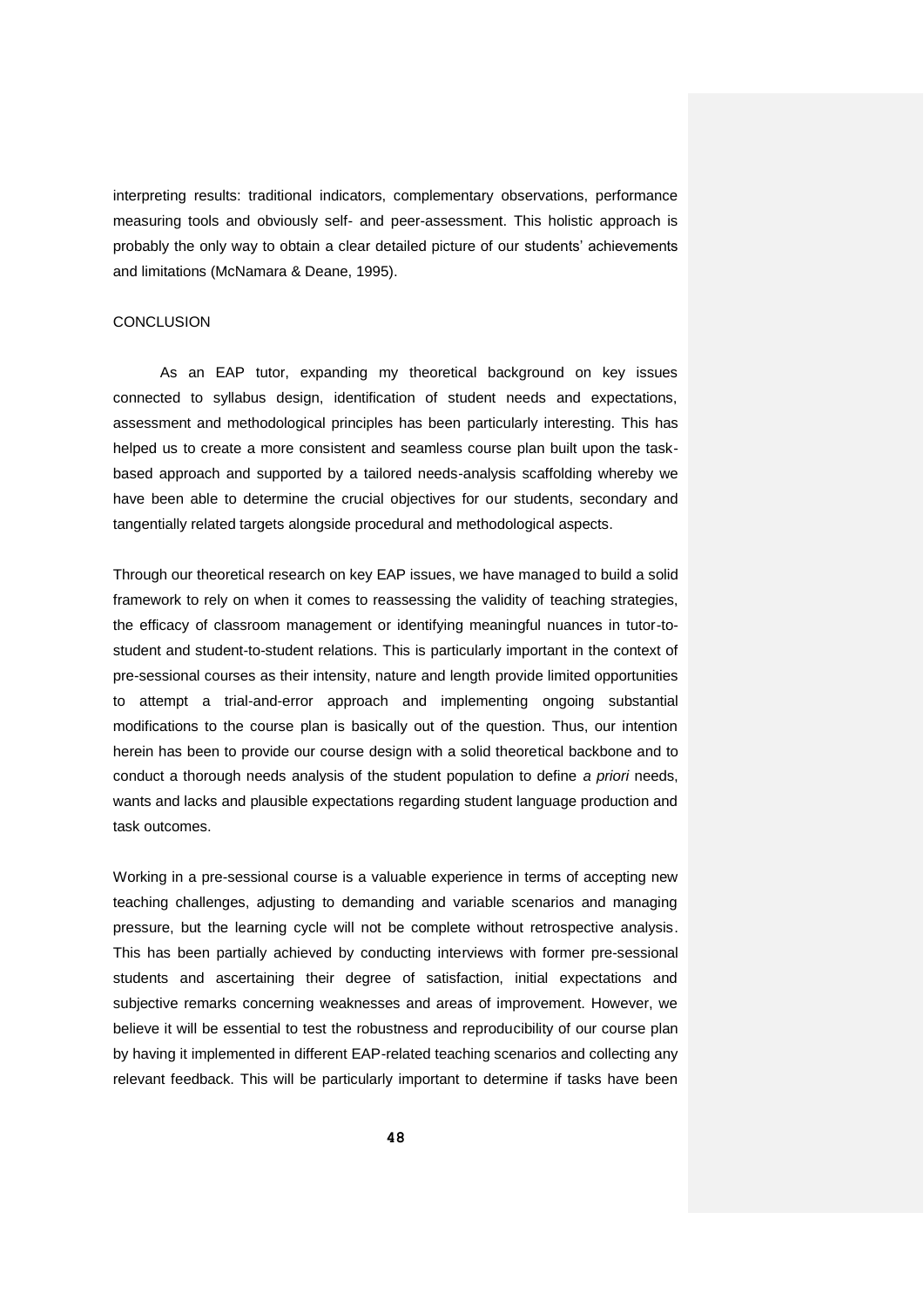interpreting results: traditional indicators, complementary observations, performance measuring tools and obviously self- and peer-assessment. This holistic approach is probably the only way to obtain a clear detailed picture of our students' achievements and limitations (McNamara & Deane, 1995).

## CONCLUSION

As an EAP tutor, expanding my theoretical background on key issues connected to syllabus design, identification of student needs and expectations, assessment and methodological principles has been particularly interesting. This has helped us to create a more consistent and seamless course plan built upon the task-based approach and supported by a tailored needs-analysis scaffolding whereby we have been able to determine the crucial objectives for our students, secondary and tangentially related targets alongside procedural and methodological aspects.

Through our theoretical research on key EAP issues, we have managed to build a solid framework to rely on when it comes to reassessing the validity of teaching strategies, the efficacy of classroom management or identifying meaningful nuances in tutor-to-student and student-to-student relations. This is particularly important in the context of pre-sessional courses as their intensity, nature and length provide limited opportunities to attempt a trial-and-error approach and implementing ongoing substantial modifications to the course plan is basically out of the question. Thus, our intention herein has been to provide our course design with a solid theoretical backbone and to conduct a thorough needs analysis of the student population to define *a priori* needs, wants and lacks and plausible expectations regarding student language production and task outcomes.

Working in a pre-sessional course is a valuable experience in terms of accepting new teaching challenges, adjusting to demanding and variable scenarios and managing pressure, but the learning cycle will not be complete without retrospective analysis. This has been partially achieved by conducting interviews with former pre-sessional students and ascertaining their degree of satisfaction, initial expectations and subjective remarks concerning weaknesses and areas of improvement. However, we believe it will be essential to test the robustness and reproducibility of our course plan by having it implemented in different EAP-related teaching scenarios and collecting any relevant feedback. This will be particularly important to determine if tasks have been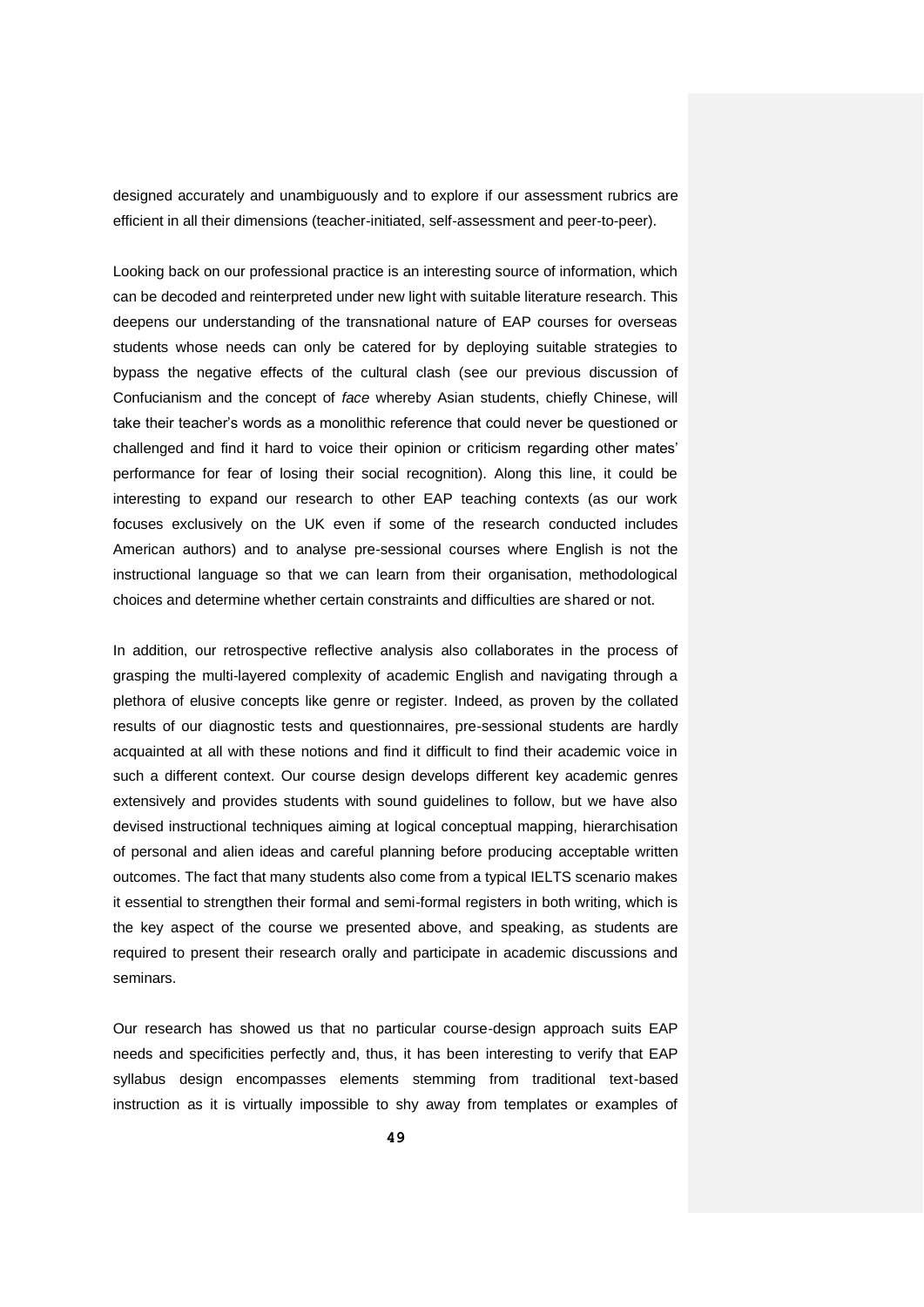designed accurately and unambiguously and to explore if our assessment rubrics are efficient in all their dimensions (teacher-initiated, self-assessment and peer-to-peer).

Looking back on our professional practice is an interesting source of information, which can be decoded and reinterpreted under new light with suitable literature research. This deepens our understanding of the transnational nature of EAP courses for overseas students whose needs can only be catered for by deploying suitable strategies to bypass the negative effects of the cultural clash (see our previous discussion of Confucianism and the concept of *face* whereby Asian students, chiefly Chinese, will take their teacher's words as a monolithic reference that could never be questioned or challenged and find it hard to voice their opinion or criticism regarding other mates' performance for fear of losing their social recognition). Along this line, it could be interesting to expand our research to other EAP teaching contexts (as our work focuses exclusively on the UK even if some of the research conducted includes American authors) and to analyse pre-sessional courses where English is not the instructional language so that we can learn from their organisation, methodological choices and determine whether certain constraints and difficulties are shared or not.

In addition, our retrospective reflective analysis also collaborates in the process of grasping the multi-layered complexity of academic English and navigating through a plethora of elusive concepts like genre or register. Indeed, as proven by the collated results of our diagnostic tests and questionnaires, pre-sessional students are hardly acquainted at all with these notions and find it difficult to find their academic voice in such a different context. Our course design develops different key academic genres extensively and provides students with sound guidelines to follow, but we have also devised instructional techniques aiming at logical conceptual mapping, hierarchisation of personal and alien ideas and careful planning before producing acceptable written outcomes. The fact that many students also come from a typical IELTS scenario makes it essential to strengthen their formal and semi-formal registers in both writing, which is the key aspect of the course we presented above, and speaking, as students are required to present their research orally and participate in academic discussions and seminars.

Our research has showed us that no particular course-design approach suits EAP needs and specificities perfectly and, thus, it has been interesting to verify that EAP syllabus design encompasses elements stemming from traditional text-based instruction as it is virtually impossible to shy away from templates or examples of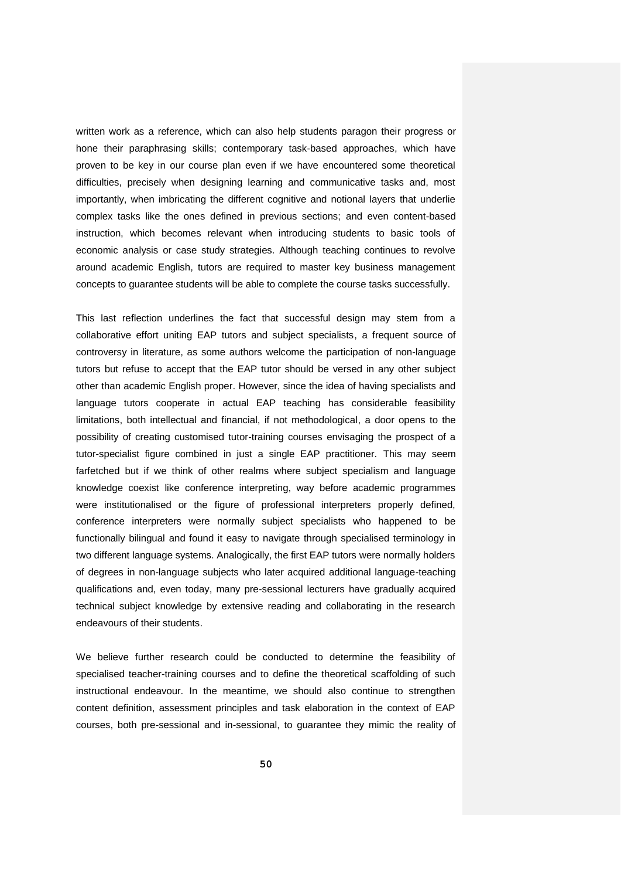written work as a reference, which can also help students paragon their progress or hone their paraphrasing skills; contemporary task-based approaches, which have proven to be key in our course plan even if we have encountered some theoretical difficulties, precisely when designing learning and communicative tasks and, most importantly, when imbricating the different cognitive and notional layers that underlie complex tasks like the ones defined in previous sections; and even content-based instruction, which becomes relevant when introducing students to basic tools of economic analysis or case study strategies. Although teaching continues to revolve around academic English, tutors are required to master key business management concepts to guarantee students will be able to complete the course tasks successfully.

This last reflection underlines the fact that successful design may stem from a collaborative effort uniting EAP tutors and subject specialists, a frequent source of controversy in literature, as some authors welcome the participation of non-language tutors but refuse to accept that the EAP tutor should be versed in any other subject other than academic English proper. However, since the idea of having specialists and language tutors cooperate in actual EAP teaching has considerable feasibility limitations, both intellectual and financial, if not methodological, a door opens to the possibility of creating customised tutor-training courses envisaging the prospect of a tutor-specialist figure combined in just a single EAP practitioner. This may seem farfetched but if we think of other realms where subject specialism and language knowledge coexist like conference interpreting, way before academic programmes were institutionalised or the figure of professional interpreters properly defined, conference interpreters were normally subject specialists who happened to be functionally bilingual and found it easy to navigate through specialised terminology in two different language systems. Analogically, the first EAP tutors were normally holders of degrees in non-language subjects who later acquired additional language-teaching qualifications and, even today, many pre-sessional lecturers have gradually acquired technical subject knowledge by extensive reading and collaborating in the research endeavours of their students.

We believe further research could be conducted to determine the feasibility of specialised teacher-training courses and to define the theoretical scaffolding of such instructional endeavour. In the meantime, we should also continue to strengthen content definition, assessment principles and task elaboration in the context of EAP courses, both pre-sessional and in-sessional, to guarantee they mimic the reality of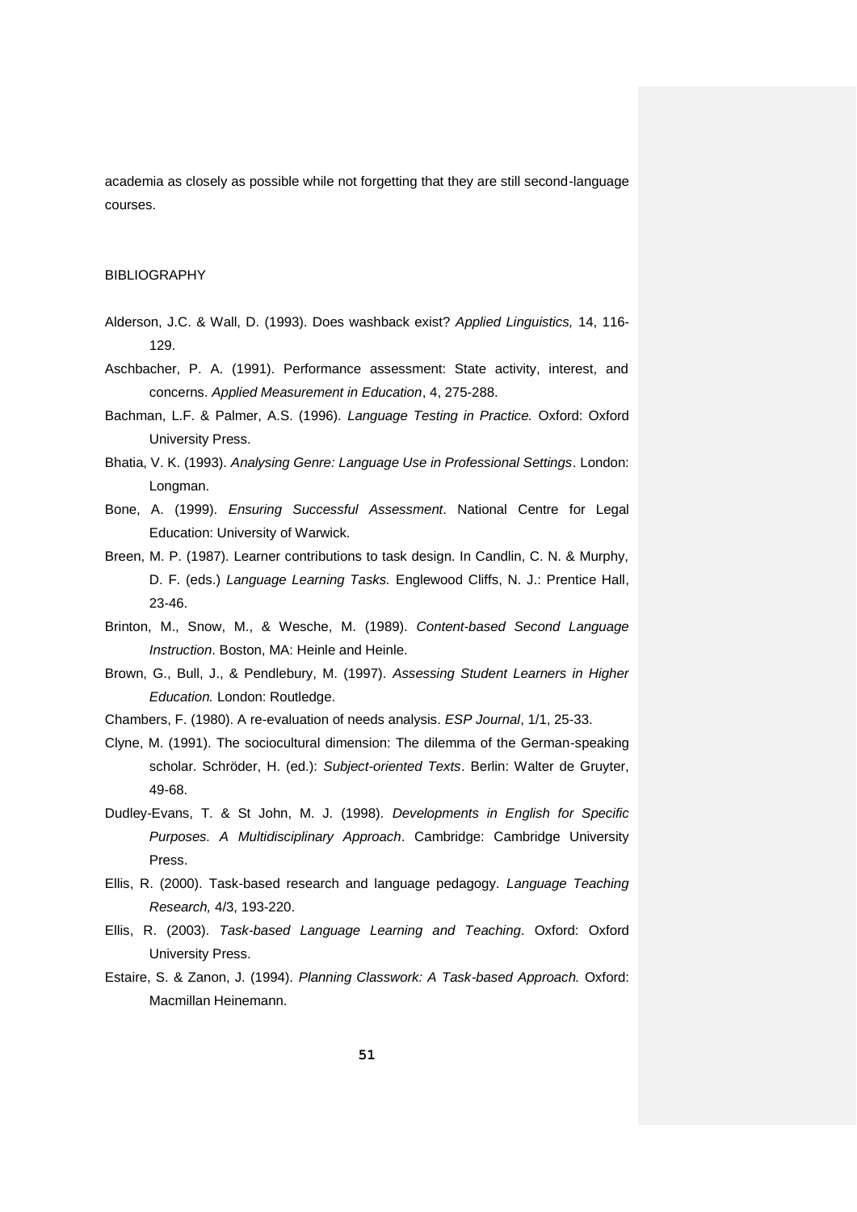academia as closely as possible while not forgetting that they are still second-language courses.

## BIBLIOGRAPHY

Alderson, J.C. & Wall, D. (1993). Does washback exist? *Applied Linguistics,* 14, 116-129.

Aschbacher, P. A. (1991). Performance assessment: State activity, interest, and concerns. *Applied Measurement in Education*, 4, 275-288.

Bachman, L.F. & Palmer, A.S. (1996). *Language Testing in Practice.* Oxford: Oxford University Press.

Bhatia, V. K. (1993). *Analysing Genre: Language Use in Professional Settings*. London: Longman.

Bone, A. (1999). *Ensuring Successful Assessment*. National Centre for Legal Education: University of Warwick.

Breen, M. P. (1987). Learner contributions to task design. In Candlin, C. N. & Murphy, D. F. (eds.) *Language Learning Tasks.* Englewood Cliffs, N. J.: Prentice Hall, 23-46.

Brinton, M., Snow, M., & Wesche, M. (1989). *Content-based Second Language Instruction*. Boston, MA: Heinle and Heinle.

Brown, G., Bull, J., & Pendlebury, M. (1997). *Assessing Student Learners in Higher Education.* London: Routledge.

Chambers, F. (1980). A re-evaluation of needs analysis. *ESP Journal*, 1/1, 25-33.

Clyne, M. (1991). The sociocultural dimension: The dilemma of the German-speaking scholar. Schröder, H. (ed.): *Subject-oriented Texts*. Berlin: Walter de Gruyter, 49-68.

Dudley-Evans, T. & St John, M. J. (1998). *Developments in English for Specific Purposes. A Multidisciplinary Approach*. Cambridge: Cambridge University Press.

Ellis, R. (2000). Task-based research and language pedagogy. *Language Teaching Research,* 4/3, 193-220.

Ellis, R. (2003). *Task-based Language Learning and Teaching*. Oxford: Oxford University Press.

Estaire, S. & Zanon, J. (1994). *Planning Classwork: A Task-based Approach.* Oxford: Macmillan Heinemann.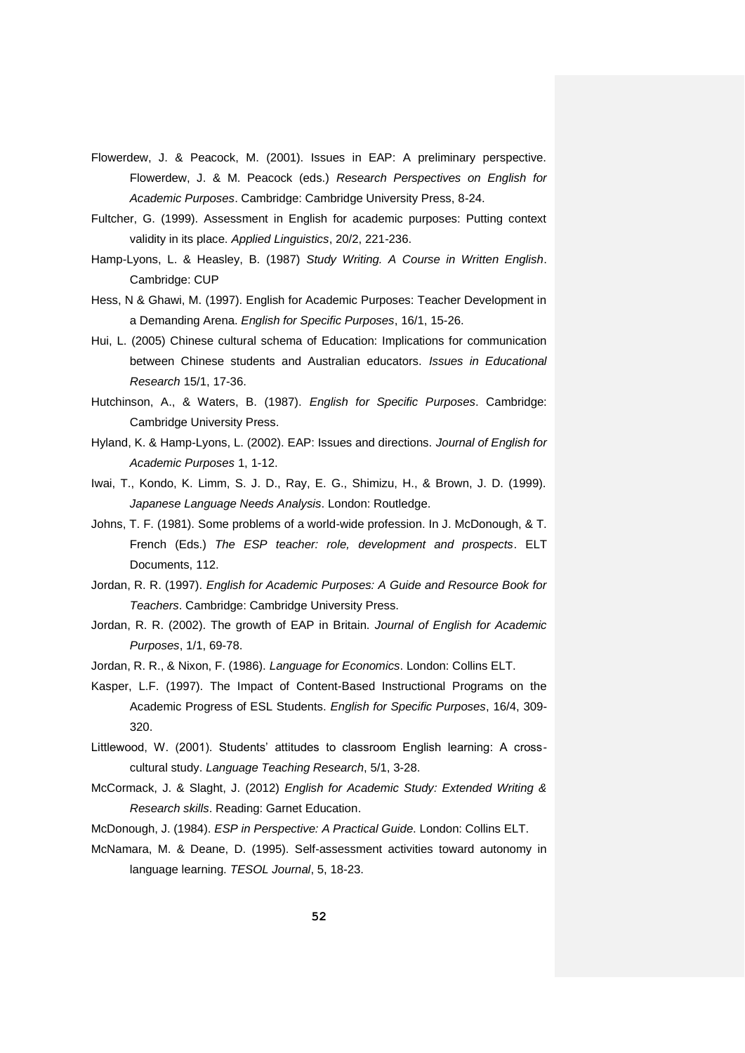Flowerdew, J. & Peacock, M. (2001). Issues in EAP: A preliminary perspective. Flowerdew, J. & M. Peacock (eds.) *Research Perspectives on English for Academic Purposes*. Cambridge: Cambridge University Press, 8-24.

Fultcher, G. (1999). Assessment in English for academic purposes: Putting context validity in its place. *Applied Linguistics*, 20/2, 221-236.

Hamp-Lyons, L. & Heasley, B. (1987) *Study Writing. A Course in Written English*. Cambridge: CUP

Hess, N & Ghawi, M. (1997). English for Academic Purposes: Teacher Development in a Demanding Arena. *English for Specific Purposes*, 16/1, 15-26.

Hui, L. (2005) Chinese cultural schema of Education: Implications for communication between Chinese students and Australian educators. *Issues in Educational Research* 15/1, 17-36.

Hutchinson, A., & Waters, B. (1987). *English for Specific Purposes*. Cambridge: Cambridge University Press.

Hyland, K. & Hamp-Lyons, L. (2002). EAP: Issues and directions. *Journal of English for Academic Purposes* 1, 1-12.

Iwai, T., Kondo, K. Limm, S. J. D., Ray, E. G., Shimizu, H., & Brown, J. D. (1999). *Japanese Language Needs Analysis*. London: Routledge.

Johns, T. F. (1981). Some problems of a world-wide profession. In J. McDonough, & T. French (Eds.) *The ESP teacher: role, development and prospects*. ELT Documents, 112.

Jordan, R. R. (1997). *English for Academic Purposes: A Guide and Resource Book for Teachers*. Cambridge: Cambridge University Press.

Jordan, R. R. (2002). The growth of EAP in Britain. *Journal of English for Academic Purposes*, 1/1, 69-78.

Jordan, R. R., & Nixon, F. (1986). *Language for Economics*. London: Collins ELT.

Kasper, L.F. (1997). The Impact of Content-Based Instructional Programs on the Academic Progress of ESL Students. *English for Specific Purposes*, 16/4, 309-320.

Littlewood, W. (2001). Students' attitudes to classroom English learning: A cross-cultural study. *Language Teaching Research*, 5/1, 3-28.

McCormack, J. & Slaght, J. (2012) *English for Academic Study: Extended Writing & Research skills*. Reading: Garnet Education.

McDonough, J. (1984). *ESP in Perspective: A Practical Guide*. London: Collins ELT.

McNamara, M. & Deane, D. (1995). Self-assessment activities toward autonomy in language learning. *TESOL Journal*, 5, 18-23.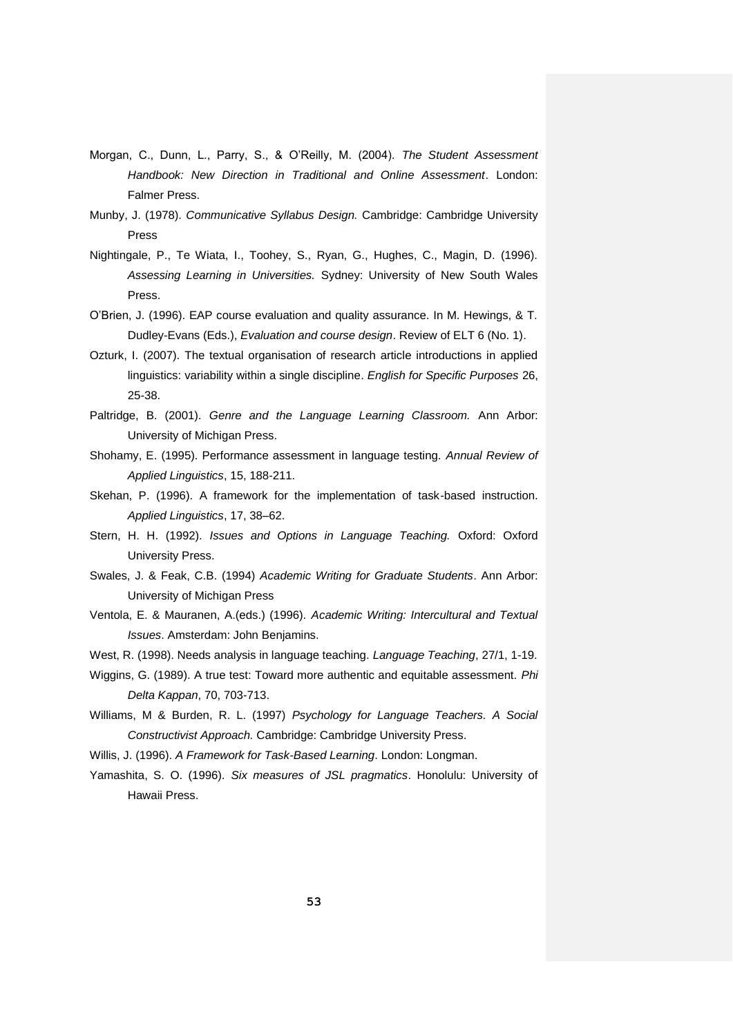Morgan, C., Dunn, L., Parry, S., & O'Reilly, M. (2004). *The Student Assessment Handbook: New Direction in Traditional and Online Assessment*. London: Falmer Press.

Munby, J. (1978). *Communicative Syllabus Design.* Cambridge: Cambridge University Press

Nightingale, P., Te Wiata, I., Toohey, S., Ryan, G., Hughes, C., Magin, D. (1996). *Assessing Learning in Universities.* Sydney: University of New South Wales Press.

O'Brien, J. (1996). EAP course evaluation and quality assurance. In M. Hewings, & T. Dudley-Evans (Eds.), *Evaluation and course design*. Review of ELT 6 (No. 1).

Ozturk, I. (2007). The textual organisation of research article introductions in applied linguistics: variability within a single discipline. *English for Specific Purposes* 26, 25-38.

Paltridge, B. (2001). *Genre and the Language Learning Classroom.* Ann Arbor: University of Michigan Press.

Shohamy, E. (1995). Performance assessment in language testing. *Annual Review of Applied Linguistics*, 15, 188-211.

Skehan, P. (1996). A framework for the implementation of task-based instruction. *Applied Linguistics*, 17, 38–62.

Stern, H. H. (1992). *Issues and Options in Language Teaching.* Oxford: Oxford University Press.

Swales, J. & Feak, C.B. (1994) *Academic Writing for Graduate Students*. Ann Arbor: University of Michigan Press

Ventola, E. & Mauranen, A.(eds.) (1996). *Academic Writing: Intercultural and Textual Issues*. Amsterdam: John Benjamins.

West, R. (1998). Needs analysis in language teaching. *Language Teaching*, 27/1, 1-19.

Wiggins, G. (1989). A true test: Toward more authentic and equitable assessment. *Phi Delta Kappan*, 70, 703-713.

Williams, M & Burden, R. L. (1997) *Psychology for Language Teachers. A Social Constructivist Approach.* Cambridge: Cambridge University Press.

Willis, J. (1996). *A Framework for Task-Based Learning*. London: Longman.

Yamashita, S. O. (1996). *Six measures of JSL pragmatics*. Honolulu: University of Hawaii Press.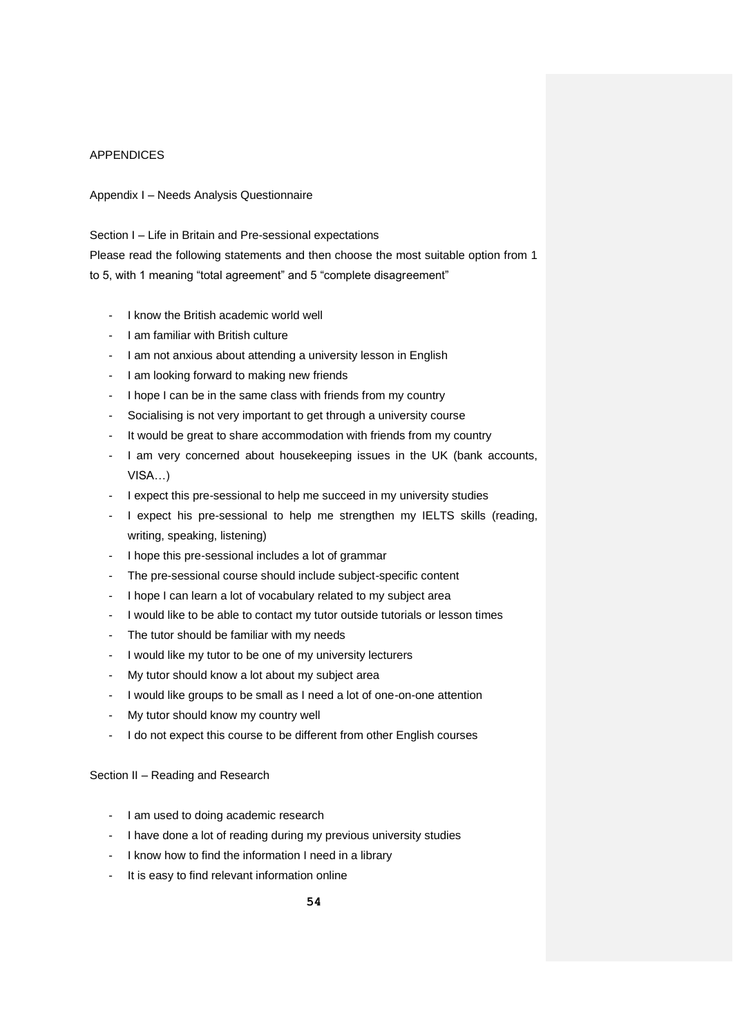# APPENDICES

## Appendix I – Needs Analysis Questionnaire

### Section I – Life in Britain and Pre-sessional expectations

Please read the following statements and then choose the most suitable option from 1 to 5, with 1 meaning "total agreement" and 5 "complete disagreement"

- I know the British academic world well
- I am familiar with British culture
- I am not anxious about attending a university lesson in English
- I am looking forward to making new friends
- I hope I can be in the same class with friends from my country
- Socialising is not very important to get through a university course
- It would be great to share accommodation with friends from my country
- I am very concerned about housekeeping issues in the UK (bank accounts, VISA…)
- I expect this pre-sessional to help me succeed in my university studies
- I expect his pre-sessional to help me strengthen my IELTS skills (reading, writing, speaking, listening)
- I hope this pre-sessional includes a lot of grammar
- The pre-sessional course should include subject-specific content
- I hope I can learn a lot of vocabulary related to my subject area
- I would like to be able to contact my tutor outside tutorials or lesson times
- The tutor should be familiar with my needs
- I would like my tutor to be one of my university lecturers
- My tutor should know a lot about my subject area
- I would like groups to be small as I need a lot of one-on-one attention
- My tutor should know my country well
- I do not expect this course to be different from other English courses

### Section II – Reading and Research

- I am used to doing academic research
- I have done a lot of reading during my previous university studies
- I know how to find the information I need in a library
- It is easy to find relevant information online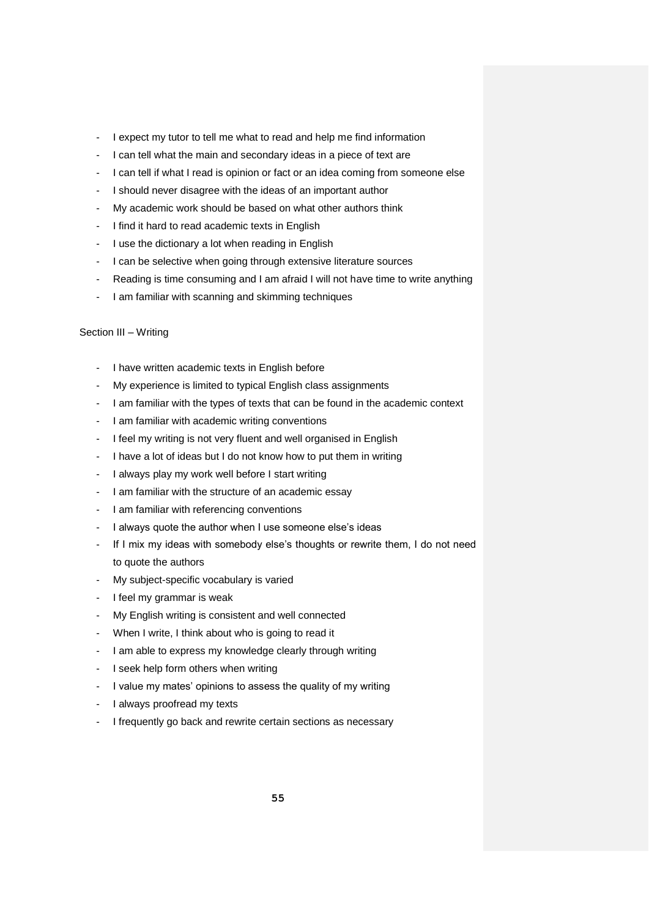- I expect my tutor to tell me what to read and help me find information
- I can tell what the main and secondary ideas in a piece of text are
- I can tell if what I read is opinion or fact or an idea coming from someone else
- I should never disagree with the ideas of an important author
- My academic work should be based on what other authors think
- I find it hard to read academic texts in English
- I use the dictionary a lot when reading in English
- I can be selective when going through extensive literature sources
- Reading is time consuming and I am afraid I will not have time to write anything
- I am familiar with scanning and skimming techniques

Section III – Writing

- I have written academic texts in English before
- My experience is limited to typical English class assignments
- I am familiar with the types of texts that can be found in the academic context
- I am familiar with academic writing conventions
- I feel my writing is not very fluent and well organised in English
- I have a lot of ideas but I do not know how to put them in writing
- I always play my work well before I start writing
- I am familiar with the structure of an academic essay
- I am familiar with referencing conventions
- I always quote the author when I use someone else's ideas
- If I mix my ideas with somebody else's thoughts or rewrite them, I do not need to quote the authors
- My subject-specific vocabulary is varied
- I feel my grammar is weak
- My English writing is consistent and well connected
- When I write, I think about who is going to read it
- I am able to express my knowledge clearly through writing
- I seek help form others when writing
- I value my mates' opinions to assess the quality of my writing
- I always proofread my texts
- I frequently go back and rewrite certain sections as necessary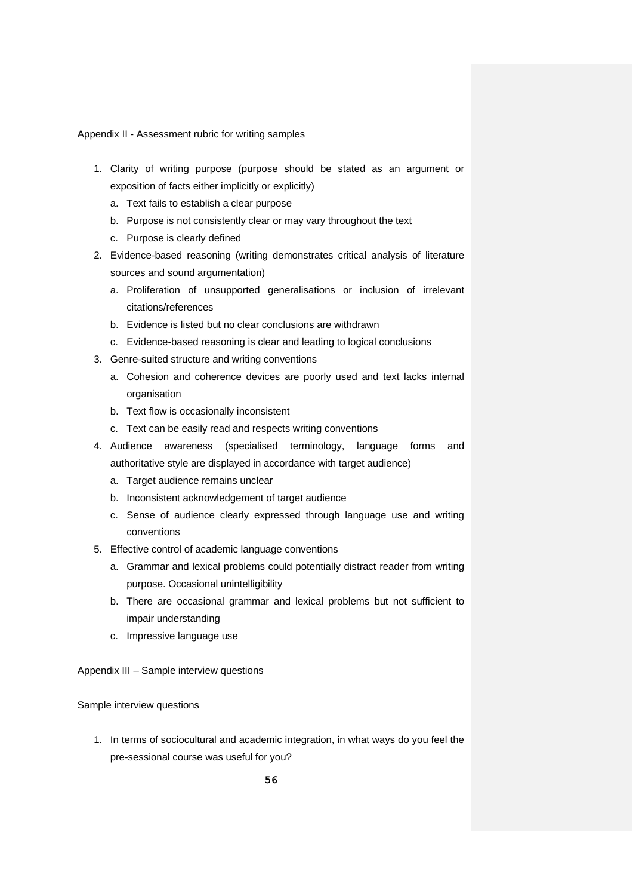Appendix II - Assessment rubric for writing samples

1. Clarity of writing purpose (purpose should be stated as an argument or exposition of facts either implicitly or explicitly)
   a. Text fails to establish a clear purpose
   b. Purpose is not consistently clear or may vary throughout the text
   c. Purpose is clearly defined
2. Evidence-based reasoning (writing demonstrates critical analysis of literature sources and sound argumentation)
   a. Proliferation of unsupported generalisations or inclusion of irrelevant citations/references
   b. Evidence is listed but no clear conclusions are withdrawn
   c. Evidence-based reasoning is clear and leading to logical conclusions
3. Genre-suited structure and writing conventions
   a. Cohesion and coherence devices are poorly used and text lacks internal organisation
   b. Text flow is occasionally inconsistent
   c. Text can be easily read and respects writing conventions
4. Audience awareness (specialised terminology, language forms and authoritative style are displayed in accordance with target audience)
   a. Target audience remains unclear
   b. Inconsistent acknowledgement of target audience
   c. Sense of audience clearly expressed through language use and writing conventions
5. Effective control of academic language conventions
   a. Grammar and lexical problems could potentially distract reader from writing purpose. Occasional unintelligibility
   b. There are occasional grammar and lexical problems but not sufficient to impair understanding
   c. Impressive language use

Appendix III – Sample interview questions

Sample interview questions

1. In terms of sociocultural and academic integration, in what ways do you feel the pre-sessional course was useful for you?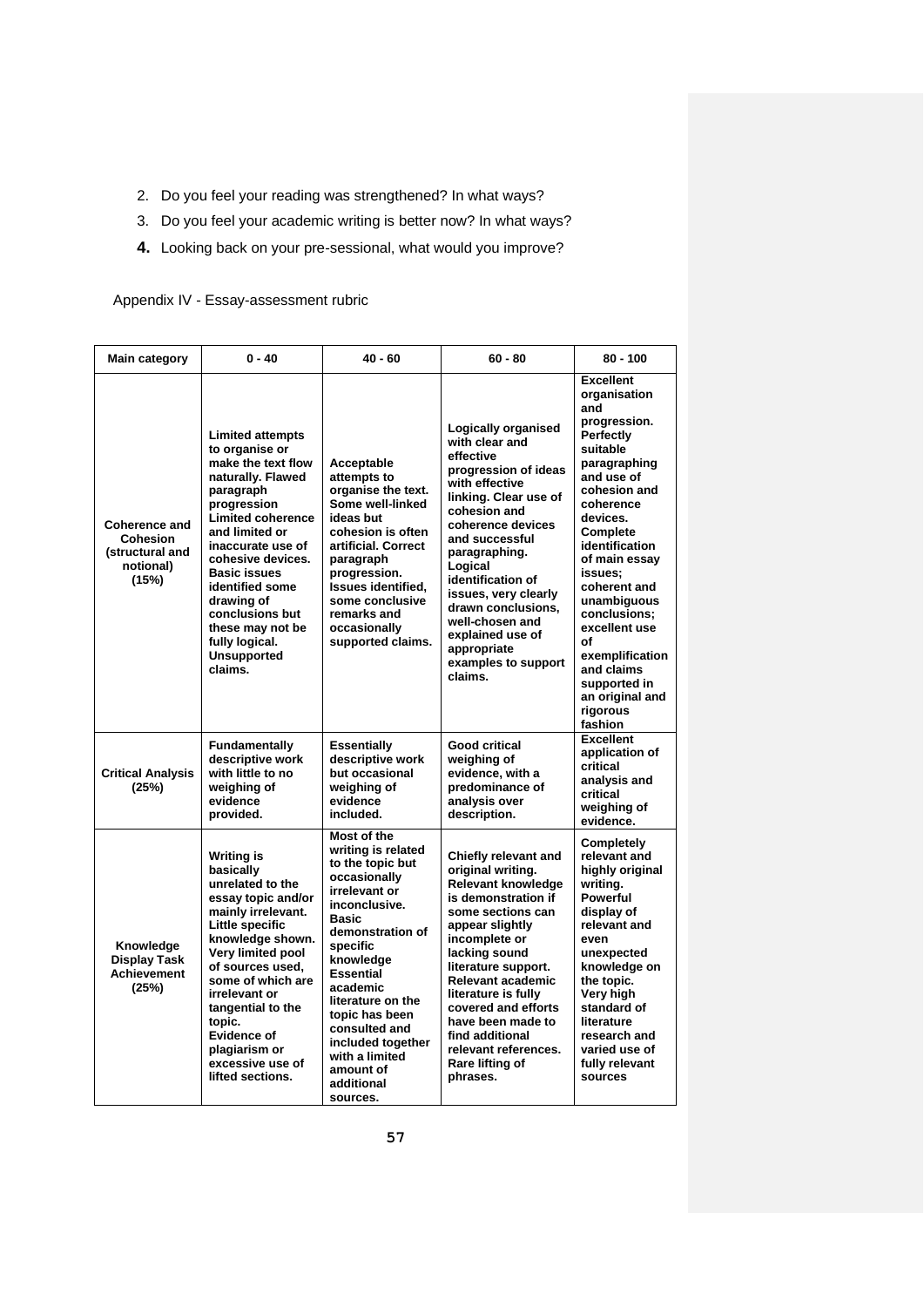2. Do you feel your reading was strengthened? In what ways?
3. Do you feel your academic writing is better now? In what ways?
4. Looking back on your pre-sessional, what would you improve?

Appendix IV - Essay-assessment rubric

| Main category | 0 - 40 | 40 - 60 | 60 - 80 | 80 - 100 |
|---|---|---|---|---|
| **Coherence and Cohesion (structural and notional) (15%)** | **Limited attempts to organise or make the text flow naturally. Flawed paragraph progression Limited coherence and limited or inaccurate use of cohesive devices. Basic issues identified some drawing of conclusions but these may not be fully logical. Unsupported claims.** | **Acceptable attempts to organise the text. Some well-linked ideas but cohesion is often artificial. Correct paragraph progression. Issues identified, some conclusive remarks and occasionally supported claims.** | **Logically organised with clear and effective progression of ideas with effective linking. Clear use of cohesion and coherence devices and successful paragraphing. Logical identification of issues, very clearly drawn conclusions, well-chosen and explained use of appropriate examples to support claims.** | **Excellent organisation and progression. Perfectly suitable paragraphing and use of cohesion and coherence devices. Complete identification of main essay issues; coherent and unambiguous conclusions; excellent use of exemplification and claims supported in an original and rigorous fashion** |
| **Critical Analysis (25%)** | **Fundamentally descriptive work with little to no weighing of evidence provided.** | **Essentially descriptive work but occasional weighing of evidence included.** | **Good critical weighing of evidence, with a predominance of analysis over description.** | **Excellent application of critical analysis and critical weighing of evidence.** |
| **Knowledge Display Task Achievement (25%)** | **Writing is basically unrelated to the essay topic and/or mainly irrelevant. Little specific knowledge shown. Very limited pool of sources used, some of which are irrelevant or tangential to the topic. Evidence of plagiarism or excessive use of lifted sections.** | **Most of the writing is related to the topic but occasionally irrelevant or inconclusive. Basic demonstration of specific knowledge Essential academic literature on the topic has been consulted and included together with a limited amount of additional sources.** | **Chiefly relevant and original writing. Relevant knowledge is demonstration if some sections can appear slightly incomplete or lacking sound literature support. Relevant academic literature is fully covered and efforts have been made to find additional relevant references. Rare lifting of phrases.** | **Completely relevant and highly original writing. Powerful display of relevant and even unexpected knowledge on the topic. Very high standard of literature research and varied use of fully relevant sources** |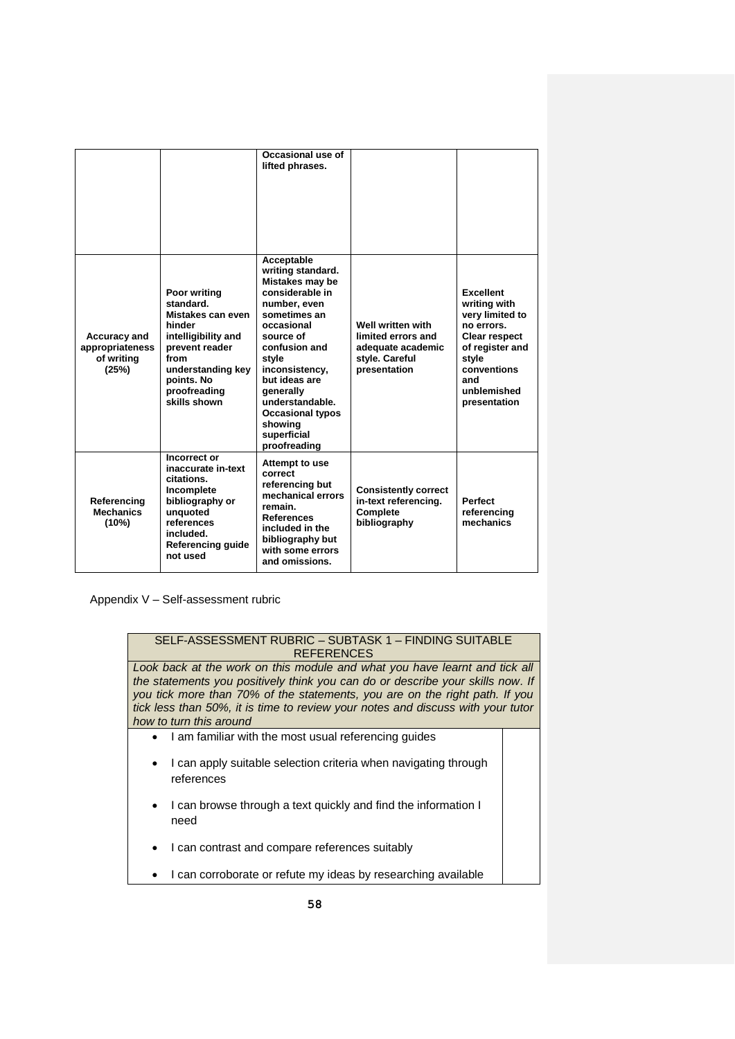| | | | | |
|---|---|---|---|---|
| | | **Occasional use of lifted phrases.** | | |
| **Accuracy and appropriateness of writing (25%)** | **Poor writing standard. Mistakes can even hinder intelligibility and prevent reader from understanding key points. No proofreading skills shown** | **Acceptable writing standard. Mistakes may be considerable in number, even sometimes an occasional source of confusion and style inconsistency, but ideas are generally understandable. Occasional typos showing superficial proofreading** | **Well written with limited errors and adequate academic style. Careful presentation** | **Excellent writing with very limited to no errors. Clear respect of register and style conventions and unblemished presentation** |
| **Referencing Mechanics (10%)** | **Incorrect or inaccurate in-text citations. Incomplete bibliography or unquoted references included. Referencing guide not used** | **Attempt to use correct referencing but mechanical errors remain. References included in the bibliography but with some errors and omissions.** | **Consistently correct in-text referencing. Complete bibliography** | **Perfect referencing mechanics** |

Appendix V – Self-assessment rubric

| SELF-ASSESSMENT RUBRIC – SUBTASK 1 – FINDING SUITABLE REFERENCES | |
|---|---|
| *Look back at the work on this module and what you have learnt and tick all the statements you positively think you can do or describe your skills now. If you tick more than 70% of the statements, you are on the right path. If you tick less than 50%, it is time to review your notes and discuss with your tutor how to turn this around* | |
| • I am familiar with the most usual referencing guides<br>• I can apply suitable selection criteria when navigating through references<br>• I can browse through a text quickly and find the information I need<br>• I can contrast and compare references suitably<br>• I can corroborate or refute my ideas by researching available | |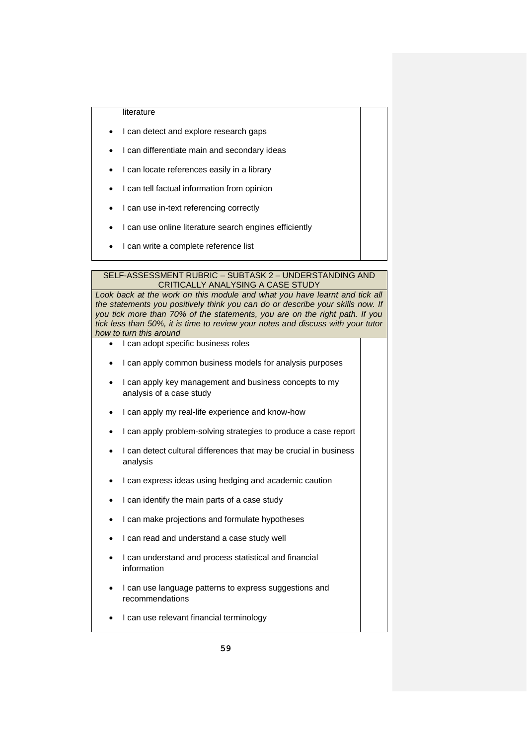| literature<br><br>• I can detect and explore research gaps<br><br>• I can differentiate main and secondary ideas<br><br>• I can locate references easily in a library<br><br>• I can tell factual information from opinion<br><br>• I can use in-text referencing correctly<br><br>• I can use online literature search engines efficiently<br><br>• I can write a complete reference list | |
|---|---|

| SELF-ASSESSMENT RUBRIC – SUBTASK 2 – UNDERSTANDING AND CRITICALLY ANALYSING A CASE STUDY | |
|---|---|
| *Look back at the work on this module and what you have learnt and tick all the statements you positively think you can do or describe your skills now. If you tick more than 70% of the statements, you are on the right path. If you tick less than 50%, it is time to review your notes and discuss with your tutor how to turn this around* | |
| • I can adopt specific business roles<br><br>• I can apply common business models for analysis purposes<br><br>• I can apply key management and business concepts to my analysis of a case study<br><br>• I can apply my real-life experience and know-how<br><br>• I can apply problem-solving strategies to produce a case report<br><br>• I can detect cultural differences that may be crucial in business analysis<br><br>• I can express ideas using hedging and academic caution<br><br>• I can identify the main parts of a case study<br><br>• I can make projections and formulate hypotheses<br><br>• I can read and understand a case study well<br><br>• I can understand and process statistical and financial information<br><br>• I can use language patterns to express suggestions and recommendations<br><br>• I can use relevant financial terminology | |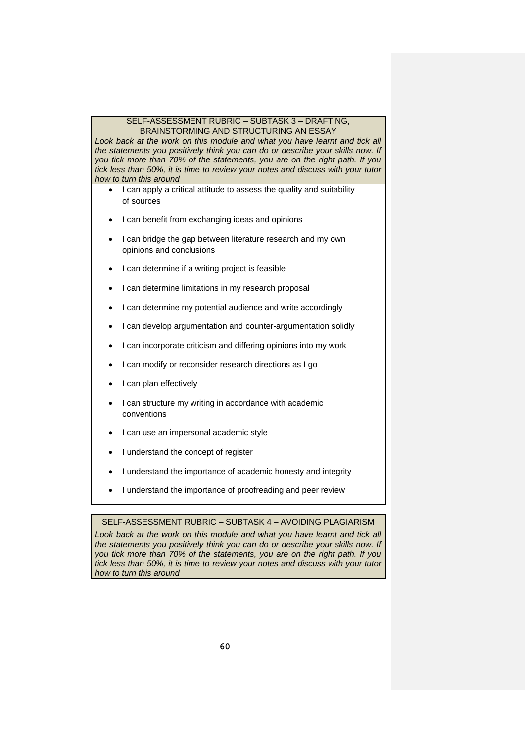## SELF-ASSESSMENT RUBRIC – SUBTASK 3 – DRAFTING, BRAINSTORMING AND STRUCTURING AN ESSAY

*Look back at the work on this module and what you have learnt and tick all the statements you positively think you can do or describe your skills now. If you tick more than 70% of the statements, you are on the right path. If you tick less than 50%, it is time to review your notes and discuss with your tutor how to turn this around*

| Statement | |
|---|---|
| I can apply a critical attitude to assess the quality and suitability of sources | |
| I can benefit from exchanging ideas and opinions | |
| I can bridge the gap between literature research and my own opinions and conclusions | |
| I can determine if a writing project is feasible | |
| I can determine limitations in my research proposal | |
| I can determine my potential audience and write accordingly | |
| I can develop argumentation and counter-argumentation solidly | |
| I can incorporate criticism and differing opinions into my work | |
| I can modify or reconsider research directions as I go | |
| I can plan effectively | |
| I can structure my writing in accordance with academic conventions | |
| I can use an impersonal academic style | |
| I understand the concept of register | |
| I understand the importance of academic honesty and integrity | |
| I understand the importance of proofreading and peer review | |

## SELF-ASSESSMENT RUBRIC – SUBTASK 4 – AVOIDING PLAGIARISM

*Look back at the work on this module and what you have learnt and tick all the statements you positively think you can do or describe your skills now. If you tick more than 70% of the statements, you are on the right path. If you tick less than 50%, it is time to review your notes and discuss with your tutor how to turn this around*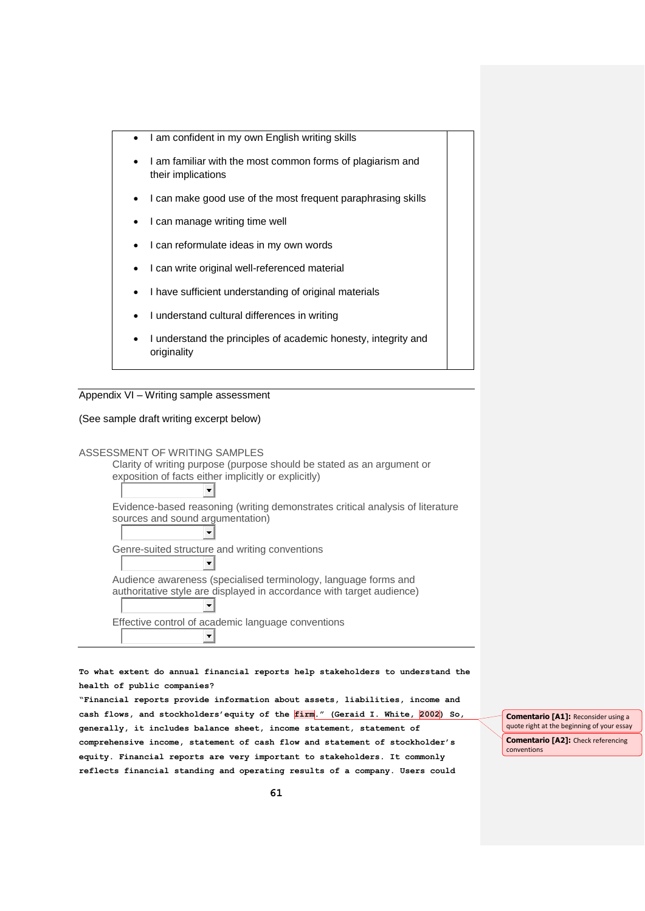| | |
|---|---|
| • I am confident in my own English writing skills<br>• I am familiar with the most common forms of plagiarism and their implications<br>• I can make good use of the most frequent paraphrasing skills<br>• I can manage writing time well<br>• I can reformulate ideas in my own words<br>• I can write original well-referenced material<br>• I have sufficient understanding of original materials<br>• I understand cultural differences in writing<br>• I understand the principles of academic honesty, integrity and originality | |

Appendix VI – Writing sample assessment

(See sample draft writing excerpt below)

ASSESSMENT OF WRITING SAMPLES

Clarity of writing purpose (purpose should be stated as an argument or exposition of facts either implicitly or explicitly)

Evidence-based reasoning (writing demonstrates critical analysis of literature sources and sound argumentation)

Genre-suited structure and writing conventions

Audience awareness (specialised terminology, language forms and authoritative style are displayed in accordance with target audience)

Effective control of academic language conventions

**To what extent do annual financial reports help stakeholders to understand the health of public companies?**

**"Financial reports provide information about assets, liabilities, income and cash flows, and stockholders' equity of the firm." (Geraid I. White, 2002) So, generally, it includes balance sheet, income statement, statement of comprehensive income, statement of cash flow and statement of stockholder's equity. Financial reports are very important to stakeholders. It commonly reflects financial standing and operating results of a company. Users could**

**Comentario [A1]:** Reconsider using a quote right at the beginning of your essay

**Comentario [A2]:** Check referencing conventions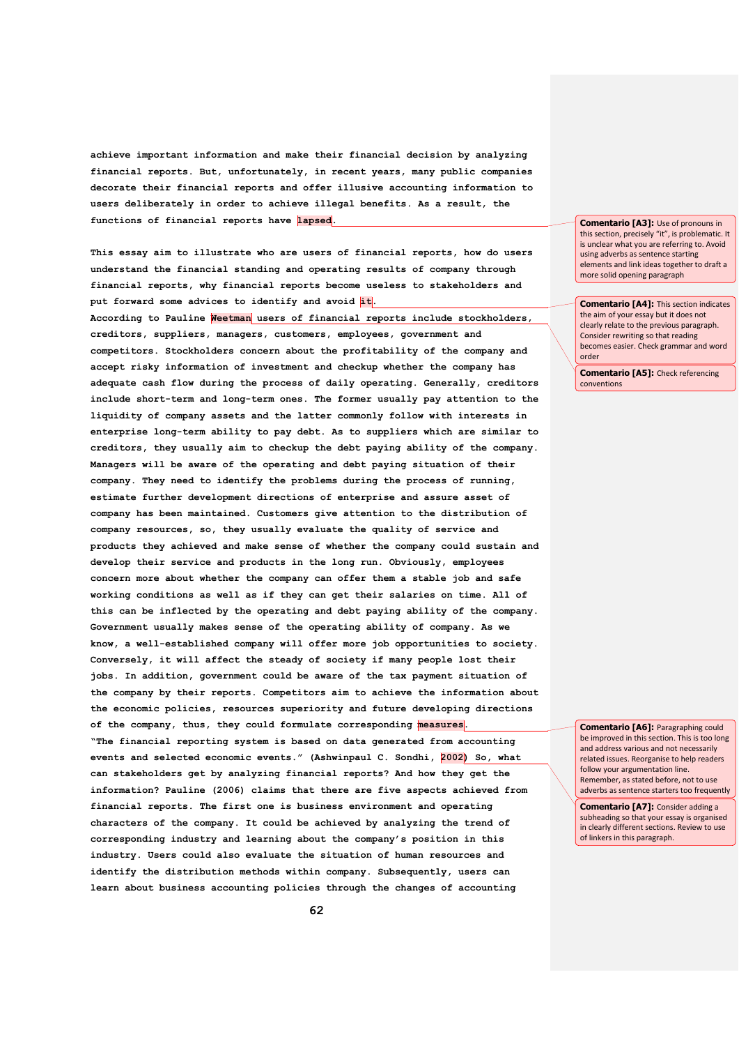achieve important information and make their financial decision by analyzing financial reports. But, unfortunately, in recent years, many public companies decorate their financial reports and offer illusive accounting information to users deliberately in order to achieve illegal benefits. As a result, the functions of financial reports have lapsed.

This essay aim to illustrate who are users of financial reports, how do users understand the financial standing and operating results of company through financial reports, why financial reports become useless to stakeholders and put forward some advices to identify and avoid it.

According to Pauline Weetman users of financial reports include stockholders, creditors, suppliers, managers, customers, employees, government and competitors. Stockholders concern about the profitability of the company and accept risky information of investment and checkup whether the company has adequate cash flow during the process of daily operating. Generally, creditors include short-term and long-term ones. The former usually pay attention to the liquidity of company assets and the latter commonly follow with interests in enterprise long-term ability to pay debt. As to suppliers which are similar to creditors, they usually aim to checkup the debt paying ability of the company. Managers will be aware of the operating and debt paying situation of their company. They need to identify the problems during the process of running, estimate further development directions of enterprise and assure asset of company has been maintained. Customers give attention to the distribution of company resources, so, they usually evaluate the quality of service and products they achieved and make sense of whether the company could sustain and develop their service and products in the long run. Obviously, employees concern more about whether the company can offer them a stable job and safe working conditions as well as if they can get their salaries on time. All of this can be inflected by the operating and debt paying ability of the company. Government usually makes sense of the operating ability of company. As we know, a well-established company will offer more job opportunities to society. Conversely, it will affect the steady of society if many people lost their jobs. In addition, government could be aware of the tax payment situation of the company by their reports. Competitors aim to achieve the information about the economic policies, resources superiority and future developing directions of the company, thus, they could formulate corresponding measures.

"The financial reporting system is based on data generated from accounting events and selected economic events." (Ashwinpaul C. Sondhi, 2002) So, what can stakeholders get by analyzing financial reports? And how they get the information? Pauline (2006) claims that there are five aspects achieved from financial reports. The first one is business environment and operating characters of the company. It could be achieved by analyzing the trend of corresponding industry and learning about the company's position in this industry. Users could also evaluate the situation of human resources and identify the distribution methods within company. Subsequently, users can learn about business accounting policies through the changes of accounting

**Comentario [A3]:** Use of pronouns in this section, precisely "it", is problematic. It is unclear what you are referring to. Avoid using adverbs as sentence starting elements and link ideas together to draft a more solid opening paragraph

**Comentario [A4]:** This section indicates the aim of your essay but it does not clearly relate to the previous paragraph. Consider rewriting so that reading becomes easier. Check grammar and word order

**Comentario [A5]:** Check referencing conventions

**Comentario [A6]:** Paragraphing could be improved in this section. This is too long and address various and not necessarily related issues. Reorganise to help readers follow your argumentation line. Remember, as stated before, not to use adverbs as sentence starters too frequently

**Comentario [A7]:** Consider adding a subheading so that your essay is organised in clearly different sections. Review to use of linkers in this paragraph.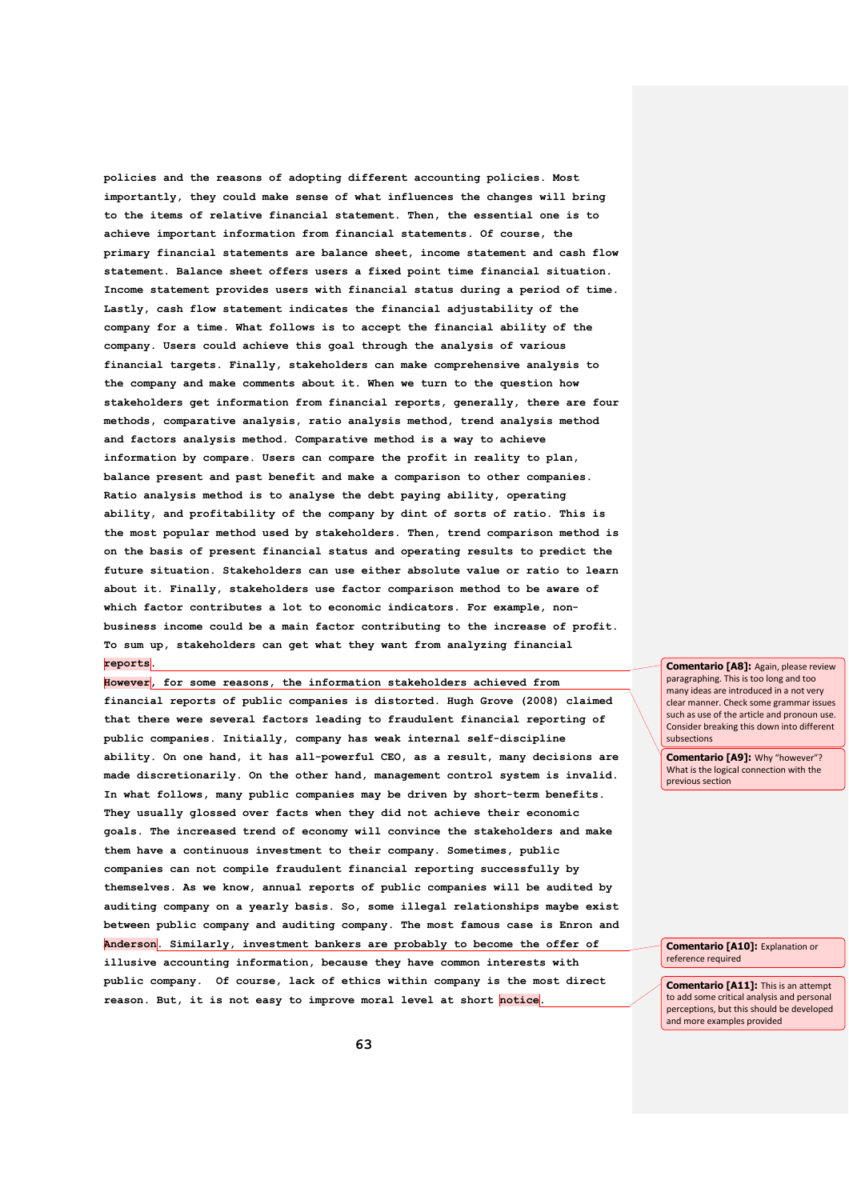policies and the reasons of adopting different accounting policies. Most importantly, they could make sense of what influences the changes will bring to the items of relative financial statement. Then, the essential one is to achieve important information from financial statements. Of course, the primary financial statements are balance sheet, income statement and cash flow statement. Balance sheet offers users a fixed point time financial situation. Income statement provides users with financial status during a period of time. Lastly, cash flow statement indicates the financial adjustability of the company for a time. What follows is to accept the financial ability of the company. Users could achieve this goal through the analysis of various financial targets. Finally, stakeholders can make comprehensive analysis to the company and make comments about it. When we turn to the question how stakeholders get information from financial reports, generally, there are four methods, comparative analysis, ratio analysis method, trend analysis method and factors analysis method. Comparative method is a way to achieve information by compare. Users can compare the profit in reality to plan, balance present and past benefit and make a comparison to other companies. Ratio analysis method is to analyse the debt paying ability, operating ability, and profitability of the company by dint of sorts of ratio. This is the most popular method used by stakeholders. Then, trend comparison method is on the basis of present financial status and operating results to predict the future situation. Stakeholders can use either absolute value or ratio to learn about it. Finally, stakeholders use factor comparison method to be aware of which factor contributes a lot to economic indicators. For example, non-business income could be a main factor contributing to the increase of profit. To sum up, stakeholders can get what they want from analyzing financial reports.

However, for some reasons, the information stakeholders achieved from financial reports of public companies is distorted. Hugh Grove (2008) claimed that there were several factors leading to fraudulent financial reporting of public companies. Initially, company has weak internal self-discipline ability. On one hand, it has all-powerful CEO, as a result, many decisions are made discretionarily. On the other hand, management control system is invalid. In what follows, many public companies may be driven by short-term benefits. They usually glossed over facts when they did not achieve their economic goals. The increased trend of economy will convince the stakeholders and make them have a continuous investment to their company. Sometimes, public companies can not compile fraudulent financial reporting successfully by themselves. As we know, annual reports of public companies will be audited by auditing company on a yearly basis. So, some illegal relationships maybe exist between public company and auditing company. The most famous case is Enron and Anderson. Similarly, investment bankers are probably to become the offer of illusive accounting information, because they have common interests with public company. Of course, lack of ethics within company is the most direct reason. But, it is not easy to improve moral level at short notice.

**Comentario [A8]:** Again, please review paragraphing. This is too long and too many ideas are introduced in a not very clear manner. Check some grammar issues such as use of the article and pronoun use. Consider breaking this down into different subsections

**Comentario [A9]:** Why "however"? What is the logical connection with the previous section

**Comentario [A10]:** Explanation or reference required

**Comentario [A11]:** This is an attempt to add some critical analysis and personal perceptions, but this should be developed and more examples provided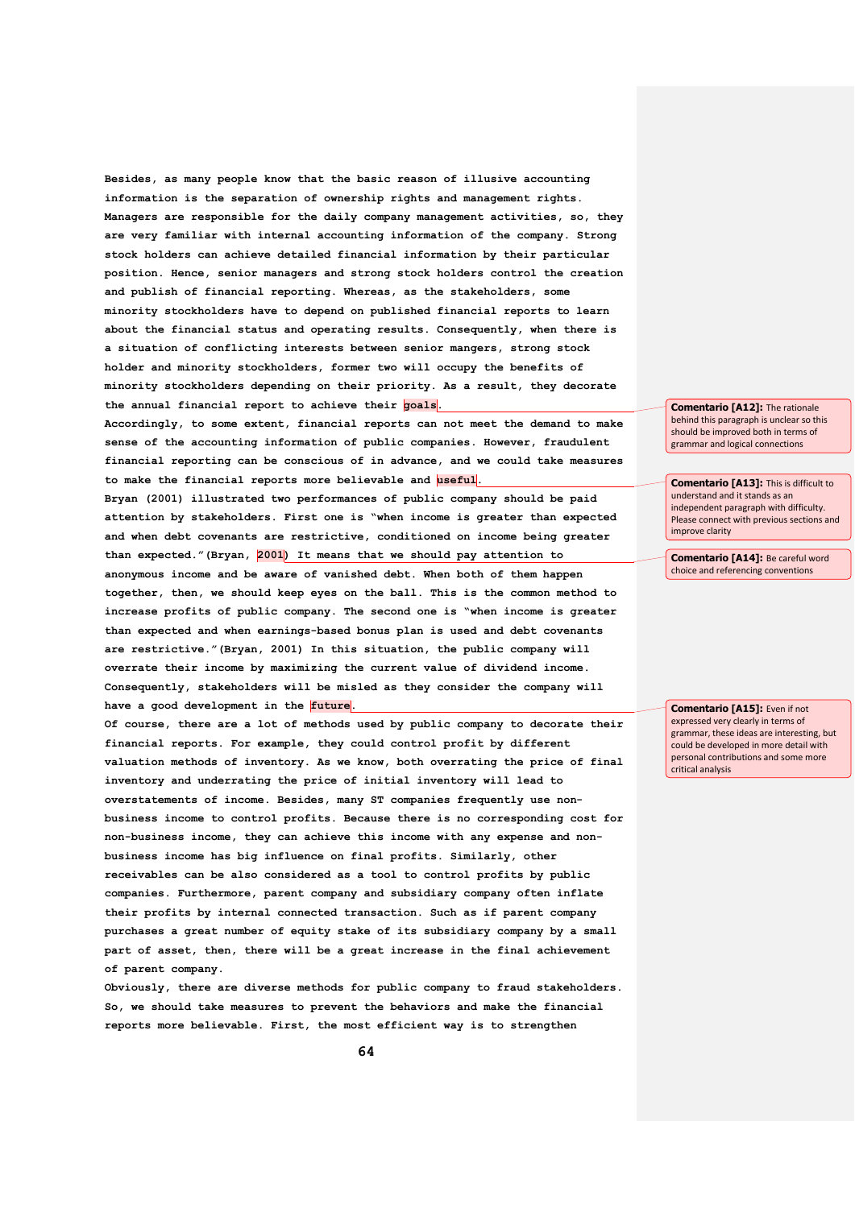Besides, as many people know that the basic reason of illusive accounting information is the separation of ownership rights and management rights. Managers are responsible for the daily company management activities, so, they are very familiar with internal accounting information of the company. Strong stock holders can achieve detailed financial information by their particular position. Hence, senior managers and strong stock holders control the creation and publish of financial reporting. Whereas, as the stakeholders, some minority stockholders have to depend on published financial reports to learn about the financial status and operating results. Consequently, when there is a situation of conflicting interests between senior mangers, strong stock holder and minority stockholders, former two will occupy the benefits of minority stockholders depending on their priority. As a result, they decorate the annual financial report to achieve their goals.

Accordingly, to some extent, financial reports can not meet the demand to make sense of the accounting information of public companies. However, fraudulent financial reporting can be conscious of in advance, and we could take measures to make the financial reports more believable and useful.

Bryan (2001) illustrated two performances of public company should be paid attention by stakeholders. First one is "when income is greater than expected and when debt covenants are restrictive, conditioned on income being greater than expected."(Bryan, 2001) It means that we should pay attention to anonymous income and be aware of vanished debt. When both of them happen together, then, we should keep eyes on the ball. This is the common method to increase profits of public company. The second one is "when income is greater than expected and when earnings-based bonus plan is used and debt covenants are restrictive."(Bryan, 2001) In this situation, the public company will overrate their income by maximizing the current value of dividend income. Consequently, stakeholders will be misled as they consider the company will have a good development in the future.

Of course, there are a lot of methods used by public company to decorate their financial reports. For example, they could control profit by different valuation methods of inventory. As we know, both overrating the price of final inventory and underrating the price of initial inventory will lead to overstatements of income. Besides, many ST companies frequently use non-business income to control profits. Because there is no corresponding cost for non-business income, they can achieve this income with any expense and non-business income has big influence on final profits. Similarly, other receivables can be also considered as a tool to control profits by public companies. Furthermore, parent company and subsidiary company often inflate their profits by internal connected transaction. Such as if parent company purchases a great number of equity stake of its subsidiary company by a small part of asset, then, there will be a great increase in the final achievement of parent company.

Obviously, there are diverse methods for public company to fraud stakeholders. So, we should take measures to prevent the behaviors and make the financial reports more believable. First, the most efficient way is to strengthen

**Comentario [A12]:** The rationale behind this paragraph is unclear so this should be improved both in terms of grammar and logical connections

**Comentario [A13]:** This is difficult to understand and it stands as an independent paragraph with difficulty. Please connect with previous sections and improve clarity

**Comentario [A14]:** Be careful word choice and referencing conventions

**Comentario [A15]:** Even if not expressed very clearly in terms of grammar, these ideas are interesting, but could be developed in more detail with personal contributions and some more critical analysis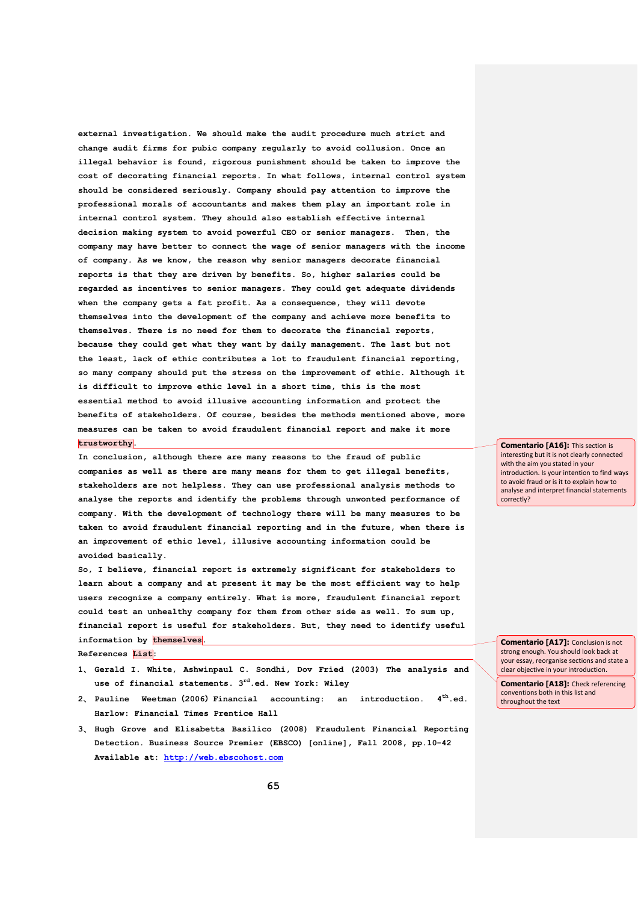external investigation. We should make the audit procedure much strict and change audit firms for pubic company regularly to avoid collusion. Once an illegal behavior is found, rigorous punishment should be taken to improve the cost of decorating financial reports. In what follows, internal control system should be considered seriously. Company should pay attention to improve the professional morals of accountants and makes them play an important role in internal control system. They should also establish effective internal decision making system to avoid powerful CEO or senior managers. Then, the company may have better to connect the wage of senior managers with the income of company. As we know, the reason why senior managers decorate financial reports is that they are driven by benefits. So, higher salaries could be regarded as incentives to senior managers. They could get adequate dividends when the company gets a fat profit. As a consequence, they will devote themselves into the development of the company and achieve more benefits to themselves. There is no need for them to decorate the financial reports, because they could get what they want by daily management. The last but not the least, lack of ethic contributes a lot to fraudulent financial reporting, so many company should put the stress on the improvement of ethic. Although it is difficult to improve ethic level in a short time, this is the most essential method to avoid illusive accounting information and protect the benefits of stakeholders. Of course, besides the methods mentioned above, more measures can be taken to avoid fraudulent financial report and make it more trustworthy.

In conclusion, although there are many reasons to the fraud of public companies as well as there are many means for them to get illegal benefits, stakeholders are not helpless. They can use professional analysis methods to analyse the reports and identify the problems through unwonted performance of company. With the development of technology there will be many measures to be taken to avoid fraudulent financial reporting and in the future, when there is an improvement of ethic level, illusive accounting information could be avoided basically.

So, I believe, financial report is extremely significant for stakeholders to learn about a company and at present it may be the most efficient way to help users recognize a company entirely. What is more, fraudulent financial report could test an unhealthy company for them from other side as well. To sum up, financial report is useful for stakeholders. But, they need to identify useful information by themselves.

References List:

1、 Gerald I. White, Ashwinpaul C. Sondhi, Dov Fried (2003) The analysis and use of financial statements. 3rd.ed. New York: Wiley

2、 Pauline Weetman (2006) Financial accounting: an introduction. 4th.ed. Harlow: Financial Times Prentice Hall

3、 Hugh Grove and Elisabetta Basilico (2008) Fraudulent Financial Reporting Detection. Business Source Premier (EBSCO) [online], Fall 2008, pp.10-42 Available at: http://web.ebscohost.com

**Comentario [A16]:** This section is interesting but it is not clearly connected with the aim you stated in your introduction. Is your intention to find ways to avoid fraud or is it to explain how to analyse and interpret financial statements correctly?

**Comentario [A17]:** Conclusion is not strong enough. You should look back at your essay, reorganise sections and state a clear objective in your introduction.

**Comentario [A18]:** Check referencing conventions both in this list and throughout the text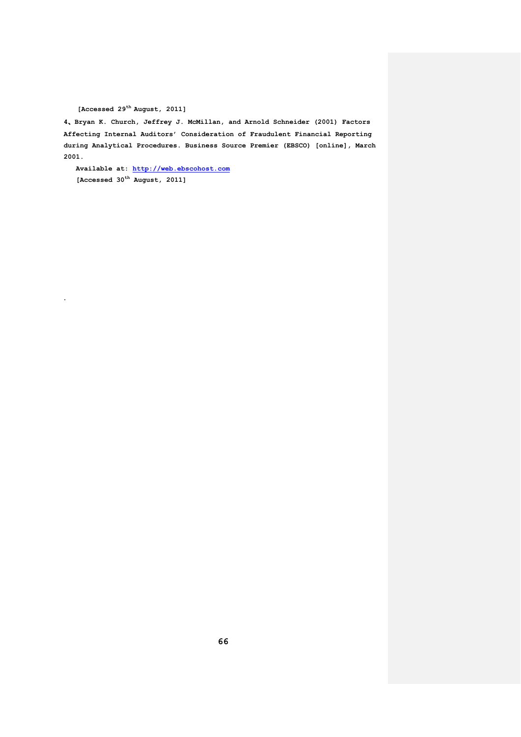[Accessed 29th August, 2011]

4、Bryan K. Church, Jeffrey J. McMillan, and Arnold Schneider (2001) Factors Affecting Internal Auditors' Consideration of Fraudulent Financial Reporting during Analytical Procedures. Business Source Premier (EBSCO) [online], March 2001.

Available at: http://web.ebscohost.com

[Accessed 30th August, 2011]

.